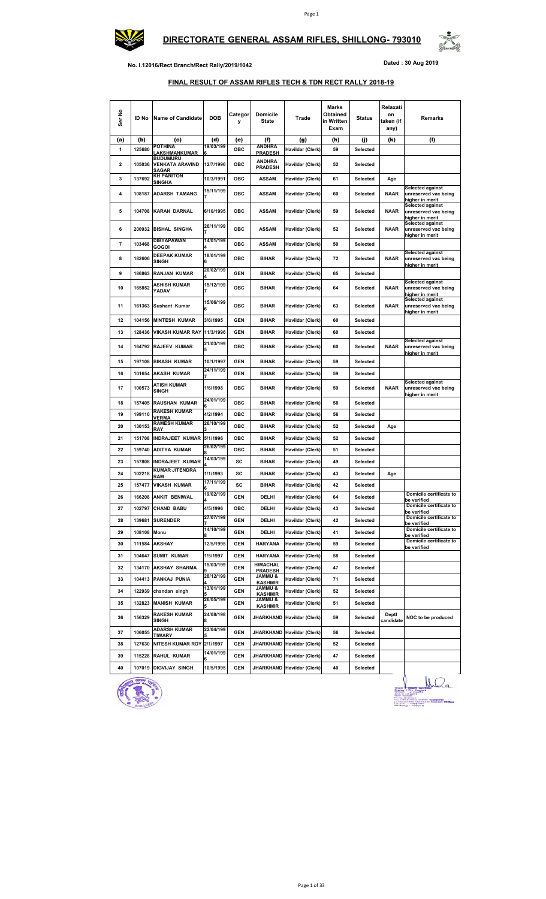# DIRECTORATE GENERAL ASSAM RIFLES, SHILLONG- 793010

No. I.12016/Rect Branch/Rect Rally/2019/1042

Dated : 30 Aug 2019

## FINAL RESULT OF ASSAM RIFLES TECH & TDN RECT RALLY 2018-19

| Ser No | ID No | Name of Candidate | DOB | Category | Domicile State | Trade | Marks Obtained in Written Exam | Status | Relaxation taken (if any) | Remarks |
|---|---|---|---|---|---|---|---|---|---|---|
| (a) | (b) | (c) | (d) | (e) | (f) | (g) | (h) | (j) | (k) | (l) |
| 1 | 125680 | POTHINA LAKSHMANKUMAR | 19/03/1996 | OBC | ANDHRA PRADESH | Havildar (Clerk) | 59 | Selected | | |
| 2 | 105036 | BUDUMURU VENKATA ARAVIND SAGAR | 12/7/1996 | OBC | ANDHRA PRADESH | Havildar (Clerk) | 52 | Selected | | |
| 3 | 137692 | KH PARITON SINGHA | 10/3/1991 | OBC | ASSAM | Havildar (Clerk) | 61 | Selected | Age | |
| 4 | 108187 | ADARSH TAMANG | 15/11/1997 | OBC | ASSAM | Havildar (Clerk) | 60 | Selected | NAAR | Selected against unreserved vac being higher in merit |
| 5 | 104708 | KARAN DARNAL | 6/10/1995 | OBC | ASSAM | Havildar (Clerk) | 59 | Selected | NAAR | Selected against unreserved vac being higher in merit |
| 6 | 200932 | BISHAL SINGHA | 26/11/1997 | OBC | ASSAM | Havildar (Clerk) | 52 | Selected | NAAR | Selected against unreserved vac being higher in merit |
| 7 | 103468 | DIBYAPAWAN GOGOI | 14/01/1994 | OBC | ASSAM | Havildar (Clerk) | 50 | Selected | | |
| 8 | 182606 | DEEPAK KUMAR SINGH | 18/01/1996 | OBC | BIHAR | Havildar (Clerk) | 72 | Selected | NAAR | Selected against unreserved vac being higher in merit |
| 9 | 186863 | RANJAN KUMAR | 20/02/1994 | GEN | BIHAR | Havildar (Clerk) | 65 | Selected | | |
| 10 | 165852 | ASHISH KUMAR YADAV | 15/12/1997 | OBC | BIHAR | Havildar (Clerk) | 64 | Selected | NAAR | Selected against unreserved vac being higher in merit |
| 11 | 161363 | Sushant Kumar | 15/06/1996 | OBC | BIHAR | Havildar (Clerk) | 63 | Selected | NAAR | Selected against unreserved vac being higher in merit |
| 12 | 104156 | MINTESH KUMAR | 3/6/1995 | GEN | BIHAR | Havildar (Clerk) | 60 | Selected | | |
| 13 | 128436 | VIKASH KUMAR RAY | 11/3/1996 | GEN | BIHAR | Havildar (Clerk) | 60 | Selected | | |
| 14 | 164792 | RAJEEV KUMAR | 21/03/1995 | OBC | BIHAR | Havildar (Clerk) | 60 | Selected | NAAR | Selected against unreserved vac being higher in merit |
| 15 | 197108 | BIKASH KUMAR | 10/1/1997 | GEN | BIHAR | Havildar (Clerk) | 59 | Selected | | |
| 16 | 101654 | AKASH KUMAR | 24/11/1997 | GEN | BIHAR | Havildar (Clerk) | 59 | Selected | | |
| 17 | 100573 | ATISH KUMAR SINGH | 1/6/1998 | OBC | BIHAR | Havildar (Clerk) | 59 | Selected | NAAR | Selected against unreserved vac being higher in merit |
| 18 | 157405 | RAUSHAN KUMAR | 24/01/1996 | OBC | BIHAR | Havildar (Clerk) | 58 | Selected | | |
| 19 | 199110 | RAKESH KUMAR VERMA | 4/2/1994 | OBC | BIHAR | Havildar (Clerk) | 56 | Selected | | |
| 20 | 130153 | RAMESH KUMAR RAY | 26/10/1993 | OBC | BIHAR | Havildar (Clerk) | 52 | Selected | Age | |
| 21 | 151708 | INDRAJEET KUMAR | 5/1/1996 | OBC | BIHAR | Havildar (Clerk) | 52 | Selected | | |
| 22 | 159740 | ADITYA KUMAR | 26/02/1998 | OBC | BIHAR | Havildar (Clerk) | 51 | Selected | | |
| 23 | 157808 | INDRAJEET KUMAR | 14/03/1994 | SC | BIHAR | Havildar (Clerk) | 49 | Selected | | |
| 24 | 102218 | KUMAR JITENDRA RAM | 1/1/1993 | SC | BIHAR | Havildar (Clerk) | 43 | Selected | Age | |
| 25 | 157477 | VIKASH KUMAR | 17/11/1996 | SC | BIHAR | Havildar (Clerk) | 42 | Selected | | |
| 26 | 166208 | ANKIT BENIWAL | 19/02/1994 | GEN | DELHI | Havildar (Clerk) | 64 | Selected | | Domicile certificate to be verified |
| 27 | 102797 | CHAND BABU | 4/5/1996 | OBC | DELHI | Havildar (Clerk) | 43 | Selected | | Domicile certificate to be verified |
| 28 | 139681 | SURENDER | 27/07/1997 | GEN | DELHI | Havildar (Clerk) | 42 | Selected | | Domicile certificate to be verified |
| 29 | 108108 | Monu | 14/10/1998 | GEN | DELHI | Havildar (Clerk) | 41 | Selected | | Domicile certificate to be verified |
| 30 | 111584 | AKSHAY | 12/5/1995 | GEN | HARYANA | Havildar (Clerk) | 59 | Selected | | Domicile certificate to be verified |
| 31 | 104647 | SUMIT KUMAR | 1/5/1997 | GEN | HARYANA | Havildar (Clerk) | 58 | Selected | | |
| 32 | 134170 | AKSHAY SHARMA | 15/03/1999 | GEN | HIMACHAL PRADESH | Havildar (Clerk) | 47 | Selected | | |
| 33 | 104413 | PANKAJ PUNIA | 28/12/1994 | GEN | JAMMU & KASHMIR | Havildar (Clerk) | 71 | Selected | | |
| 34 | 122939 | chandan singh | 13/01/1995 | GEN | JAMMU & KASHMIR | Havildar (Clerk) | 52 | Selected | | |
| 35 | 132823 | MANISH KUMAR | 26/05/1995 | GEN | JAMMU & KASHMIR | Havildar (Clerk) | 51 | Selected | | |
| 36 | 156329 | RAKESH KUMAR SINGH | 24/08/1988 | GEN | JHARKHAND | Havildar (Clerk) | 59 | Selected | Deptl candidate | NOC to be produced |
| 37 | 106055 | ADARSH KUMAR TIWARY | 22/04/1995 | GEN | JHARKHAND | Havildar (Clerk) | 56 | Selected | | |
| 38 | 127630 | NITESH KUMAR ROY | 2/1/1997 | GEN | JHARKHAND | Havildar (Clerk) | 52 | Selected | | |
| 39 | 115228 | RAHUL KUMAR | 14/01/1996 | GEN | JHARKHAND | Havildar (Clerk) | 47 | Selected | | |
| 40 | 107019 | DIGVIJAY SINGH | 10/5/1995 | GEN | JHARKHAND | Havildar (Clerk) | 40 | Selected | | |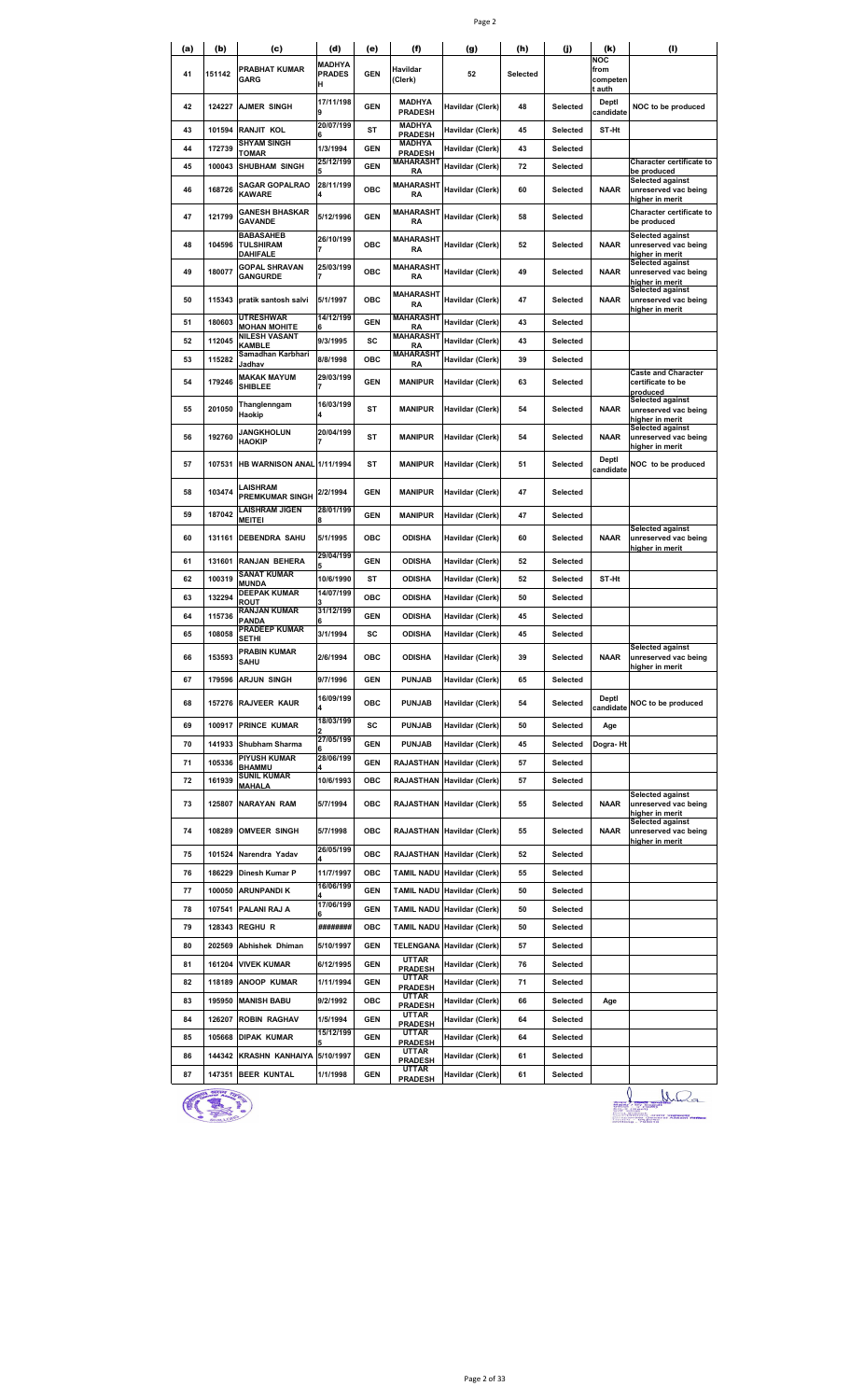| (a) | (b) | (c) | (d) | (e) | (f) | (g) | (h) | (j) | (k) | (l) |
|---|---|---|---|---|---|---|---|---|---|---|
| 41 | 151142 | PRABHAT KUMAR GARG | MADHYA PRADESH | GEN | Havildar (Clerk) | 52 | Selected | | NOC from competent auth | |
| 42 | 124227 | AJMER SINGH | 17/11/1988 | GEN | MADHYA PRADESH | Havildar (Clerk) | 48 | Selected | Deptl candidate | NOC to be produced |
| 43 | 101594 | RANJIT KOL | 20/07/1996 | ST | MADHYA PRADESH | Havildar (Clerk) | 45 | Selected | ST-Ht | |
| 44 | 172739 | SHYAM SINGH TOMAR | 1/3/1994 | GEN | MADHYA PRADESH | Havildar (Clerk) | 43 | Selected | | |
| 45 | 100043 | SHUBHAM SINGH | 25/12/1995 | GEN | MAHARASHTRA | Havildar (Clerk) | 72 | Selected | | Character certificate to be produced |
| 46 | 168726 | SAGAR GOPALRAO KAWARE | 28/11/1994 | OBC | MAHARASHTRA | Havildar (Clerk) | 60 | Selected | NAAR | Selected against unreserved vac being higher in merit |
| 47 | 121799 | GANESH BHASKAR GAVANDE | 5/12/1996 | GEN | MAHARASHTRA | Havildar (Clerk) | 58 | Selected | | Character certificate to be produced |
| 48 | 104596 | BABASAHEB TULSHIRAM DAHIFALE | 26/10/1997 | OBC | MAHARASHTRA | Havildar (Clerk) | 52 | Selected | NAAR | Selected against unreserved vac being higher in merit |
| 49 | 180077 | GOPAL SHRAVAN GANGURDE | 25/03/1997 | OBC | MAHARASHTRA | Havildar (Clerk) | 49 | Selected | NAAR | Selected against unreserved vac being higher in merit |
| 50 | 115343 | pratik santosh salvi | 5/1/1997 | OBC | MAHARASHTRA | Havildar (Clerk) | 47 | Selected | NAAR | Selected against unreserved vac being higher in merit |
| 51 | 180603 | UTRESHWAR MOHAN MOHITE | 14/12/1996 | GEN | MAHARASHTRA | Havildar (Clerk) | 43 | Selected | | |
| 52 | 112045 | NILESH VASANT KAMBLE | 9/3/1995 | SC | MAHARASHTRA | Havildar (Clerk) | 43 | Selected | | |
| 53 | 115282 | Samadhan Karbhari Jadhav | 8/8/1998 | OBC | MAHARASHTRA | Havildar (Clerk) | 39 | Selected | | |
| 54 | 179246 | MAKAK MAYUM SHIBLEE | 29/03/1997 | GEN | MANIPUR | Havildar (Clerk) | 63 | Selected | | Caste and Character certificate to be produced |
| 55 | 201050 | Thanglenngam Haokip | 16/03/1994 | ST | MANIPUR | Havildar (Clerk) | 54 | Selected | NAAR | Selected against unreserved vac being higher in merit |
| 56 | 192760 | JANGKHOLUN HAOKIP | 20/04/1997 | ST | MANIPUR | Havildar (Clerk) | 54 | Selected | NAAR | Selected against unreserved vac being higher in merit |
| 57 | 107531 | HB WARNISON ANAL | 1/11/1994 | ST | MANIPUR | Havildar (Clerk) | 51 | Selected | Deptl candidate | NOC to be produced |
| 58 | 103474 | LAISHRAM PREMKUMAR SINGH | 2/2/1994 | GEN | MANIPUR | Havildar (Clerk) | 47 | Selected | | |
| 59 | 187042 | LAISHRAM JIGEN MEITEI | 28/01/1998 | GEN | MANIPUR | Havildar (Clerk) | 47 | Selected | | |
| 60 | 131161 | DEBENDRA SAHU | 5/1/1995 | OBC | ODISHA | Havildar (Clerk) | 60 | Selected | NAAR | Selected against unreserved vac being higher in merit |
| 61 | 131601 | RANJAN BEHERA | 29/04/1995 | GEN | ODISHA | Havildar (Clerk) | 52 | Selected | | |
| 62 | 100319 | SANAT KUMAR MUNDA | 10/6/1990 | ST | ODISHA | Havildar (Clerk) | 52 | Selected | ST-Ht | |
| 63 | 132294 | DEEPAK KUMAR ROUT | 14/07/1993 | OBC | ODISHA | Havildar (Clerk) | 50 | Selected | | |
| 64 | 115736 | RANJAN KUMAR PANDA | 31/12/1996 | GEN | ODISHA | Havildar (Clerk) | 45 | Selected | | |
| 65 | 108058 | PRADEEP KUMAR SETHI | 3/1/1994 | SC | ODISHA | Havildar (Clerk) | 45 | Selected | | |
| 66 | 153593 | PRABIN KUMAR SAHU | 2/6/1994 | OBC | ODISHA | Havildar (Clerk) | 39 | Selected | NAAR | Selected against unreserved vac being higher in merit |
| 67 | 179596 | ARJUN SINGH | 9/7/1996 | GEN | PUNJAB | Havildar (Clerk) | 65 | Selected | | |
| 68 | 157276 | RAJVEER KAUR | 16/09/1994 | OBC | PUNJAB | Havildar (Clerk) | 54 | Selected | Deptl candidate | NOC to be produced |
| 69 | 100917 | PRINCE KUMAR | 18/03/1992 | SC | PUNJAB | Havildar (Clerk) | 50 | Selected | Age | |
| 70 | 141933 | Shubham Sharma | 27/05/1996 | GEN | PUNJAB | Havildar (Clerk) | 45 | Selected | Dogra- Ht | |
| 71 | 105336 | PIYUSH KUMAR BHAMMU | 28/06/1994 | GEN | RAJASTHAN | Havildar (Clerk) | 57 | Selected | | |
| 72 | 161939 | SUNIL KUMAR MAHALA | 10/6/1993 | OBC | RAJASTHAN | Havildar (Clerk) | 57 | Selected | | |
| 73 | 125807 | NARAYAN RAM | 5/7/1994 | OBC | RAJASTHAN | Havildar (Clerk) | 55 | Selected | NAAR | Selected against unreserved vac being higher in merit |
| 74 | 108289 | OMVEER SINGH | 5/7/1998 | OBC | RAJASTHAN | Havildar (Clerk) | 55 | Selected | NAAR | Selected against unreserved vac being higher in merit |
| 75 | 101524 | Narendra Yadav | 26/05/1994 | OBC | RAJASTHAN | Havildar (Clerk) | 52 | Selected | | |
| 76 | 186229 | Dinesh Kumar P | 11/7/1997 | OBC | TAMIL NADU | Havildar (Clerk) | 55 | Selected | | |
| 77 | 100050 | ARUNPANDI K | 16/06/1994 | GEN | TAMIL NADU | Havildar (Clerk) | 50 | Selected | | |
| 78 | 107541 | PALANI RAJ A | 17/06/1996 | GEN | TAMIL NADU | Havildar (Clerk) | 50 | Selected | | |
| 79 | 128343 | REGHU R | ######## | OBC | TAMIL NADU | Havildar (Clerk) | 50 | Selected | | |
| 80 | 202569 | Abhishek Dhiman | 5/10/1997 | GEN | TELENGANA | Havildar (Clerk) | 57 | Selected | | |
| 81 | 161204 | VIVEK KUMAR | 6/12/1995 | GEN | UTTAR PRADESH | Havildar (Clerk) | 76 | Selected | | |
| 82 | 118189 | ANOOP KUMAR | 1/11/1994 | GEN | UTTAR PRADESH | Havildar (Clerk) | 71 | Selected | | |
| 83 | 195950 | MANISH BABU | 9/2/1992 | OBC | UTTAR PRADESH | Havildar (Clerk) | 66 | Selected | Age | |
| 84 | 126207 | ROBIN RAGHAV | 1/5/1994 | GEN | UTTAR PRADESH | Havildar (Clerk) | 64 | Selected | | |
| 85 | 105668 | DIPAK KUMAR | 15/12/1995 | GEN | UTTAR PRADESH | Havildar (Clerk) | 64 | Selected | | |
| 86 | 144342 | KRASHN KANHAIYA | 5/10/1997 | GEN | UTTAR PRADESH | Havildar (Clerk) | 61 | Selected | | |
| 87 | 147351 | BEER KUNTAL | 1/1/1998 | GEN | UTTAR PRADESH | Havildar (Clerk) | 61 | Selected | | |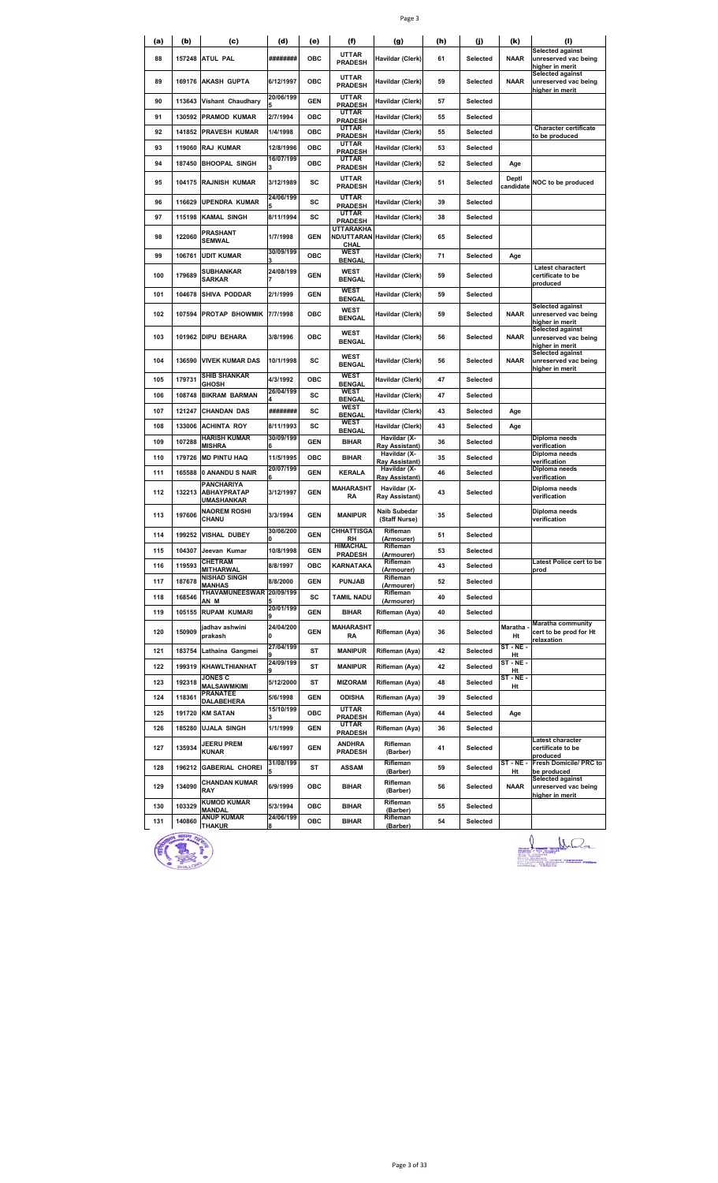| (a) | (b) | (c) | (d) | (e) | (f) | (g) | (h) | (j) | (k) | (l) |
|---|---|---|---|---|---|---|---|---|---|---|
| 88 | 157248 | ATUL PAL | ######## | OBC | UTTAR PRADESH | Havildar (Clerk) | 61 | Selected | NAAR | Selected against unreserved vac being higher in merit |
| 89 | 169176 | AKASH GUPTA | 6/12/1997 | OBC | UTTAR PRADESH | Havildar (Clerk) | 59 | Selected | NAAR | Selected against unreserved vac being higher in merit |
| 90 | 113643 | Vishant Chaudhary | 20/06/1995 | GEN | UTTAR PRADESH | Havildar (Clerk) | 57 | Selected | | |
| 91 | 130592 | PRAMOD KUMAR | 2/7/1994 | OBC | UTTAR PRADESH | Havildar (Clerk) | 55 | Selected | | |
| 92 | 141852 | PRAVESH KUMAR | 1/4/1998 | OBC | UTTAR PRADESH | Havildar (Clerk) | 55 | Selected | | Character certificate to be produced |
| 93 | 119060 | RAJ KUMAR | 12/8/1996 | OBC | UTTAR PRADESH | Havildar (Clerk) | 53 | Selected | | |
| 94 | 187450 | BHOOPAL SINGH | 16/07/1993 | OBC | UTTAR PRADESH | Havildar (Clerk) | 52 | Selected | Age | |
| 95 | 104175 | RAJNISH KUMAR | 3/12/1989 | SC | UTTAR PRADESH | Havildar (Clerk) | 51 | Selected | Deptl candidate | NOC to be produced |
| 96 | 116629 | UPENDRA KUMAR | 24/06/1995 | SC | UTTAR PRADESH | Havildar (Clerk) | 39 | Selected | | |
| 97 | 115198 | KAMAL SINGH | 8/11/1994 | SC | UTTAR PRADESH | Havildar (Clerk) | 38 | Selected | | |
| 98 | 122060 | PRASHANT SEMWAL | 1/7/1998 | GEN | UTTARAKHAND/UTTARANCHAL | Havildar (Clerk) | 65 | Selected | | |
| 99 | 106761 | UDIT KUMAR | 30/09/1993 | OBC | WEST BENGAL | Havildar (Clerk) | 71 | Selected | Age | |
| 100 | 179689 | SUBHANKAR SARKAR | 24/08/1997 | GEN | WEST BENGAL | Havildar (Clerk) | 59 | Selected | | Latest charactert certificate to be produced |
| 101 | 104678 | SHIVA PODDAR | 2/1/1999 | GEN | WEST BENGAL | Havildar (Clerk) | 59 | Selected | | |
| 102 | 107594 | PROTAP BHOWMIK | 7/7/1998 | OBC | WEST BENGAL | Havildar (Clerk) | 59 | Selected | NAAR | Selected against unreserved vac being higher in merit |
| 103 | 101962 | DIPU BEHARA | 3/8/1996 | OBC | WEST BENGAL | Havildar (Clerk) | 56 | Selected | NAAR | Selected against unreserved vac being higher in merit |
| 104 | 136590 | VIVEK KUMAR DAS | 10/1/1998 | SC | WEST BENGAL | Havildar (Clerk) | 56 | Selected | NAAR | Selected against unreserved vac being higher in merit |
| 105 | 179731 | SHIB SHANKAR GHOSH | 4/3/1992 | OBC | WEST BENGAL | Havildar (Clerk) | 47 | Selected | | |
| 106 | 108748 | BIKRAM BARMAN | 26/04/1994 | SC | WEST BENGAL | Havildar (Clerk) | 47 | Selected | | |
| 107 | 121247 | CHANDAN DAS | ######## | SC | WEST BENGAL | Havildar (Clerk) | 43 | Selected | Age | |
| 108 | 133006 | ACHINTA ROY | 8/11/1993 | SC | WEST BENGAL | Havildar (Clerk) | 43 | Selected | Age | |
| 109 | 107288 | HARISH KUMAR MISHRA | 30/09/1996 | GEN | BIHAR | Havildar (X-Ray Assistant) | 36 | Selected | | Diploma needs verification |
| 110 | 179726 | MD PINTU HAQ | 11/5/1995 | OBC | BIHAR | Havildar (X-Ray Assistant) | 35 | Selected | | Diploma needs verification |
| 111 | 165588 | 0 ANANDU S NAIR | 20/07/1996 | GEN | KERALA | Havildar (X-Ray Assistant) | 46 | Selected | | Diploma needs verification |
| 112 | 132213 | PANCHARIYA ABHAYPRATAP UMASHANKAR | 3/12/1997 | GEN | MAHARASHTRA | Havildar (X-Ray Assistant) | 43 | Selected | | Diploma needs verification |
| 113 | 197606 | NAOREM ROSHI CHANU | 3/3/1994 | GEN | MANIPUR | Naib Subedar (Staff Nurse) | 35 | Selected | | Diploma needs verification |
| 114 | 199252 | VISHAL DUBEY | 30/06/2000 | GEN | CHHATTISGARH | Rifleman (Armourer) | 51 | Selected | | |
| 115 | 104307 | Jeevan Kumar | 10/8/1998 | GEN | HIMACHAL PRADESH | Rifleman (Armourer) | 53 | Selected | | |
| 116 | 119593 | CHETRAM MITHARWAL | 8/8/1997 | OBC | KARNATAKA | Rifleman (Armourer) | 43 | Selected | | Latest Police cert to be prod |
| 117 | 187678 | NISHAD SINGH MANHAS | 8/8/2000 | GEN | PUNJAB | Rifleman (Armourer) | 52 | Selected | | |
| 118 | 168546 | THAVAMUNEESWARAN M | 20/09/1995 | SC | TAMIL NADU | Rifleman (Armourer) | 40 | Selected | | |
| 119 | 105155 | RUPAM KUMARI | 20/01/1999 | GEN | BIHAR | Rifleman (Aya) | 40 | Selected | | |
| 120 | 150909 | jadhav ashwini prakash | 24/04/2000 | GEN | MAHARASHTRA | Rifleman (Aya) | 36 | Selected | Maratha - Ht | Maratha community cert to be prod for Ht relaxation |
| 121 | 183754 | Lathaina Gangmei | 27/04/1999 | ST | MANIPUR | Rifleman (Aya) | 42 | Selected | ST - NE - Ht | |
| 122 | 199319 | KHAWLTHIANHAT | 24/09/1999 | ST | MANIPUR | Rifleman (Aya) | 42 | Selected | ST - NE - Ht | |
| 123 | 192318 | JONES C MALSAWMKIMI | 5/12/2000 | ST | MIZORAM | Rifleman (Aya) | 48 | Selected | ST - NE - Ht | |
| 124 | 118361 | PRANATEE DALABEHERA | 5/6/1998 | GEN | ODISHA | Rifleman (Aya) | 39 | Selected | | |
| 125 | 191720 | KM SATAN | 15/10/1993 | OBC | UTTAR PRADESH | Rifleman (Aya) | 44 | Selected | Age | |
| 126 | 185280 | UJALA SINGH | 1/1/1999 | GEN | UTTAR PRADESH | Rifleman (Aya) | 36 | Selected | | |
| 127 | 135934 | JEERU PREM KUNAR | 4/6/1997 | GEN | ANDHRA PRADESH | Rifleman (Barber) | 41 | Selected | | Latest character certificate to be produced |
| 128 | 196212 | GABERIAL CHOREI | 31/08/1995 | ST | ASSAM | Rifleman (Barber) | 59 | Selected | ST - NE - Ht | Fresh Domicile/ PRC to be produced |
| 129 | 134090 | CHANDAN KUMAR RAY | 6/9/1999 | OBC | BIHAR | Rifleman (Barber) | 56 | Selected | NAAR | Selected against unreserved vac being higher in merit |
| 130 | 103329 | KUMOD KUMAR MANDAL | 5/3/1994 | OBC | BIHAR | Rifleman (Barber) | 55 | Selected | | |
| 131 | 140860 | ANUP KUMAR THAKUR | 24/06/1998 | OBC | BIHAR | Rifleman (Barber) | 54 | Selected | | |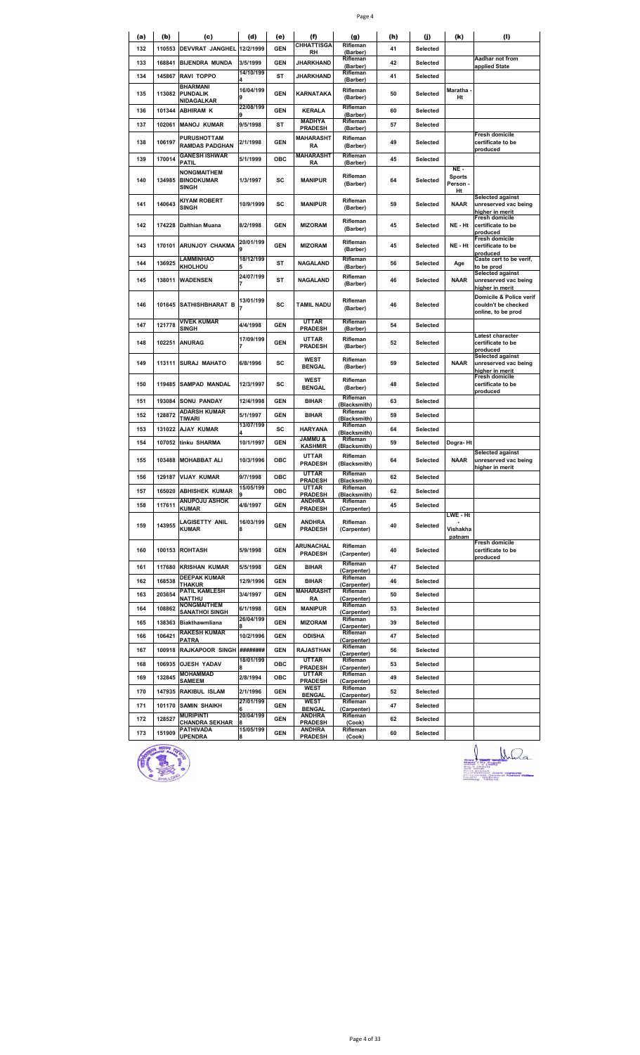| (a) | (b) | (c) | (d) | (e) | (f) | (g) | (h) | (j) | (k) | (l) |
|---|---|---|---|---|---|---|---|---|---|---|
| 132 | 110553 | DEVVRAT JANGHEL | 12/2/1999 | GEN | CHHATTISGARH | Rifleman (Barber) | 41 | Selected | | |
| 133 | 168841 | BIJENDRA MUNDA | 3/5/1999 | GEN | JHARKHAND | Rifleman (Barber) | 42 | Selected | | Aadhar not from applied State |
| 134 | 145867 | RAVI TOPPO | 14/10/1994 | ST | JHARKHAND | Rifleman (Barber) | 41 | Selected | | |
| 135 | 113082 | BHARMANI PUNDALIK NIDAGALKAR | 16/04/1999 | GEN | KARNATAKA | Rifleman (Barber) | 50 | Selected | Maratha - Ht | |
| 136 | 101344 | ABHIRAM K | 22/08/1999 | GEN | KERALA | Rifleman (Barber) | 60 | Selected | | |
| 137 | 102061 | MANOJ KUMAR | 9/5/1998 | ST | MADHYA PRADESH | Rifleman (Barber) | 57 | Selected | | |
| 138 | 106197 | PURUSHOTTAM RAMDAS PADGHAN | 2/1/1998 | GEN | MAHARASHTRA | Rifleman (Barber) | 49 | Selected | | Fresh domicile certificate to be produced |
| 139 | 170014 | GANESH ISHWAR PATIL | 5/1/1999 | OBC | MAHARASHTRA | Rifleman (Barber) | 45 | Selected | | |
| 140 | 134985 | NONGMAITHEM BINODKUMAR SINGH | 1/3/1997 | SC | MANIPUR | Rifleman (Barber) | 64 | Selected | NE - Sports Person - Ht | |
| 141 | 140643 | KIYAM ROBERT SINGH | 10/9/1999 | SC | MANIPUR | Rifleman (Barber) | 59 | Selected | NAAR | Selected against unreserved vac being higher in merit |
| 142 | 174228 | Dalthian Muana | 8/2/1998 | GEN | MIZORAM | Rifleman (Barber) | 45 | Selected | NE - Ht | Fresh domicile certificate to be produced |
| 143 | 170101 | ARUNJOY CHAKMA | 20/01/1999 | GEN | MIZORAM | Rifleman (Barber) | 45 | Selected | NE - Ht | Fresh domicile certificate to be produced |
| 144 | 136925 | LAMMINHAO KHOLHOU | 18/12/1995 | ST | NAGALAND | Rifleman (Barber) | 56 | Selected | Age | Caste cert to be verif, to be prod |
| 145 | 138011 | WADENSEN | 24/07/1997 | ST | NAGALAND | Rifleman (Barber) | 46 | Selected | NAAR | Selected against unreserved vac being higher in merit |
| 146 | 101645 | SATHISHBHARAT B | 13/01/1997 | SC | TAMIL NADU | Rifleman (Barber) | 46 | Selected | | Domicile & Police verif couldn't be checked online, to be prod |
| 147 | 121778 | VIVEK KUMAR SINGH | 4/4/1998 | GEN | UTTAR PRADESH | Rifleman (Barber) | 54 | Selected | | |
| 148 | 102251 | ANURAG | 17/09/1997 | GEN | UTTAR PRADESH | Rifleman (Barber) | 52 | Selected | | Latest character certificate to be produced |
| 149 | 113111 | SURAJ MAHATO | 6/8/1996 | SC | WEST BENGAL | Rifleman (Barber) | 59 | Selected | NAAR | Selected against unreserved vac being higher in merit |
| 150 | 119485 | SAMPAD MANDAL | 12/3/1997 | SC | WEST BENGAL | Rifleman (Barber) | 48 | Selected | | Fresh domicile certificate to be produced |
| 151 | 193084 | SONU PANDAY | 12/4/1998 | GEN | BIHAR | Rifleman (Blacksmith) | 63 | Selected | | |
| 152 | 128872 | ADARSH KUMAR TIWARI | 5/1/1997 | GEN | BIHAR | Rifleman (Blacksmith) | 59 | Selected | | |
| 153 | 131022 | AJAY KUMAR | 13/07/1994 | SC | HARYANA | Rifleman (Blacksmith) | 64 | Selected | | |
| 154 | 107052 | tinku SHARMA | 10/1/1997 | GEN | JAMMU & KASHMIR | Rifleman (Blacksmith) | 59 | Selected | Dogra- Ht | |
| 155 | 103488 | MOHABBAT ALI | 10/3/1996 | OBC | UTTAR PRADESH | Rifleman (Blacksmith) | 64 | Selected | NAAR | Selected against unreserved vac being higher in merit |
| 156 | 129187 | VIJAY KUMAR | 9/7/1998 | OBC | UTTAR PRADESH | Rifleman (Blacksmith) | 62 | Selected | | |
| 157 | 165020 | ABHISHEK KUMAR | 15/05/1999 | OBC | UTTAR PRADESH | Rifleman (Blacksmith) | 62 | Selected | | |
| 158 | 117611 | ANUPOJU ASHOK KUMAR | 4/8/1997 | GEN | ANDHRA PRADESH | Rifleman (Carpenter) | 45 | Selected | | |
| 159 | 143955 | LAGISETTY ANIL KUMAR | 16/03/1998 | GEN | ANDHRA PRADESH | Rifleman (Carpenter) | 40 | Selected | LWE - Ht - Vishakhapatnam | |
| 160 | 100153 | ROHTASH | 5/9/1998 | GEN | ARUNACHAL PRADESH | Rifleman (Carpenter) | 40 | Selected | | Fresh domicile certificate to be produced |
| 161 | 117680 | KRISHAN KUMAR | 5/5/1998 | GEN | BIHAR | Rifleman (Carpenter) | 47 | Selected | | |
| 162 | 168538 | DEEPAK KUMAR THAKUR | 12/9/1996 | GEN | BIHAR | Rifleman (Carpenter) | 46 | Selected | | |
| 163 | 203654 | PATIL KAMLESH NATTHU | 3/4/1997 | GEN | MAHARASHTRA | Rifleman (Carpenter) | 50 | Selected | | |
| 164 | 108862 | NONGMAITHEM SANATHOI SINGH | 6/1/1998 | GEN | MANIPUR | Rifleman (Carpenter) | 53 | Selected | | |
| 165 | 138363 | Biakthawmliana | 26/04/1998 | GEN | MIZORAM | Rifleman (Carpenter) | 39 | Selected | | |
| 166 | 106421 | RAKESH KUMAR PATRA | 10/2/1996 | GEN | ODISHA | Rifleman (Carpenter) | 47 | Selected | | |
| 167 | 100918 | RAJKAPOOR SINGH | ######## | GEN | RAJASTHAN | Rifleman (Carpenter) | 56 | Selected | | |
| 168 | 106935 | OJESH YADAV | 18/01/1998 | OBC | UTTAR PRADESH | Rifleman (Carpenter) | 53 | Selected | | |
| 169 | 132845 | MOHAMMAD SAMEEM | 2/8/1994 | OBC | UTTAR PRADESH | Rifleman (Carpenter) | 49 | Selected | | |
| 170 | 147935 | RAKIBUL ISLAM | 2/1/1996 | GEN | WEST BENGAL | Rifleman (Carpenter) | 52 | Selected | | |
| 171 | 101170 | SAMIN SHAIKH | 27/01/1996 | GEN | WEST BENGAL | Rifleman (Carpenter) | 47 | Selected | | |
| 172 | 128527 | MURIPINTI CHANDRA SEKHAR | 20/04/1998 | GEN | ANDHRA PRADESH | Rifleman (Cook) | 62 | Selected | | |
| 173 | 151909 | PATHIVADA UPENDRA | 15/05/1998 | GEN | ANDHRA PRADESH | Rifleman (Cook) | 60 | Selected | | |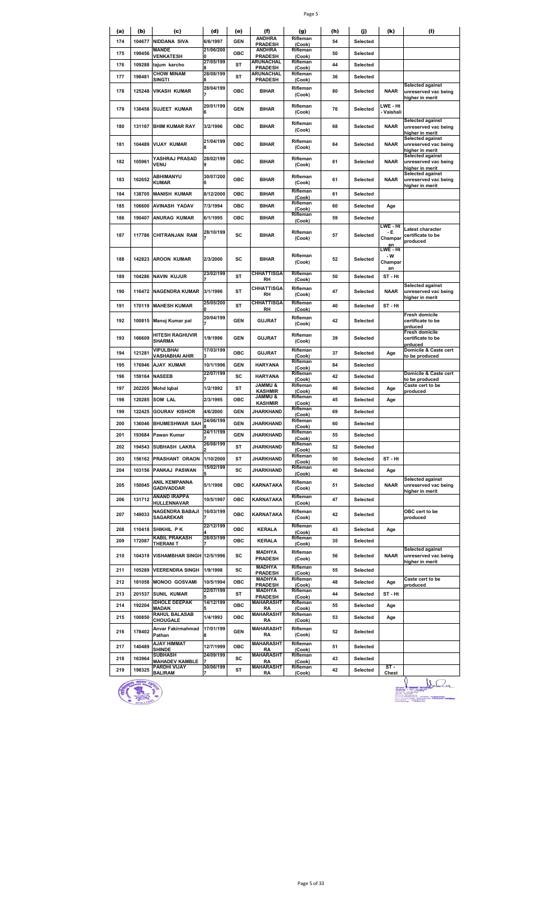| (a) | (b) | (c) | (d) | (e) | (f) | (g) | (h) | (j) | (k) | (l) |
|---|---|---|---|---|---|---|---|---|---|---|
| 174 | 104677 | NIDDANA SIVA | 6/6/1997 | GEN | ANDHRA PRADESH | Rifleman (Cook) | 54 | Selected | | |
| 175 | 199456 | MANDE VENKATESH | 21/06/2000 | OBC | ANDHRA PRADESH | Rifleman (Cook) | 50 | Selected | | |
| 176 | 109288 | tajum karcho | 27/05/1998 | ST | ARUNACHAL PRADESH | Rifleman (Cook) | 44 | Selected | | |
| 177 | 198481 | CHOW MINAM SINGTI | 28/08/1998 | ST | ARUNACHAL PRADESH | Rifleman (Cook) | 36 | Selected | | |
| 178 | 125248 | VIKASH KUMAR | 28/04/1997 | OBC | BIHAR | Rifleman (Cook) | 80 | Selected | NAAR | Selected against unreserved vac being higher in merit |
| 179 | 138458 | SUJEET KUMAR | 20/01/1996 | GEN | BIHAR | Rifleman (Cook) | 76 | Selected | LWE - Ht - Vaishali | |
| 180 | 131167 | BHIM KUMAR RAY | 3/2/1996 | OBC | BIHAR | Rifleman (Cook) | 68 | Selected | NAAR | Selected against unreserved vac being higher in merit |
| 181 | 104489 | VIJAY KUMAR | 21/04/1998 | OBC | BIHAR | Rifleman (Cook) | 64 | Selected | NAAR | Selected against unreserved vac being higher in merit |
| 182 | 105961 | YASHRAJ PRASAD VENU | 28/02/1999 | OBC | BIHAR | Rifleman (Cook) | 61 | Selected | NAAR | Selected against unreserved vac being higher in merit |
| 183 | 162652 | ABHIMANYU KUMAR | 30/07/2000 | OBC | BIHAR | Rifleman (Cook) | 61 | Selected | NAAR | Selected against unreserved vac being higher in merit |
| 184 | 138705 | MANISH KUMAR | 8/12/2000 | OBC | BIHAR | Rifleman (Cook) | 61 | Selected | | |
| 185 | 106600 | AVINASH YADAV | 7/3/1994 | OBC | BIHAR | Rifleman (Cook) | 60 | Selected | Age | |
| 186 | 190407 | ANURAG KUMAR | 6/1/1995 | OBC | BIHAR | Rifleman (Cook) | 59 | Selected | | |
| 187 | 117786 | CHITRANJAN RAM | 28/10/1997 | SC | BIHAR | Rifleman (Cook) | 57 | Selected | LWE - Ht - E Champaran | Latest character certificate to be produced |
| 188 | 142823 | AROON KUMAR | 2/3/2000 | SC | BIHAR | Rifleman (Cook) | 52 | Selected | LWE - Ht - W Champaran | |
| 189 | 104286 | NAVIN KUJUR | 23/02/1997 | ST | CHHATTISGARH | Rifleman (Cook) | 50 | Selected | ST - Ht | |
| 190 | 116472 | NAGENDRA KUMAR | 3/1/1996 | ST | CHHATTISGARH | Rifleman (Cook) | 47 | Selected | NAAR | Selected against unreserved vac being higher in merit |
| 191 | 170119 | MAHESH KUMAR | 25/05/2000 | ST | CHHATTISGARH | Rifleman (Cook) | 40 | Selected | ST - Ht | |
| 192 | 100815 | Manoj Kumar pal | 20/04/1997 | GEN | GUJRAT | Rifleman (Cook) | 42 | Selected | | Fresh domicile certificate to be prduced |
| 193 | 166609 | HITESH RAGHUVIR SHARMA | 1/9/1996 | GEN | GUJRAT | Rifleman (Cook) | 39 | Selected | | Fresh domicile certificate to be prduced |
| 194 | 121281 | VIPULBHAI VASHABHAI AHIR | 17/03/1993 | OBC | GUJRAT | Rifleman (Cook) | 37 | Selected | Age | Domicile & Caste cert to be produced |
| 195 | 176946 | AJAY KUMAR | 10/1/1996 | GEN | HARYANA | Rifleman (Cook) | 84 | Selected | | |
| 196 | 159164 | NASEEB | 22/07/1997 | SC | HARYANA | Rifleman (Cook) | 42 | Selected | | Domicile & Caste cert to be produced |
| 197 | 202205 | Mohd Iqbal | 1/2/1992 | ST | JAMMU & KASHMIR | Rifleman (Cook) | 46 | Selected | Age | Caste cert to be produced |
| 198 | 120285 | SOM LAL | 2/3/1995 | OBC | JAMMU & KASHMIR | Rifleman (Cook) | 45 | Selected | Age | |
| 199 | 122425 | GOURAV KISHOR | 4/6/2000 | GEN | JHARKHAND | Rifleman (Cook) | 69 | Selected | | |
| 200 | 136046 | BHUMESHWAR SAH | 24/06/1998 | GEN | JHARKHAND | Rifleman (Cook) | 60 | Selected | | |
| 201 | 193684 | Pawan Kumar | 24/11/1997 | GEN | JHARKHAND | Rifleman (Cook) | 55 | Selected | | |
| 202 | 194543 | SUBHASH LAKRA | 26/08/1992 | ST | JHARKHAND | Rifleman (Cook) | 52 | Selected | | |
| 203 | 156162 | PRASHANT ORAON | 1/10/2000 | ST | JHARKHAND | Rifleman (Cook) | 50 | Selected | ST - Ht | |
| 204 | 103156 | PANKAJ PASWAN | 15/02/1995 | SC | JHARKHAND | Rifleman (Cook) | 40 | Selected | Age | |
| 205 | 150045 | ANIL KEMPANNA GADIVADDAR | 5/1/1998 | OBC | KARNATAKA | Rifleman (Cook) | 51 | Selected | NAAR | Selected against unreserved vac being higher in merit |
| 206 | 131712 | ANAND IRAPPA HULLENNAVAR | 10/5/1997 | OBC | KARNATAKA | Rifleman (Cook) | 47 | Selected | | |
| 207 | 149033 | NAGENDRA BABAJI SAGAREKAR | 16/03/1997 | OBC | KARNATAKA | Rifleman (Cook) | 42 | Selected | | OBC cert to be produced |
| 208 | 110418 | SHIKHIL P K | 22/12/1994 | OBC | KERALA | Rifleman (Cook) | 43 | Selected | Age | |
| 209 | 172087 | KABIL PRAKASH THERANI T | 28/03/1997 | OBC | KERALA | Rifleman (Cook) | 35 | Selected | | |
| 210 | 104319 | VISHAMBHAR SINGH | 12/5/1996 | SC | MADHYA PRADESH | Rifleman (Cook) | 56 | Selected | NAAR | Selected against unreserved vac being higher in merit |
| 211 | 105289 | VEERENDRA SINGH | 1/9/1998 | SC | MADHYA PRADESH | Rifleman (Cook) | 55 | Selected | | |
| 212 | 181058 | MONOO GOSVAMI | 10/5/1994 | OBC | MADHYA PRADESH | Rifleman (Cook) | 48 | Selected | Age | Caste cert to be produced |
| 213 | 201537 | SUNIL KUMAR | 22/07/1995 | ST | MADHYA PRADESH | Rifleman (Cook) | 44 | Selected | ST - Ht | |
| 214 | 192204 | IDHOLE DEEPAK MADAN | 14/12/1995 | OBC | MAHARASHTRA | Rifleman (Cook) | 55 | Selected | Age | |
| 215 | 100850 | RAHUL BALASAB CHOUGALE | 1/4/1993 | OBC | MAHARASHTRA | Rifleman (Cook) | 53 | Selected | Age | |
| 216 | 178402 | Anvar Fakirmahmad Pathan | 17/01/1998 | GEN | MAHARASHTRA | Rifleman (Cook) | 52 | Selected | | |
| 217 | 140489 | AJAY HIMMAT SHINDE | 12/7/1999 | OBC | MAHARASHTRA | Rifleman (Cook) | 51 | Selected | | |
| 218 | 163964 | SUBHASH MAHADEV KAMBLE | 24/09/1997 | SC | MAHARASHTRA | Rifleman (Cook) | 43 | Selected | | |
| 219 | 198325 | PARDHI VIJAY BALIRAM | 30/06/1997 | ST | MAHARASHTRA | Rifleman (Cook) | 42 | Selected | ST - Chest | |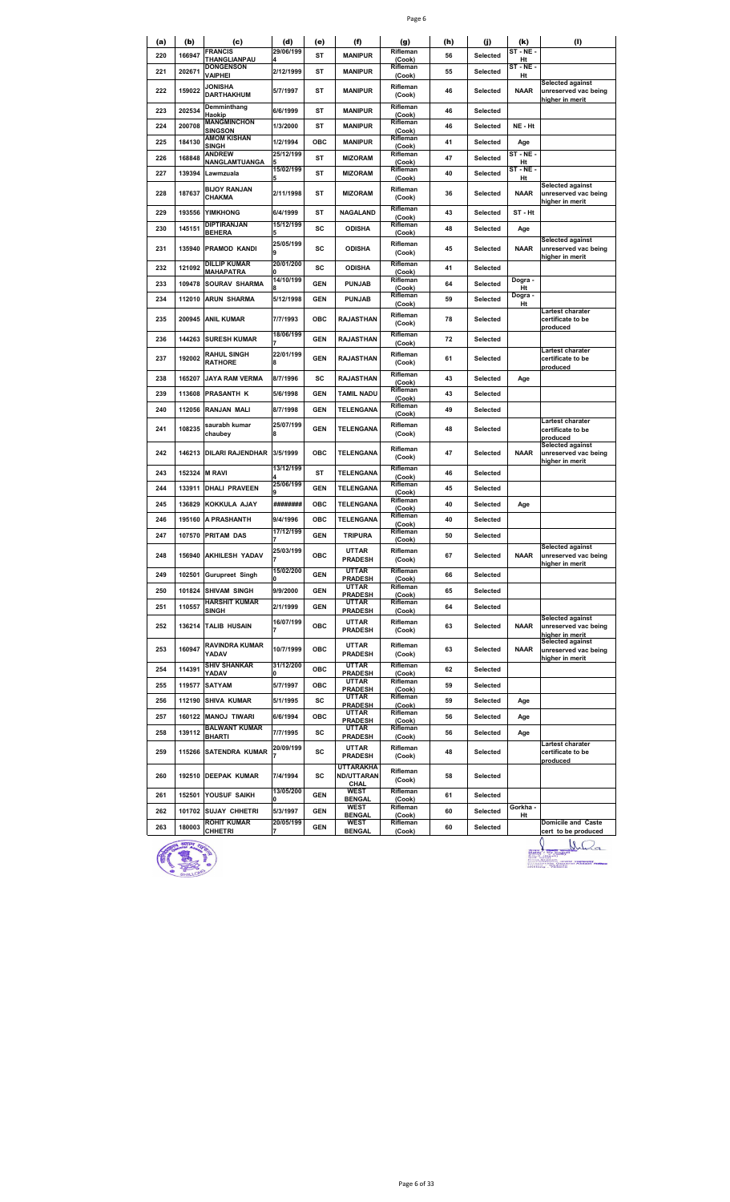| (a) | (b) | (c) | (d) | (e) | (f) | (g) | (h) | (j) | (k) | (l) |
|---|---|---|---|---|---|---|---|---|---|---|
| 220 | 166947 | FRANCIS THANGLIANPAU | 29/06/1994 | ST | MANIPUR | Rifleman (Cook) | 56 | Selected | ST - NE - Ht | |
| 221 | 202671 | DONGENSON VAIPHEI | 2/12/1999 | ST | MANIPUR | Rifleman (Cook) | 55 | Selected | ST - NE - Ht | |
| 222 | 159022 | JONISHA DARTHAKHUM | 5/7/1997 | ST | MANIPUR | Rifleman (Cook) | 46 | Selected | NAAR | Selected against unreserved vac being higher in merit |
| 223 | 202534 | Demminthang Haokip | 6/6/1999 | ST | MANIPUR | Rifleman (Cook) | 46 | Selected | | |
| 224 | 200708 | MANGMINCHON SINGSON | 1/3/2000 | ST | MANIPUR | Rifleman (Cook) | 46 | Selected | NE - Ht | |
| 225 | 184130 | AMOM KISHAN SINGH | 1/2/1994 | OBC | MANIPUR | Rifleman (Cook) | 41 | Selected | Age | |
| 226 | 168848 | ANDREW NANGLAMTUANGA | 25/12/1995 | ST | MIZORAM | Rifleman (Cook) | 47 | Selected | ST - NE - Ht | |
| 227 | 139394 | Lawmzuala | 15/02/1995 | ST | MIZORAM | Rifleman (Cook) | 40 | Selected | ST - NE - Ht | |
| 228 | 187637 | BIJOY RANJAN CHAKMA | 2/11/1998 | ST | MIZORAM | Rifleman (Cook) | 36 | Selected | NAAR | Selected against unreserved vac being higher in merit |
| 229 | 193556 | YIMKHONG | 6/4/1999 | ST | NAGALAND | Rifleman (Cook) | 43 | Selected | ST - Ht | |
| 230 | 145151 | DIPTIRANJAN BEHERA | 15/12/1995 | SC | ODISHA | Rifleman (Cook) | 48 | Selected | Age | |
| 231 | 135940 | PRAMOD KANDI | 25/05/1999 | SC | ODISHA | Rifleman (Cook) | 45 | Selected | NAAR | Selected against unreserved vac being higher in merit |
| 232 | 121092 | DILLIP KUMAR MAHAPATRA | 20/01/2000 | SC | ODISHA | Rifleman (Cook) | 41 | Selected | | |
| 233 | 109478 | SOURAV SHARMA | 14/10/1998 | GEN | PUNJAB | Rifleman (Cook) | 64 | Selected | Dogra - Ht | |
| 234 | 112010 | ARUN SHARMA | 5/12/1998 | GEN | PUNJAB | Rifleman (Cook) | 59 | Selected | Dogra - Ht | |
| 235 | 200945 | ANIL KUMAR | 7/7/1993 | OBC | RAJASTHAN | Rifleman (Cook) | 78 | Selected | | Lartest charater certificate to be produced |
| 236 | 144263 | SURESH KUMAR | 18/06/1997 | GEN | RAJASTHAN | Rifleman (Cook) | 72 | Selected | | |
| 237 | 192002 | RAHUL SINGH RATHORE | 22/01/1998 | GEN | RAJASTHAN | Rifleman (Cook) | 61 | Selected | | Lartest charater certificate to be produced |
| 238 | 165207 | JAYA RAM VERMA | 8/7/1996 | SC | RAJASTHAN | Rifleman (Cook) | 43 | Selected | Age | |
| 239 | 113608 | PRASANTH K | 5/6/1998 | GEN | TAMIL NADU | Rifleman (Cook) | 43 | Selected | | |
| 240 | 112056 | RANJAN MALI | 8/7/1998 | GEN | TELENGANA | Rifleman (Cook) | 49 | Selected | | |
| 241 | 108235 | saurabh kumar chaubey | 25/07/1998 | GEN | TELENGANA | Rifleman (Cook) | 48 | Selected | | Lartest charater certificate to be produced |
| 242 | 146213 | DILARI RAJENDHAR | 3/5/1999 | OBC | TELENGANA | Rifleman (Cook) | 47 | Selected | NAAR | Selected against unreserved vac being higher in merit |
| 243 | 152324 | M RAVI | 13/12/1994 | ST | TELENGANA | Rifleman (Cook) | 46 | Selected | | |
| 244 | 133911 | DHALI PRAVEEN | 25/06/1999 | GEN | TELENGANA | Rifleman (Cook) | 45 | Selected | | |
| 245 | 136829 | KOKKULA AJAY | ######## | OBC | TELENGANA | Rifleman (Cook) | 40 | Selected | Age | |
| 246 | 195160 | A PRASHANTH | 9/4/1996 | OBC | TELENGANA | Rifleman (Cook) | 40 | Selected | | |
| 247 | 107570 | PRITAM DAS | 17/12/1997 | GEN | TRIPURA | Rifleman (Cook) | 50 | Selected | | |
| 248 | 156940 | AKHILESH YADAV | 25/03/1997 | OBC | UTTAR PRADESH | Rifleman (Cook) | 67 | Selected | NAAR | Selected against unreserved vac being higher in merit |
| 249 | 102501 | Gurupreet Singh | 15/02/2000 | GEN | UTTAR PRADESH | Rifleman (Cook) | 66 | Selected | | |
| 250 | 101824 | SHIVAM SINGH | 9/9/2000 | GEN | UTTAR PRADESH | Rifleman (Cook) | 65 | Selected | | |
| 251 | 110557 | HARSHIT KUMAR SINGH | 2/1/1999 | GEN | UTTAR PRADESH | Rifleman (Cook) | 64 | Selected | | |
| 252 | 136214 | TALIB HUSAIN | 16/07/1997 | OBC | UTTAR PRADESH | Rifleman (Cook) | 63 | Selected | NAAR | Selected against unreserved vac being higher in merit |
| 253 | 160947 | RAVINDRA KUMAR YADAV | 10/7/1999 | OBC | UTTAR PRADESH | Rifleman (Cook) | 63 | Selected | NAAR | Selected against unreserved vac being higher in merit |
| 254 | 114391 | SHIV SHANKAR YADAV | 31/12/2000 | OBC | UTTAR PRADESH | Rifleman (Cook) | 62 | Selected | | |
| 255 | 119577 | SATYAM | 5/7/1997 | OBC | UTTAR PRADESH | Rifleman (Cook) | 59 | Selected | | |
| 256 | 112190 | SHIVA KUMAR | 5/1/1995 | SC | UTTAR PRADESH | Rifleman (Cook) | 59 | Selected | Age | |
| 257 | 160122 | MANOJ TIWARI | 6/6/1994 | OBC | UTTAR PRADESH | Rifleman (Cook) | 56 | Selected | Age | |
| 258 | 139112 | BALWANT KUMAR BHARTI | 7/7/1995 | SC | UTTAR PRADESH | Rifleman (Cook) | 56 | Selected | Age | |
| 259 | 115266 | SATENDRA KUMAR | 20/09/1997 | SC | UTTAR PRADESH | Rifleman (Cook) | 48 | Selected | | Lartest charater certificate to be produced |
| 260 | 192510 | DEEPAK KUMAR | 7/4/1994 | SC | UTTARAKHAND/UTTARANCHAL | Rifleman (Cook) | 58 | Selected | | |
| 261 | 152501 | YOUSUF SAIKH | 13/05/2000 | GEN | WEST BENGAL | Rifleman (Cook) | 61 | Selected | | |
| 262 | 101702 | SUJAY CHHETRI | 5/3/1997 | GEN | WEST BENGAL | Rifleman (Cook) | 60 | Selected | Gorkha - Ht | |
| 263 | 180003 | ROHIT KUMAR CHHETRI | 20/05/1997 | GEN | WEST BENGAL | Rifleman (Cook) | 60 | Selected | | Domicile and Caste cert to be produced |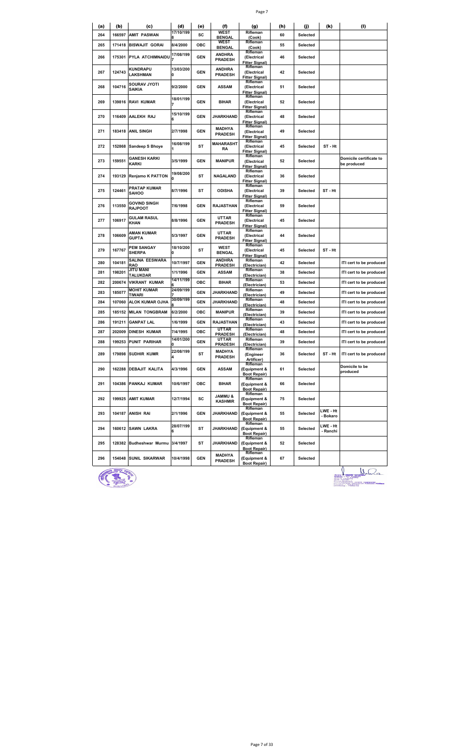| (a) | (b) | (c) | (d) | (e) | (f) | (g) | (h) | (j) | (k) | (l) |
|---|---|---|---|---|---|---|---|---|---|---|
| 264 | 166597 | AMIT PASWAN | 17/10/1998 | SC | WEST BENGAL | Rifleman (Cook) | 60 | Selected | | |
| 265 | 171418 | BISWAJIT GORAI | 8/4/2000 | OBC | WEST BENGAL | Rifleman (Cook) | 55 | Selected | | |
| 266 | 175301 | PYLA ATCHIMNAIDU | 17/08/1997 | GEN | ANDHRA PRADESH | Rifleman (Electrical Fitter Signal) | 46 | Selected | | |
| 267 | 124743 | KUNDRAPU LAKSHMAN | 13/03/2000 | GEN | ANDHRA PRADESH | Rifleman (Electrical Fitter Signal) | 42 | Selected | | |
| 268 | 104716 | SOURAV JYOTI SAIKIA | 9/2/2000 | GEN | ASSAM | Rifleman (Electrical Fitter Signal) | 51 | Selected | | |
| 269 | 139816 | RAVI KUMAR | 18/01/1997 | GEN | BIHAR | Rifleman (Electrical Fitter Signal) | 52 | Selected | | |
| 270 | 116409 | AALEKH RAJ | 15/10/1996 | GEN | JHARKHAND | Rifleman (Electrical Fitter Signal) | 48 | Selected | | |
| 271 | 183418 | ANIL SINGH | 2/7/1998 | GEN | MADHYA PRADESH | Rifleman (Electrical Fitter Signal) | 49 | Selected | | |
| 272 | 152868 | Sandeep S Bhoye | 16/08/1991 | ST | MAHARASHTRA | Rifleman (Electrical Fitter Signal) | 45 | Selected | ST - Ht | |
| 273 | 159551 | GANESH KARKI KARKI | 3/5/1999 | GEN | MANIPUR | Rifleman (Electrical Fitter Signal) | 52 | Selected | | Domicile certificate to be produced |
| 274 | 193129 | Renjamo K PATTON | 19/08/2000 | ST | NAGALAND | Rifleman (Electrical Fitter Signal) | 36 | Selected | | |
| 275 | 124461 | PRATAP KUMAR SAHOO | 8/7/1996 | ST | ODISHA | Rifleman (Electrical Fitter Signal) | 39 | Selected | ST - Ht | |
| 276 | 113550 | GOVIND SINGH RAJPOOT | 7/6/1998 | GEN | RAJASTHAN | Rifleman (Electrical Fitter Signal) | 59 | Selected | | |
| 277 | 106917 | GULAM RASUL KHAN | 8/8/1996 | GEN | UTTAR PRADESH | Rifleman (Electrical Fitter Signal) | 45 | Selected | | |
| 278 | 106609 | AMAN KUMAR GUPTA | 5/3/1997 | GEN | UTTAR PRADESH | Rifleman (Electrical Fitter Signal) | 44 | Selected | | |
| 279 | 167767 | PEM SANGAY SHERPA | 18/10/2000 | ST | WEST BENGAL | Rifleman (Electrical Fitter Signal) | 45 | Selected | ST - Ht | |
| 280 | 104181 | SALINA EESWARA RAO | 10/7/1997 | GEN | ANDHRA PRADESH | Rifleman (Electrician) | 42 | Selected | | ITI cert to be produced |
| 281 | 198201 | JITU MANI TALUKDAR | 1/1/1996 | GEN | ASSAM | Rifleman (Electrician) | 38 | Selected | | ITI cert to be produced |
| 282 | 200674 | VIKRANT KUMAR | 14/11/1996 | OBC | BIHAR | Rifleman (Electrician) | 53 | Selected | | ITI cert to be produced |
| 283 | 185077 | MOHIT KUMAR TIWARI | 24/09/1997 | GEN | JHARKHAND | Rifleman (Electrician) | 49 | Selected | | ITI cert to be produced |
| 284 | 107060 | ALOK KUMAR OJHA | 30/09/1998 | GEN | JHARKHAND | Rifleman (Electrician) | 48 | Selected | | ITI cert to be produced |
| 285 | 185152 | MILAN TONGBRAM | 6/2/2000 | OBC | MANIPUR | Rifleman (Electrician) | 39 | Selected | | ITI cert to be produced |
| 286 | 191211 | GANPAT LAL | 1/6/1999 | GEN | RAJASTHAN | Rifleman (Electrician) | 43 | Selected | | ITI cert to be produced |
| 287 | 202009 | DINESH KUMAR | 7/4/1995 | OBC | UTTAR PRADESH | Rifleman (Electrician) | 48 | Selected | | ITI cert to be produced |
| 288 | 199253 | PUNIT PARIHAR | 14/01/2000 | GEN | UTTAR PRADESH | Rifleman (Electrician) | 39 | Selected | | ITI cert to be produced |
| 289 | 179898 | SUDHIR KUMR | 22/08/1994 | ST | MADHYA PRADESH | Rifleman (Engineer Artificer) | 36 | Selected | ST - Ht | ITI cert to be produced |
| 290 | 162288 | DEBAJIT KALITA | 4/3/1996 | GEN | ASSAM | Rifleman (Equipment & Boot Repair) | 61 | Selected | | Domicile to be produced |
| 291 | 104386 | PANKAJ KUMAR | 10/6/1997 | OBC | BIHAR | Rifleman (Equipment & Boot Repair) | 66 | Selected | | |
| 292 | 199925 | AMIT KUMAR | 12/7/1994 | SC | JAMMU & KASHMIR | Rifleman (Equipment & Boot Repair) | 75 | Selected | | |
| 293 | 104187 | ANISH RAI | 2/1/1996 | GEN | JHARKHAND | Rifleman (Equipment & Boot Repair) | 55 | Selected | LWE - Ht - Bokaro | |
| 294 | 160612 | SAWN LAKRA | 28/07/1996 | ST | JHARKHAND | Rifleman (Equipment & Boot Repair) | 55 | Selected | LWE - Ht - Ranchi | |
| 295 | 128382 | Budheshwar Murmu | 3/4/1997 | ST | JHARKHAND | Rifleman (Equipment & Boot Repair) | 52 | Selected | | |
| 296 | 154048 | SUNIL SIKARWAR | 10/4/1998 | GEN | MADHYA PRADESH | Rifleman (Equipment & Boot Repair) | 67 | Selected | | |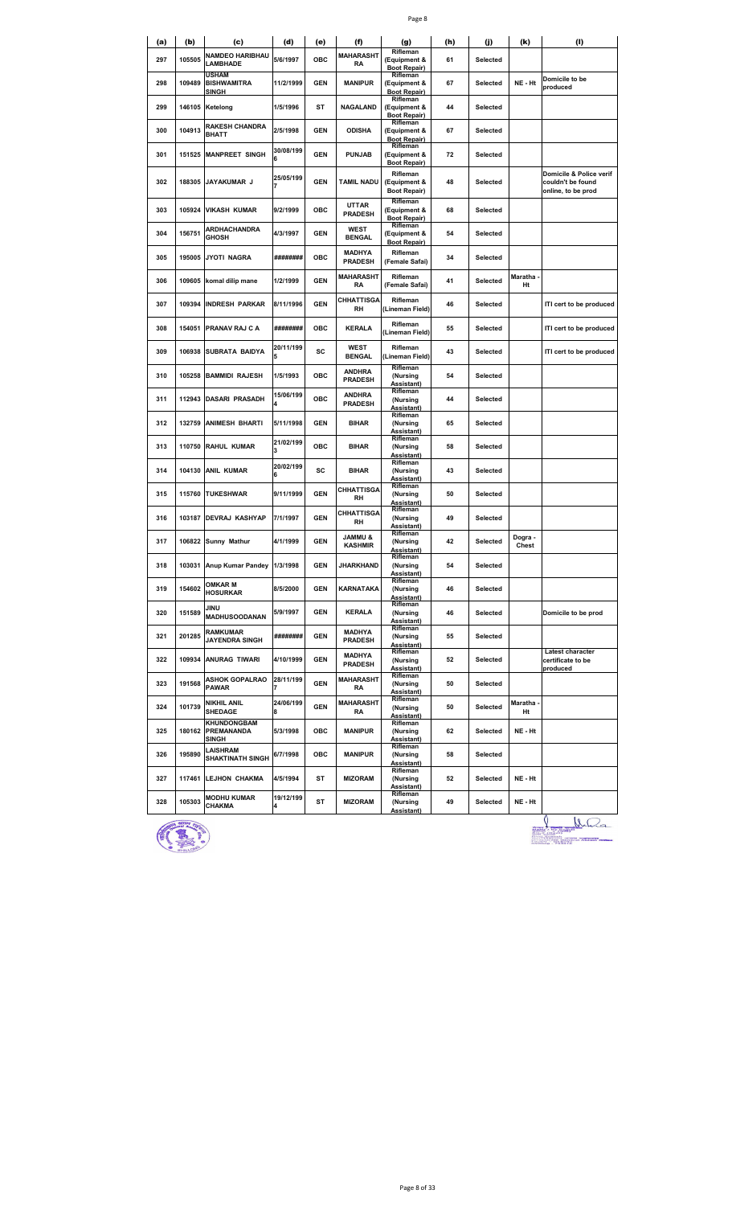| (a) | (b) | (c) | (d) | (e) | (f) | (g) | (h) | (j) | (k) | (l) |
|---|---|---|---|---|---|---|---|---|---|---|
| 297 | 105505 | NAMDEO HARIBHAU LAMBHADE | 5/6/1997 | OBC | MAHARASHTRA | Rifleman (Equipment & Boot Repair) | 61 | Selected | | |
| 298 | 109489 | USHAM BISHWAMITRA SINGH | 11/2/1999 | GEN | MANIPUR | Rifleman (Equipment & Boot Repair) | 67 | Selected | NE - Ht | Domicile to be produced |
| 299 | 146105 | Ketelong | 1/5/1996 | ST | NAGALAND | Rifleman (Equipment & Boot Repair) | 44 | Selected | | |
| 300 | 104913 | RAKESH CHANDRA BHATT | 2/5/1998 | GEN | ODISHA | Rifleman (Equipment & Boot Repair) | 67 | Selected | | |
| 301 | 151525 | MANPREET SINGH | 30/08/1996 | GEN | PUNJAB | Rifleman (Equipment & Boot Repair) | 72 | Selected | | |
| 302 | 188305 | JAYAKUMAR J | 25/05/1997 | GEN | TAMIL NADU | Rifleman (Equipment & Boot Repair) | 48 | Selected | | Domicile & Police verif couldn't be found online, to be prod |
| 303 | 105924 | VIKASH KUMAR | 9/2/1999 | OBC | UTTAR PRADESH | Rifleman (Equipment & Boot Repair) | 68 | Selected | | |
| 304 | 156751 | ARDHACHANDRA GHOSH | 4/3/1997 | GEN | WEST BENGAL | Rifleman (Equipment & Boot Repair) | 54 | Selected | | |
| 305 | 195005 | JYOTI NAGRA | ######## | OBC | MADHYA PRADESH | Rifleman (Female Safai) | 34 | Selected | | |
| 306 | 109605 | komal dilip mane | 1/2/1999 | GEN | MAHARASHTRA | Rifleman (Female Safai) | 41 | Selected | Maratha - Ht | |
| 307 | 109394 | INDRESH PARKAR | 8/11/1996 | GEN | CHHATTISGARH | Rifleman (Lineman Field) | 46 | Selected | | ITI cert to be produced |
| 308 | 154051 | PRANAV RAJ C A | ######## | OBC | KERALA | Rifleman (Lineman Field) | 55 | Selected | | ITI cert to be produced |
| 309 | 106938 | SUBRATA BAIDYA | 20/11/1995 | SC | WEST BENGAL | Rifleman (Lineman Field) | 43 | Selected | | ITI cert to be produced |
| 310 | 105258 | BAMMIDI RAJESH | 1/5/1993 | OBC | ANDHRA PRADESH | Rifleman (Nursing Assistant) | 54 | Selected | | |
| 311 | 112943 | DASARI PRASADH | 15/06/1994 | OBC | ANDHRA PRADESH | Rifleman (Nursing Assistant) | 44 | Selected | | |
| 312 | 132759 | ANIMESH BHARTI | 5/11/1998 | GEN | BIHAR | Rifleman (Nursing Assistant) | 65 | Selected | | |
| 313 | 110750 | RAHUL KUMAR | 21/02/1993 | OBC | BIHAR | Rifleman (Nursing Assistant) | 58 | Selected | | |
| 314 | 104130 | ANIL KUMAR | 20/02/1996 | SC | BIHAR | Rifleman (Nursing Assistant) | 43 | Selected | | |
| 315 | 115760 | TUKESHWAR | 9/11/1999 | GEN | CHHATTISGARH | Rifleman (Nursing Assistant) | 50 | Selected | | |
| 316 | 103187 | DEVRAJ KASHYAP | 7/1/1997 | GEN | CHHATTISGARH | Rifleman (Nursing Assistant) | 49 | Selected | | |
| 317 | 106822 | Sunny Mathur | 4/1/1999 | GEN | JAMMU & KASHMIR | Rifleman (Nursing Assistant) | 42 | Selected | Dogra - Chest | |
| 318 | 103031 | Anup Kumar Pandey | 1/3/1998 | GEN | JHARKHAND | Rifleman (Nursing Assistant) | 54 | Selected | | |
| 319 | 154602 | OMKAR M HOSURKAR | 8/5/2000 | GEN | KARNATAKA | Rifleman (Nursing Assistant) | 46 | Selected | | |
| 320 | 151589 | JINU MADHUSOODANAN | 5/9/1997 | GEN | KERALA | Rifleman (Nursing Assistant) | 46 | Selected | | Domicile to be prod |
| 321 | 201285 | RAMKUMAR JAYENDRA SINGH | ######## | GEN | MADHYA PRADESH | Rifleman (Nursing Assistant) | 55 | Selected | | |
| 322 | 109934 | ANURAG TIWARI | 4/10/1999 | GEN | MADHYA PRADESH | Rifleman (Nursing Assistant) | 52 | Selected | | Latest character certificate to be produced |
| 323 | 191568 | ASHOK GOPALRAO PAWAR | 28/11/1997 | GEN | MAHARASHTRA | Rifleman (Nursing Assistant) | 50 | Selected | | |
| 324 | 101739 | NIKHIL ANIL SHEDAGE | 24/06/1998 | GEN | MAHARASHTRA | Rifleman (Nursing Assistant) | 50 | Selected | Maratha - Ht | |
| 325 | 180162 | KHUNDONGBAM PREMANANDA SINGH | 5/3/1998 | OBC | MANIPUR | Rifleman (Nursing Assistant) | 62 | Selected | NE - Ht | |
| 326 | 195890 | LAISHRAM SHAKTINATH SINGH | 6/7/1998 | OBC | MANIPUR | Rifleman (Nursing Assistant) | 58 | Selected | | |
| 327 | 117461 | LEJHON CHAKMA | 4/5/1994 | ST | MIZORAM | Rifleman (Nursing Assistant) | 52 | Selected | NE - Ht | |
| 328 | 105303 | MODHU KUMAR CHAKMA | 19/12/1994 | ST | MIZORAM | Rifleman (Nursing Assistant) | 49 | Selected | NE - Ht | |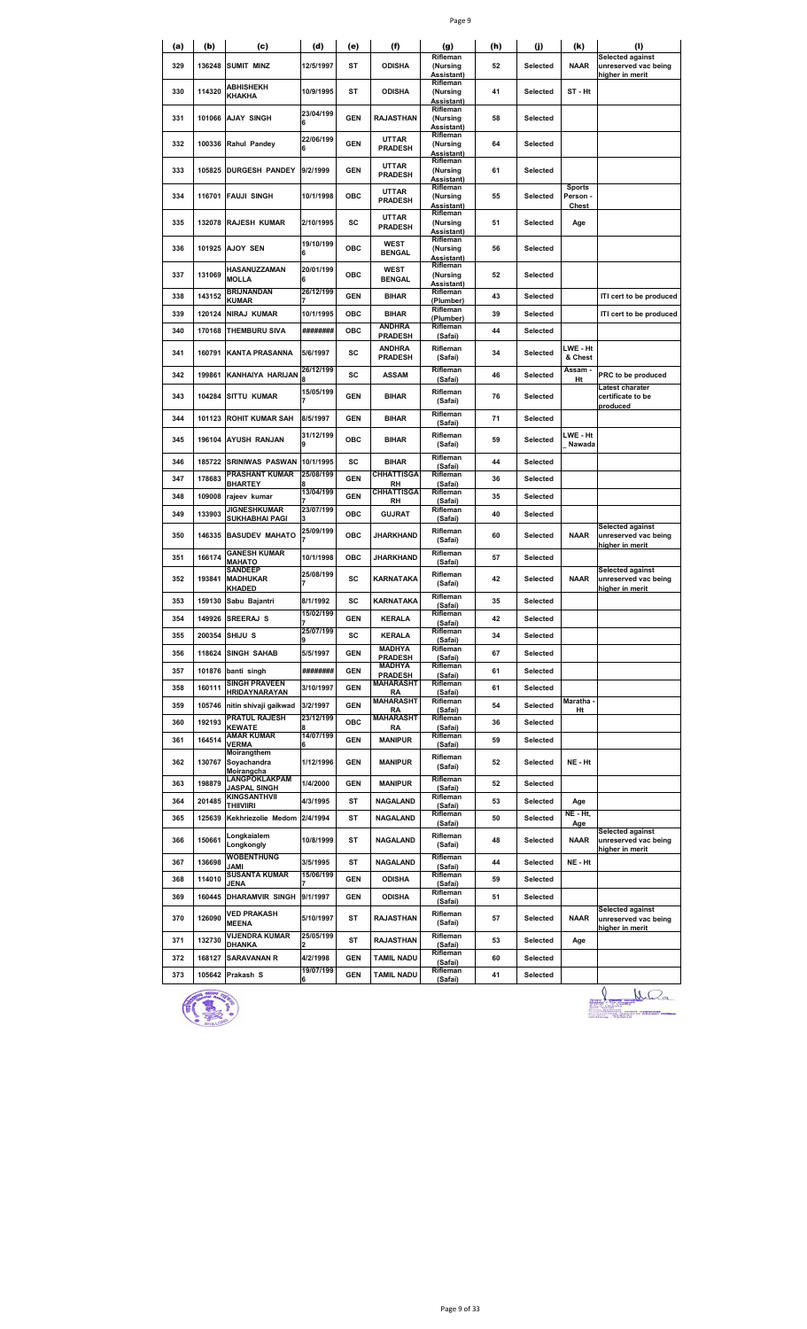| (a) | (b) | (c) | (d) | (e) | (f) | (g) | (h) | (j) | (k) | (l) |
|---|---|---|---|---|---|---|---|---|---|---|
| 329 | 136248 | SUMIT MINZ | 12/5/1997 | ST | ODISHA | Rifleman (Nursing Assistant) | 52 | Selected | NAAR | Selected against unreserved vac being higher in merit |
| 330 | 114320 | ABHISHEKH KHAKHA | 10/9/1995 | ST | ODISHA | Rifleman (Nursing Assistant) | 41 | Selected | ST - Ht | |
| 331 | 101066 | AJAY SINGH | 23/04/1996 | GEN | RAJASTHAN | Rifleman (Nursing Assistant) | 58 | Selected | | |
| 332 | 100336 | Rahul Pandey | 22/06/1996 | GEN | UTTAR PRADESH | Rifleman (Nursing Assistant) | 64 | Selected | | |
| 333 | 105825 | DURGESH PANDEY | 9/2/1999 | GEN | UTTAR PRADESH | Rifleman (Nursing Assistant) | 61 | Selected | | |
| 334 | 116701 | FAUJI SINGH | 10/1/1998 | OBC | UTTAR PRADESH | Rifleman (Nursing Assistant) | 55 | Selected | Sports Person - Chest | |
| 335 | 132078 | RAJESH KUMAR | 2/10/1995 | SC | UTTAR PRADESH | Rifleman (Nursing Assistant) | 51 | Selected | Age | |
| 336 | 101925 | AJOY SEN | 19/10/1996 | OBC | WEST BENGAL | Rifleman (Nursing Assistant) | 56 | Selected | | |
| 337 | 131069 | HASANUZZAMAN MOLLA | 20/01/1996 | OBC | WEST BENGAL | Rifleman (Nursing Assistant) | 52 | Selected | | |
| 338 | 143152 | BRIJNANDAN KUMAR | 26/12/1997 | GEN | BIHAR | Rifleman (Plumber) | 43 | Selected | | ITI cert to be produced |
| 339 | 120124 | NIRAJ KUMAR | 10/1/1995 | OBC | BIHAR | Rifleman (Plumber) | 39 | Selected | | ITI cert to be produced |
| 340 | 170168 | THEMBURU SIVA | ######## | OBC | ANDHRA PRADESH | Rifleman (Safai) | 44 | Selected | | |
| 341 | 160791 | KANTA PRASANNA | 5/6/1997 | SC | ANDHRA PRADESH | Rifleman (Safai) | 34 | Selected | LWE - Ht & Chest | |
| 342 | 199861 | KANHAIYA HARIJAN | 26/12/1998 | SC | ASSAM | Rifleman (Safai) | 46 | Selected | Assam - Ht | PRC to be produced |
| 343 | 104284 | SITTU KUMAR | 15/05/1997 | GEN | BIHAR | Rifleman (Safai) | 76 | Selected | | Latest charater certificate to be produced |
| 344 | 101123 | ROHIT KUMAR SAH | 8/5/1997 | GEN | BIHAR | Rifleman (Safai) | 71 | Selected | | |
| 345 | 196104 | AYUSH RANJAN | 31/12/1999 | OBC | BIHAR | Rifleman (Safai) | 59 | Selected | LWE - Ht _ Nawada | |
| 346 | 185722 | SRINIWAS PASWAN | 10/1/1995 | SC | BIHAR | Rifleman (Safai) | 44 | Selected | | |
| 347 | 178683 | PRASHANT KUMAR BHARTEY | 25/08/1998 | GEN | CHHATTISGARH | Rifleman (Safai) | 36 | Selected | | |
| 348 | 109008 | rajeev kumar | 13/04/1997 | GEN | CHHATTISGARH | Rifleman (Safai) | 35 | Selected | | |
| 349 | 133903 | JIGNESHKUMAR SUKHABHAI PAGI | 23/07/1993 | OBC | GUJRAT | Rifleman (Safai) | 40 | Selected | | |
| 350 | 146335 | BASUDEV MAHATO | 25/09/1997 | OBC | JHARKHAND | Rifleman (Safai) | 60 | Selected | NAAR | Selected against unreserved vac being higher in merit |
| 351 | 166174 | GANESH KUMAR MAHATO | 10/1/1998 | OBC | JHARKHAND | Rifleman (Safai) | 57 | Selected | | |
| 352 | 193841 | SANDEEP MADHUKAR KHADED | 25/08/1997 | SC | KARNATAKA | Rifleman (Safai) | 42 | Selected | NAAR | Selected against unreserved vac being higher in merit |
| 353 | 159130 | Sabu Bajantri | 8/1/1992 | SC | KARNATAKA | Rifleman (Safai) | 35 | Selected | | |
| 354 | 149926 | SREERAJ S | 15/02/1997 | GEN | KERALA | Rifleman (Safai) | 42 | Selected | | |
| 355 | 200354 | SHIJU S | 25/07/1999 | SC | KERALA | Rifleman (Safai) | 34 | Selected | | |
| 356 | 118624 | SINGH SAHAB | 5/5/1997 | GEN | MADHYA PRADESH | Rifleman (Safai) | 67 | Selected | | |
| 357 | 101876 | banti singh | ######## | GEN | MADHYA PRADESH | Rifleman (Safai) | 61 | Selected | | |
| 358 | 160111 | SINGH PRAVEEN HRIDAYNARAYAN | 3/10/1997 | GEN | MAHARASHTRA | Rifleman (Safai) | 61 | Selected | | |
| 359 | 105746 | nitin shivaji gaikwad | 3/2/1997 | GEN | MAHARASHTRA | Rifleman (Safai) | 54 | Selected | Maratha - Ht | |
| 360 | 192193 | PRATUL RAJESH KEWATE | 23/12/1998 | OBC | MAHARASHTRA | Rifleman (Safai) | 36 | Selected | | |
| 361 | 164514 | AMAR KUMAR VERMA | 14/07/1996 | GEN | MANIPUR | Rifleman (Safai) | 59 | Selected | | |
| 362 | 130767 | Moirangthem Soyachandra Moirangcha | 1/12/1996 | GEN | MANIPUR | Rifleman (Safai) | 52 | Selected | NE - Ht | |
| 363 | 198879 | LANGPOKLAKPAM JASPAL SINGH | 1/4/2000 | GEN | MANIPUR | Rifleman (Safai) | 52 | Selected | | |
| 364 | 201485 | KINGSANTHVII THIIVIIRI | 4/3/1995 | ST | NAGALAND | Rifleman (Safai) | 53 | Selected | Age | |
| 365 | 125639 | Kekhriezolie Medom | 2/4/1994 | ST | NAGALAND | Rifleman (Safai) | 50 | Selected | NE - Ht, Age | |
| 366 | 150661 | Longkaialem Longkongly | 10/8/1999 | ST | NAGALAND | Rifleman (Safai) | 48 | Selected | NAAR | Selected against unreserved vac being higher in merit |
| 367 | 136698 | WOBENTHUNG JAMI | 3/5/1995 | ST | NAGALAND | Rifleman (Safai) | 44 | Selected | NE - Ht | |
| 368 | 114010 | SUSANTA KUMAR JENA | 15/06/1997 | GEN | ODISHA | Rifleman (Safai) | 59 | Selected | | |
| 369 | 160445 | DHARAMVIR SINGH | 9/1/1997 | GEN | ODISHA | Rifleman (Safai) | 51 | Selected | | |
| 370 | 126090 | VED PRAKASH MEENA | 5/10/1997 | ST | RAJASTHAN | Rifleman (Safai) | 57 | Selected | NAAR | Selected against unreserved vac being higher in merit |
| 371 | 132730 | VIJENDRA KUMAR DHANKA | 25/05/1992 | ST | RAJASTHAN | Rifleman (Safai) | 53 | Selected | Age | |
| 372 | 168127 | SARAVANAN R | 4/2/1998 | GEN | TAMIL NADU | Rifleman (Safai) | 60 | Selected | | |
| 373 | 105642 | Prakash S | 19/07/1996 | GEN | TAMIL NADU | Rifleman (Safai) | 41 | Selected | | |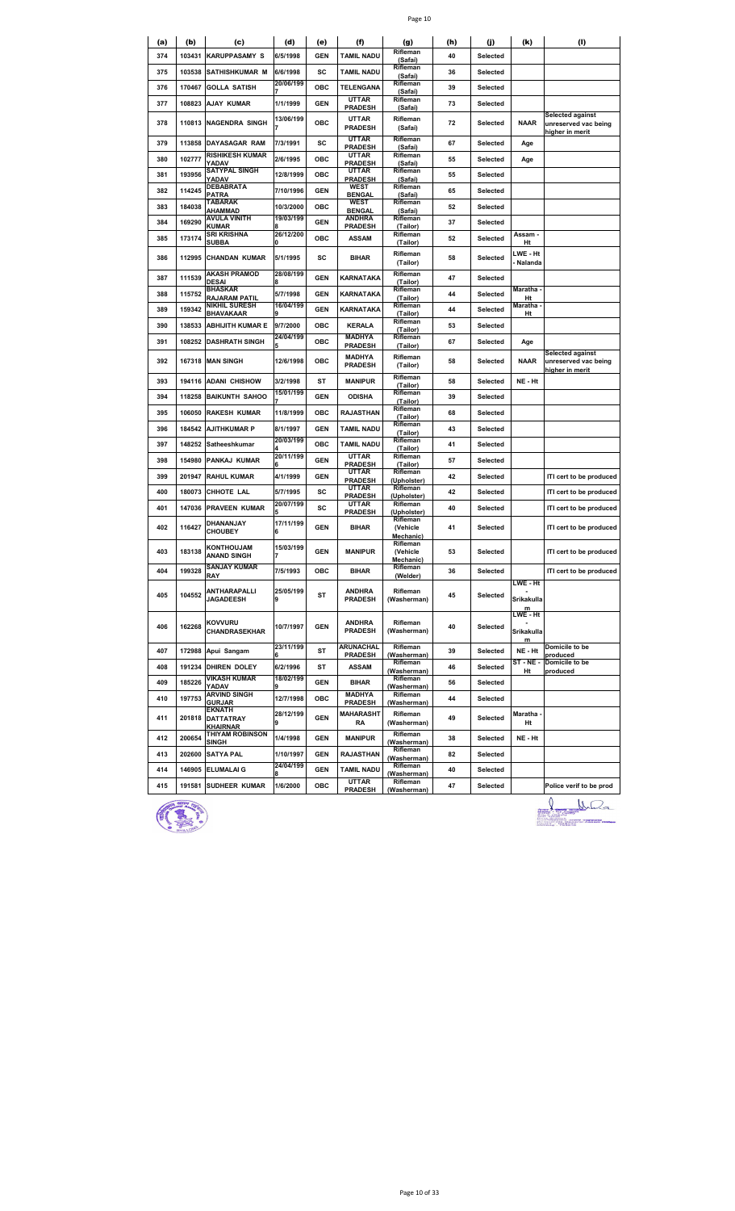| (a) | (b) | (c) | (d) | (e) | (f) | (g) | (h) | (j) | (k) | (l) |
|---|---|---|---|---|---|---|---|---|---|---|
| 374 | 103431 | KARUPPASAMY S | 6/5/1998 | GEN | TAMIL NADU | Rifleman (Safai) | 40 | Selected | | |
| 375 | 103538 | SATHISHKUMAR M | 6/6/1998 | SC | TAMIL NADU | Rifleman (Safai) | 36 | Selected | | |
| 376 | 170467 | GOLLA SATISH | 20/06/1997 | OBC | TELENGANA | Rifleman (Safai) | 39 | Selected | | |
| 377 | 108823 | AJAY KUMAR | 1/1/1999 | GEN | UTTAR PRADESH | Rifleman (Safai) | 73 | Selected | | |
| 378 | 110813 | NAGENDRA SINGH | 13/06/1997 | OBC | UTTAR PRADESH | Rifleman (Safai) | 72 | Selected | NAAR | Selected against unreserved vac being higher in merit |
| 379 | 113858 | DAYASAGAR RAM | 7/3/1991 | SC | UTTAR PRADESH | Rifleman (Safai) | 67 | Selected | Age | |
| 380 | 102777 | RISHIKESH KUMAR YADAV | 2/6/1995 | OBC | UTTAR PRADESH | Rifleman (Safai) | 55 | Selected | Age | |
| 381 | 193956 | SATYPAL SINGH YADAV | 12/8/1999 | OBC | UTTAR PRADESH | Rifleman (Safai) | 55 | Selected | | |
| 382 | 114245 | DEBABRATA PATRA | 7/10/1996 | GEN | WEST BENGAL | Rifleman (Safai) | 65 | Selected | | |
| 383 | 184038 | TABARAK AHAMMAD | 10/3/2000 | OBC | WEST BENGAL | Rifleman (Safai) | 52 | Selected | | |
| 384 | 169290 | AVULA VINITH KUMAR | 19/03/1998 | GEN | ANDHRA PRADESH | Rifleman (Tailor) | 37 | Selected | | |
| 385 | 173174 | SRI KRISHNA SUBBA | 26/12/2000 | OBC | ASSAM | Rifleman (Tailor) | 52 | Selected | Assam - Ht | |
| 386 | 112995 | CHANDAN KUMAR | 5/1/1995 | SC | BIHAR | Rifleman (Tailor) | 58 | Selected | LWE - Ht - Nalanda | |
| 387 | 111539 | AKASH PRAMOD DESAI | 28/08/1998 | GEN | KARNATAKA | Rifleman (Tailor) | 47 | Selected | | |
| 388 | 115752 | BHASKAR RAJARAM PATIL | 5/7/1998 | GEN | KARNATAKA | Rifleman (Tailor) | 44 | Selected | Maratha - Ht | |
| 389 | 159342 | NIKHIL SURESH BHAVAKAAR | 16/04/1999 | GEN | KARNATAKA | Rifleman (Tailor) | 44 | Selected | Maratha - Ht | |
| 390 | 138533 | ABHIJITH KUMAR E | 9/7/2000 | OBC | KERALA | Rifleman (Tailor) | 53 | Selected | | |
| 391 | 108252 | DASHRATH SINGH | 24/04/1995 | OBC | MADHYA PRADESH | Rifleman (Tailor) | 67 | Selected | Age | |
| 392 | 167318 | MAN SINGH | 12/6/1998 | OBC | MADHYA PRADESH | Rifleman (Tailor) | 58 | Selected | NAAR | Selected against unreserved vac being higher in merit |
| 393 | 194116 | ADANI CHISHOW | 3/2/1998 | ST | MANIPUR | Rifleman (Tailor) | 58 | Selected | NE - Ht | |
| 394 | 118258 | BAIKUNTH SAHOO | 15/01/1997 | GEN | ODISHA | Rifleman (Tailor) | 39 | Selected | | |
| 395 | 106050 | RAKESH KUMAR | 11/8/1999 | OBC | RAJASTHAN | Rifleman (Tailor) | 68 | Selected | | |
| 396 | 184542 | AJITHKUMAR P | 8/1/1997 | GEN | TAMIL NADU | Rifleman (Tailor) | 43 | Selected | | |
| 397 | 148252 | Satheeshkumar | 20/03/1994 | OBC | TAMIL NADU | Rifleman (Tailor) | 41 | Selected | | |
| 398 | 154980 | PANKAJ KUMAR | 20/11/1996 | GEN | UTTAR PRADESH | Rifleman (Tailor) | 57 | Selected | | |
| 399 | 201947 | RAHUL KUMAR | 4/1/1999 | GEN | UTTAR PRADESH | Rifleman (Upholster) | 42 | Selected | | ITI cert to be produced |
| 400 | 180073 | CHHOTE LAL | 5/7/1995 | SC | UTTAR PRADESH | Rifleman (Upholster) | 42 | Selected | | ITI cert to be produced |
| 401 | 147036 | PRAVEEN KUMAR | 20/07/1995 | SC | UTTAR PRADESH | Rifleman (Upholster) | 40 | Selected | | ITI cert to be produced |
| 402 | 116427 | DHANANJAY CHOUBEY | 17/11/1996 | GEN | BIHAR | Rifleman (Vehicle Mechanic) | 41 | Selected | | ITI cert to be produced |
| 403 | 183138 | KONTHOUJAM ANAND SINGH | 15/03/1997 | GEN | MANIPUR | Rifleman (Vehicle Mechanic) | 53 | Selected | | ITI cert to be produced |
| 404 | 199328 | SANJAY KUMAR RAY | 7/5/1993 | OBC | BIHAR | Rifleman (Welder) | 36 | Selected | | ITI cert to be produced |
| 405 | 104552 | ANTHARAPALLI JAGADEESH | 25/05/1999 | ST | ANDHRA PRADESH | Rifleman (Washerman) | 45 | Selected | LWE - Ht - Srikakullam | |
| 406 | 162268 | KOVVURU CHANDRASEKHAR | 10/7/1997 | GEN | ANDHRA PRADESH | Rifleman (Washerman) | 40 | Selected | LWE - Ht - Srikakullam | |
| 407 | 172988 | Apui Sangam | 23/11/1996 | ST | ARUNACHAL PRADESH | Rifleman (Washerman) | 39 | Selected | NE - Ht | Domicile to be produced |
| 408 | 191234 | DHIREN DOLEY | 6/2/1996 | ST | ASSAM | Rifleman (Washerman) | 46 | Selected | ST - NE - Ht | Domicile to be produced |
| 409 | 185226 | VIKASH KUMAR YADAV | 18/02/1999 | GEN | BIHAR | Rifleman (Washerman) | 56 | Selected | | |
| 410 | 197753 | ARVIND SINGH GURJAR | 12/7/1998 | OBC | MADHYA PRADESH | Rifleman (Washerman) | 44 | Selected | | |
| 411 | 201818 | EKNATH DATTATRAY KHAIRNAR | 28/12/1999 | GEN | MAHARASHTRA | Rifleman (Washerman) | 49 | Selected | Maratha - Ht | |
| 412 | 200654 | THIYAM ROBINSON SINGH | 1/4/1998 | GEN | MANIPUR | Rifleman (Washerman) | 38 | Selected | NE - Ht | |
| 413 | 202600 | SATYA PAL | 1/10/1997 | GEN | RAJASTHAN | Rifleman (Washerman) | 82 | Selected | | |
| 414 | 146905 | ELUMALAI G | 24/04/1998 | GEN | TAMIL NADU | Rifleman (Washerman) | 40 | Selected | | |
| 415 | 191581 | SUDHEER KUMAR | 1/6/2000 | OBC | UTTAR PRADESH | Rifleman (Washerman) | 47 | Selected | | Police verif to be prod |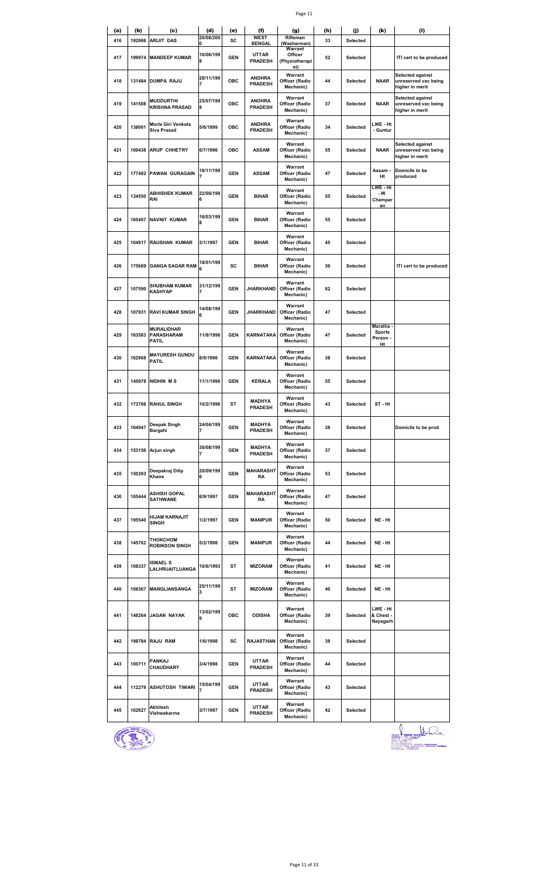| (a) | (b) | (c) | (d) | (e) | (f) | (g) | (h) | (j) | (k) | (l) |
|---|---|---|---|---|---|---|---|---|---|---|
| 416 | 192986 | ARIJIT DAS | 20/08/2000 | SC | WEST BENGAL | Rifleman (Washerman) | 33 | Selected | | |
| 417 | 199974 | MANDEEP KUMAR | 16/06/1998 | GEN | UTTAR PRADESH | Warrant Officer (Physiotherapist) | 52 | Selected | | ITI cert to be produced |
| 418 | 131484 | DUMPA RAJU | 28/11/1997 | OBC | ANDHRA PRADESH | Warrant Officer (Radio Mechanic) | 44 | Selected | NAAR | Selected against unreserved vac being higher in merit |
| 419 | 141508 | MUDDURTHI KRISHNA PRASAD | 25/07/1998 | OBC | ANDHRA PRADESH | Warrant Officer (Radio Mechanic) | 37 | Selected | NAAR | Selected against unreserved vac being higher in merit |
| 420 | 138001 | Morla Giri Venkata Siva Prasad | 5/6/1999 | OBC | ANDHRA PRADESH | Warrant Officer (Radio Mechanic) | 34 | Selected | LWE - Ht - Guntur | |
| 421 | 100438 | ARUP CHHETRY | 6/7/1996 | OBC | ASSAM | Warrant Officer (Radio Mechanic) | 55 | Selected | NAAR | Selected against unreserved vac being higher in merit |
| 422 | 177482 | PAWAN GURAGAIN | 18/11/1997 | GEN | ASSAM | Warrant Officer (Radio Mechanic) | 47 | Selected | Assam - Ht | Domicile to be produced |
| 423 | 134550 | ABHISHEK KUMAR RAI | 22/08/1996 | GEN | BIHAR | Warrant Officer (Radio Mechanic) | 55 | Selected | LWE - Ht - W Champaran | |
| 424 | 165407 | NAVNIT KUMAR | 16/03/1998 | GEN | BIHAR | Warrant Officer (Radio Mechanic) | 55 | Selected | | |
| 425 | 104817 | RAUSHAN KUMAR | 3/1/1997 | GEN | BIHAR | Warrant Officer (Radio Mechanic) | 45 | Selected | | |
| 426 | 175669 | GANGA SAGAR RAM | 18/01/1996 | SC | BIHAR | Warrant Officer (Radio Mechanic) | 36 | Selected | | ITI cert to be produced |
| 427 | 107590 | SHUBHAM KUMAR KASHYAP | 31/12/1997 | GEN | JHARKHAND | Warrant Officer (Radio Mechanic) | 62 | Selected | | |
| 428 | 107931 | RAVI KUMAR SINGH | 14/08/1996 | GEN | JHARKHAND | Warrant Officer (Radio Mechanic) | 47 | Selected | | |
| 429 | 163583 | MURALIDHAR PARASHARAM PATIL | 11/8/1996 | GEN | KARNATAKA | Warrant Officer (Radio Mechanic) | 47 | Selected | Maratha - Sports Person - Ht | |
| 430 | 162968 | MAYURESH GUNDU PATIL | 8/9/1996 | GEN | KARNATAKA | Warrant Officer (Radio Mechanic) | 38 | Selected | | |
| 431 | 145978 | NIDHIN M S | 11/1/1996 | GEN | KERALA | Warrant Officer (Radio Mechanic) | 55 | Selected | | |
| 432 | 173766 | RAHUL SINGH | 10/2/1996 | ST | MADHYA PRADESH | Warrant Officer (Radio Mechanic) | 43 | Selected | ST - Ht | |
| 433 | 104947 | Deepak Singh Bargahi | 24/04/1997 | GEN | MADHYA PRADESH | Warrant Officer (Radio Mechanic) | 38 | Selected | | Domicile to be prod |
| 434 | 153156 | Arjun singh | 30/08/1997 | GEN | MADHYA PRADESH | Warrant Officer (Radio Mechanic) | 37 | Selected | | |
| 435 | 150393 | Deepakraj Dilip Khaire | 20/09/1996 | GEN | MAHARASHTRA | Warrant Officer (Radio Mechanic) | 53 | Selected | | |
| 436 | 105444 | ASHISH GOPAL SATHWANE | 6/9/1997 | GEN | MAHARASHTRA | Warrant Officer (Radio Mechanic) | 47 | Selected | | |
| 437 | 195540 | HIJAM KARNAJIT SINGH | 1/2/1997 | GEN | MANIPUR | Warrant Officer (Radio Mechanic) | 50 | Selected | NE - Ht | |
| 438 | 145762 | THOKCHOM ROBINSON SINGH | 5/2/1998 | GEN | MANIPUR | Warrant Officer (Radio Mechanic) | 44 | Selected | NE - Ht | |
| 439 | 108337 | ISMAEL S LALHRUAITLUANGA | 10/6/1993 | ST | MIZORAM | Warrant Officer (Radio Mechanic) | 41 | Selected | NE - Ht | |
| 440 | 108367 | MANGLIANSANGA | 25/11/1993 | ST | MIZORAM | Warrant Officer (Radio Mechanic) | 40 | Selected | NE - Ht | |
| 441 | 148264 | JAGAN NAYAK | 13/02/1999 | OBC | ODISHA | Warrant Officer (Radio Mechanic) | 39 | Selected | LWE - Ht & Chest - Nayagarh | |
| 442 | 198784 | RAJU RAM | 1/6/1998 | SC | RAJASTHAN | Warrant Officer (Radio Mechanic) | 38 | Selected | | |
| 443 | 100711 | PANKAJ CHAUDHARY | 3/4/1998 | GEN | UTTAR PRADESH | Warrant Officer (Radio Mechanic) | 44 | Selected | | |
| 444 | 112279 | ASHUTOSH TIWARI | 15/04/1997 | GEN | UTTAR PRADESH | Warrant Officer (Radio Mechanic) | 43 | Selected | | |
| 445 | 102627 | Akhilesh Vishwakarma | 3/7/1997 | GEN | UTTAR PRADESH | Warrant Officer (Radio Mechanic) | 42 | Selected | | |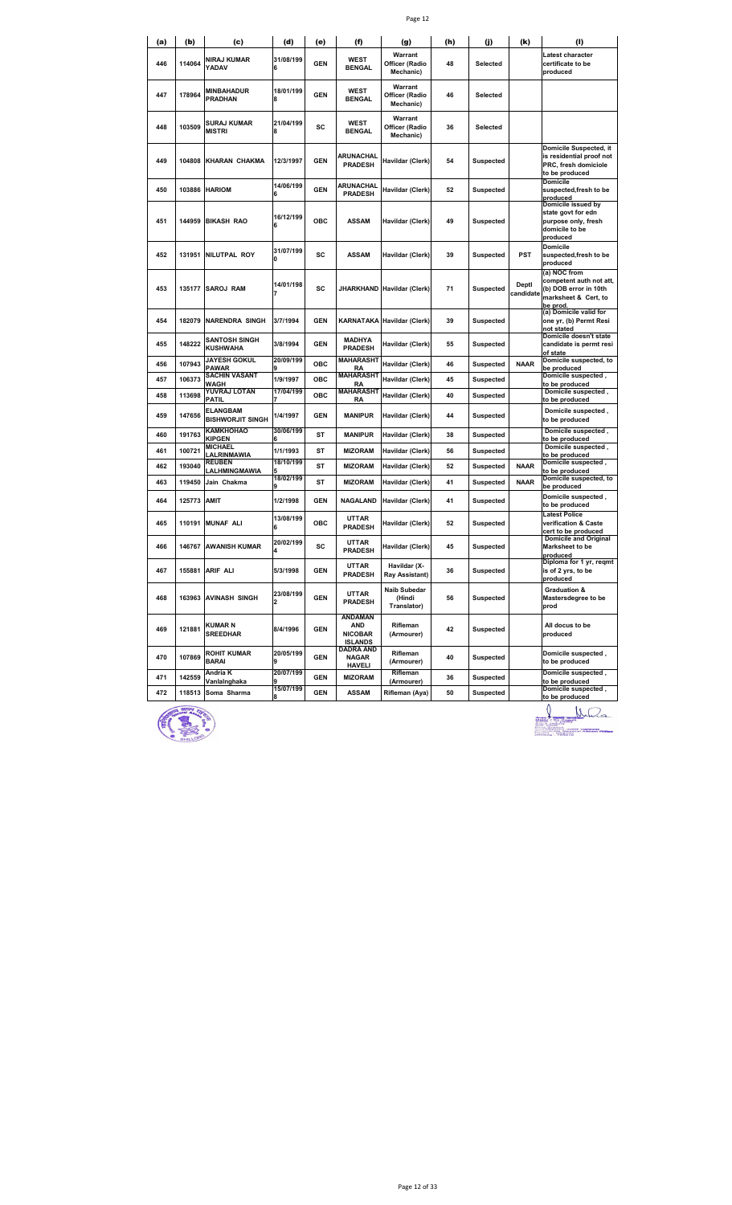| (a) | (b) | (c) | (d) | (e) | (f) | (g) | (h) | (j) | (k) | (l) |
|---|---|---|---|---|---|---|---|---|---|---|
| 446 | 114064 | NIRAJ KUMAR YADAV | 31/08/1996 | GEN | WEST BENGAL | Warrant Officer (Radio Mechanic) | 48 | Selected | | Latest character certificate to be produced |
| 447 | 178964 | MINBAHADUR PRADHAN | 18/01/1998 | GEN | WEST BENGAL | Warrant Officer (Radio Mechanic) | 46 | Selected | | |
| 448 | 103509 | SURAJ KUMAR MISTRI | 21/04/1998 | SC | WEST BENGAL | Warrant Officer (Radio Mechanic) | 36 | Selected | | |
| 449 | 104808 | KHARAN CHAKMA | 12/3/1997 | GEN | ARUNACHAL PRADESH | Havildar (Clerk) | 54 | Suspected | | Domicile Suspected, it is residential proof not PRC, fresh domiciole to be produced |
| 450 | 103886 | HARIOM | 14/06/1996 | GEN | ARUNACHAL PRADESH | Havildar (Clerk) | 52 | Suspected | | Domicile suspected,fresh to be produced |
| 451 | 144959 | BIKASH RAO | 16/12/1996 | OBC | ASSAM | Havildar (Clerk) | 49 | Suspected | | Domicile issued by state govt for edn purpose only, fresh domicile to be produced |
| 452 | 131951 | NILUTPAL ROY | 31/07/1990 | SC | ASSAM | Havildar (Clerk) | 39 | Suspected | PST | Domicile suspected,fresh to be produced |
| 453 | 135177 | SAROJ RAM | 14/01/1987 | SC | JHARKHAND | Havildar (Clerk) | 71 | Suspected | Deptl candidate | (a) NOC from competent auth not att, (b) DOB error in 10th marksheet & Cert, to be prod. |
| 454 | 182079 | NARENDRA SINGH | 3/7/1994 | GEN | KARNATAKA | Havildar (Clerk) | 39 | Suspected | | (a) Domicile valid for one yr, (b) Permt Resi not stated |
| 455 | 148222 | SANTOSH SINGH KUSHWAHA | 3/8/1994 | GEN | MADHYA PRADESH | Havildar (Clerk) | 55 | Suspected | | Domicile doesn't state candidate is permt resi of state |
| 456 | 107943 | JAYESH GOKUL PAWAR | 20/09/1999 | OBC | MAHARASHTRA | Havildar (Clerk) | 46 | Suspected | NAAR | Domicile suspected, to be produced |
| 457 | 106373 | SACHIN VASANT WAGH | 1/9/1997 | OBC | MAHARASHTRA | Havildar (Clerk) | 45 | Suspected | | Domicile suspected , to be produced |
| 458 | 113698 | YUVRAJ LOTAN PATIL | 17/04/1997 | OBC | MAHARASHTRA | Havildar (Clerk) | 40 | Suspected | | Domicile suspected , to be produced |
| 459 | 147656 | ELANGBAM BISHWORJIT SINGH | 1/4/1997 | GEN | MANIPUR | Havildar (Clerk) | 44 | Suspected | | Domicile suspected , to be produced |
| 460 | 191763 | KAMKHOHAO KIPGEN | 30/06/1996 | ST | MANIPUR | Havildar (Clerk) | 38 | Suspected | | Domicile suspected , to be produced |
| 461 | 100721 | MICHAEL LALRINMAWIA | 1/1/1993 | ST | MIZORAM | Havildar (Clerk) | 56 | Suspected | | Domicile suspected , to be produced |
| 462 | 193040 | REUBEN LALHMINGMAWIA | 18/10/1995 | ST | MIZORAM | Havildar (Clerk) | 52 | Suspected | NAAR | Domicile suspected , to be produced |
| 463 | 119450 | Jain Chakma | 18/02/1999 | ST | MIZORAM | Havildar (Clerk) | 41 | Suspected | NAAR | Domicile suspected, to be produced |
| 464 | 125773 | AMIT | 1/2/1998 | GEN | NAGALAND | Havildar (Clerk) | 41 | Suspected | | Domicile suspected , to be produced |
| 465 | 110191 | MUNAF ALI | 13/08/1996 | OBC | UTTAR PRADESH | Havildar (Clerk) | 52 | Suspected | | Latest Police verification & Caste cert to be produced |
| 466 | 146767 | AWANISH KUMAR | 20/02/1994 | SC | UTTAR PRADESH | Havildar (Clerk) | 45 | Suspected | | Domicile and Original Marksheet to be produced |
| 467 | 155881 | ARIF ALI | 5/3/1998 | GEN | UTTAR PRADESH | Havildar (X-Ray Assistant) | 36 | Suspected | | Diploma for 1 yr, reqmt is of 2 yrs, to be produced |
| 468 | 163963 | AVINASH SINGH | 23/08/1992 | GEN | UTTAR PRADESH | Naib Subedar (Hindi Translator) | 56 | Suspected | | Graduation & Mastersdegree to be prod |
| 469 | 121881 | KUMAR N SREEDHAR | 8/4/1996 | GEN | ANDAMAN AND NICOBAR ISLANDS | Rifleman (Armourer) | 42 | Suspected | | All docus to be produced |
| 470 | 107869 | ROHIT KUMAR BARAI | 20/05/1999 | GEN | DADRA AND NAGAR HAVELI | Rifleman (Armourer) | 40 | Suspected | | Domicile suspected , to be produced |
| 471 | 142559 | Andria K Vanlalnghaka | 20/07/1999 | GEN | MIZORAM | Rifleman (Armourer) | 36 | Suspected | | Domicile suspected , to be produced |
| 472 | 118513 | Soma Sharma | 15/07/1998 | GEN | ASSAM | Rifleman (Aya) | 50 | Suspected | | Domicile suspected , to be produced |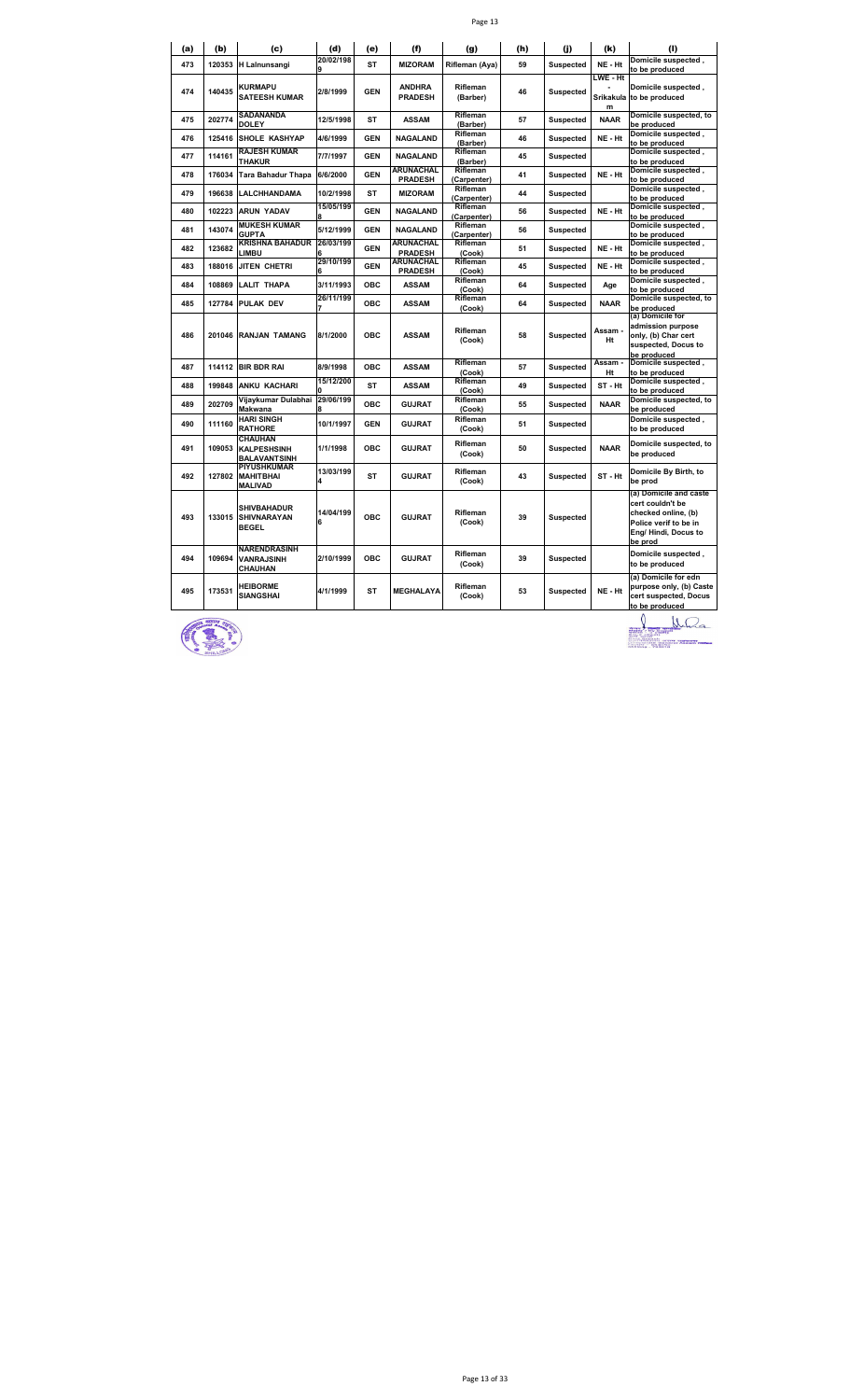| (a) | (b) | (c) | (d) | (e) | (f) | (g) | (h) | (j) | (k) | (l) |
|---|---|---|---|---|---|---|---|---|---|---|
| 473 | 120353 | H Lalnunsangi | 20/02/1989 | ST | MIZORAM | Rifleman (Aya) | 59 | Suspected | NE - Ht | Domicile suspected , to be produced |
| 474 | 140435 | KURMAPU SATEESH KUMAR | 2/8/1999 | GEN | ANDHRA PRADESH | Rifleman (Barber) | 46 | Suspected | LWE - Ht - Srikakulam | Domicile suspected , to be produced |
| 475 | 202774 | SADANANDA DOLEY | 12/5/1998 | ST | ASSAM | Rifleman (Barber) | 57 | Suspected | NAAR | Domicile suspected, to be produced |
| 476 | 125416 | SHOLE KASHYAP | 4/6/1999 | GEN | NAGALAND | Rifleman (Barber) | 46 | Suspected | NE - Ht | Domicile suspected , to be produced |
| 477 | 114161 | RAJESH KUMAR THAKUR | 7/7/1997 | GEN | NAGALAND | Rifleman (Barber) | 45 | Suspected | | Domicile suspected , to be produced |
| 478 | 176034 | Tara Bahadur Thapa | 6/6/2000 | GEN | ARUNACHAL PRADESH | Rifleman (Carpenter) | 41 | Suspected | NE - Ht | Domicile suspected , to be produced |
| 479 | 196638 | LALCHHANDAMA | 10/2/1998 | ST | MIZORAM | Rifleman (Carpenter) | 44 | Suspected | | Domicile suspected , to be produced |
| 480 | 102223 | ARUN YADAV | 15/05/1998 | GEN | NAGALAND | Rifleman (Carpenter) | 56 | Suspected | NE - Ht | Domicile suspected , to be produced |
| 481 | 143074 | MUKESH KUMAR GUPTA | 5/12/1999 | GEN | NAGALAND | Rifleman (Carpenter) | 56 | Suspected | | Domicile suspected , to be produced |
| 482 | 123682 | KRISHNA BAHADUR LIMBU | 26/03/1996 | GEN | ARUNACHAL PRADESH | Rifleman (Cook) | 51 | Suspected | NE - Ht | Domicile suspected , to be produced |
| 483 | 188016 | JITEN CHETRI | 29/10/1996 | GEN | ARUNACHAL PRADESH | Rifleman (Cook) | 45 | Suspected | NE - Ht | Domicile suspected , to be produced |
| 484 | 108869 | LALIT THAPA | 3/11/1993 | OBC | ASSAM | Rifleman (Cook) | 64 | Suspected | Age | Domicile suspected , to be produced |
| 485 | 127784 | PULAK DEV | 26/11/1997 | OBC | ASSAM | Rifleman (Cook) | 64 | Suspected | NAAR | Domicile suspected, to be produced |
| 486 | 201046 | RANJAN TAMANG | 8/1/2000 | OBC | ASSAM | Rifleman (Cook) | 58 | Suspected | Assam - Ht | (a) Domicile for admission purpose only, (b) Char cert suspected, Docus to be produced |
| 487 | 114112 | BIR BDR RAI | 8/9/1998 | OBC | ASSAM | Rifleman (Cook) | 57 | Suspected | Assam - Ht | Domicile suspected , to be produced |
| 488 | 199848 | ANKU KACHARI | 15/12/2000 | ST | ASSAM | Rifleman (Cook) | 49 | Suspected | ST - Ht | Domicile suspected , to be produced |
| 489 | 202709 | Vijaykumar Dulabhai Makwana | 29/06/1998 | OBC | GUJRAT | Rifleman (Cook) | 55 | Suspected | NAAR | Domicile suspected, to be produced |
| 490 | 111160 | HARI SINGH RATHORE | 10/1/1997 | GEN | GUJRAT | Rifleman (Cook) | 51 | Suspected | | Domicile suspected , to be produced |
| 491 | 109053 | CHAUHAN KALPESHSINH BALAVANTSINH | 1/1/1998 | OBC | GUJRAT | Rifleman (Cook) | 50 | Suspected | NAAR | Domicile suspected, to be produced |
| 492 | 127802 | PIYUSHKUMAR MAHITBHAI MALIVAD | 13/03/1994 | ST | GUJRAT | Rifleman (Cook) | 43 | Suspected | ST - Ht | Domicile By Birth, to be prod |
| 493 | 133015 | SHIVBAHADUR SHIVNARAYAN BEGEL | 14/04/1996 | OBC | GUJRAT | Rifleman (Cook) | 39 | Suspected | | (a) Domicile and caste cert couldn't be checked online, (b) Police verif to be in Eng/ Hindi, Docus to be prod |
| 494 | 109694 | NARENDRASINH VANRAJSINH CHAUHAN | 2/10/1999 | OBC | GUJRAT | Rifleman (Cook) | 39 | Suspected | | Domicile suspected , to be produced |
| 495 | 173531 | HEIBORME SIANGSHAI | 4/1/1999 | ST | MEGHALAYA | Rifleman (Cook) | 53 | Suspected | NE - Ht | (a) Domicile for edn purpose only, (b) Caste cert suspected, Docus to be produced |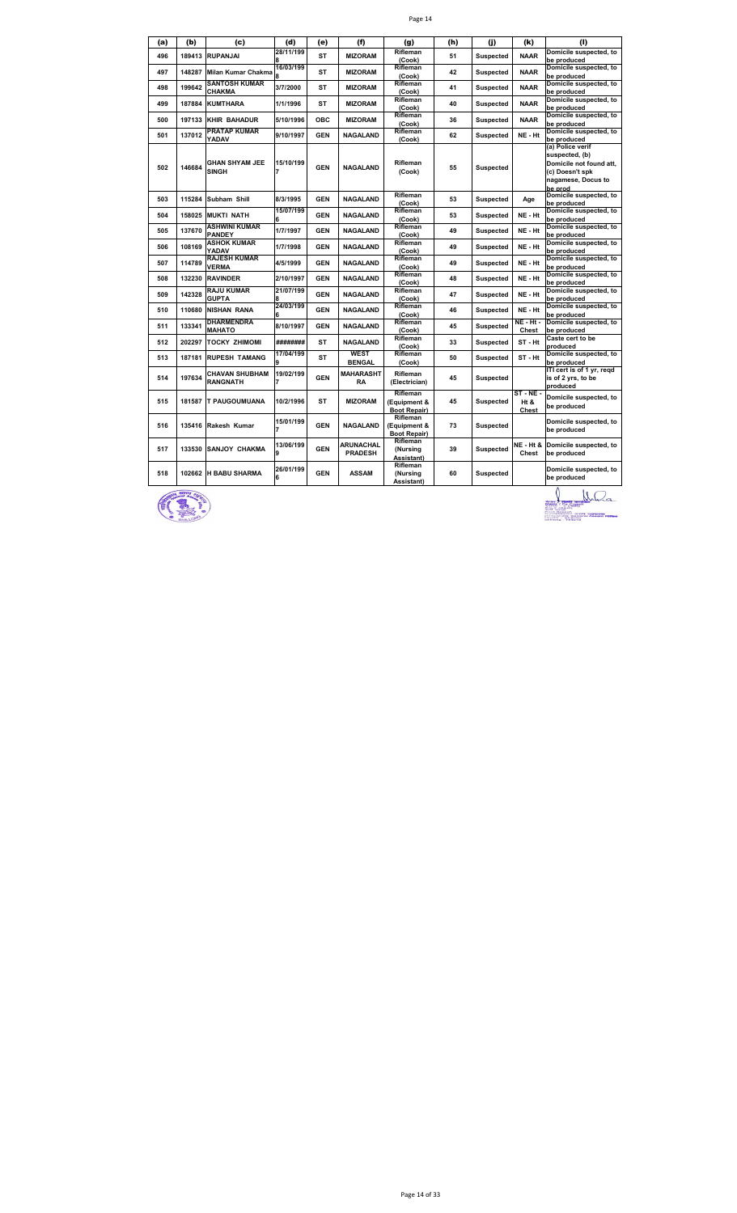| (a) | (b) | (c) | (d) | (e) | (f) | (g) | (h) | (j) | (k) | (l) |
|---|---|---|---|---|---|---|---|---|---|---|
| 496 | 189413 | RUPANJAI | 28/11/1998 | ST | MIZORAM | Rifleman (Cook) | 51 | Suspected | NAAR | Domicile suspected, to be produced |
| 497 | 148287 | Milan Kumar Chakma | 16/03/1998 | ST | MIZORAM | Rifleman (Cook) | 42 | Suspected | NAAR | Domicile suspected, to be produced |
| 498 | 199642 | SANTOSH KUMAR CHAKMA | 3/7/2000 | ST | MIZORAM | Rifleman (Cook) | 41 | Suspected | NAAR | Domicile suspected, to be produced |
| 499 | 187884 | KUMTHARA | 1/1/1996 | ST | MIZORAM | Rifleman (Cook) | 40 | Suspected | NAAR | Domicile suspected, to be produced |
| 500 | 197133 | KHIR BAHADUR | 5/10/1996 | OBC | MIZORAM | Rifleman (Cook) | 36 | Suspected | NAAR | Domicile suspected, to be produced |
| 501 | 137012 | PRATAP KUMAR YADAV | 9/10/1997 | GEN | NAGALAND | Rifleman (Cook) | 62 | Suspected | NE - Ht | Domicile suspected, to be produced |
| 502 | 146684 | GHAN SHYAM JEE SINGH | 15/10/1997 | GEN | NAGALAND | Rifleman (Cook) | 55 | Suspected | | (a) Police verif suspected, (b) Domicile not found att, (c) Doesn't spk nagamese, Docus to be prod |
| 503 | 115284 | Subham Shill | 8/3/1995 | GEN | NAGALAND | Rifleman (Cook) | 53 | Suspected | Age | Domicile suspected, to be produced |
| 504 | 158025 | MUKTI NATH | 15/07/1996 | GEN | NAGALAND | Rifleman (Cook) | 53 | Suspected | NE - Ht | Domicile suspected, to be produced |
| 505 | 137670 | ASHWINI KUMAR PANDEY | 1/7/1997 | GEN | NAGALAND | Rifleman (Cook) | 49 | Suspected | NE - Ht | Domicile suspected, to be produced |
| 506 | 108169 | ASHOK KUMAR YADAV | 1/7/1998 | GEN | NAGALAND | Rifleman (Cook) | 49 | Suspected | NE - Ht | Domicile suspected, to be produced |
| 507 | 114789 | RAJESH KUMAR VERMA | 4/5/1999 | GEN | NAGALAND | Rifleman (Cook) | 49 | Suspected | NE - Ht | Domicile suspected, to be produced |
| 508 | 132230 | RAVINDER | 2/10/1997 | GEN | NAGALAND | Rifleman (Cook) | 48 | Suspected | NE - Ht | Domicile suspected, to be produced |
| 509 | 142328 | RAJU KUMAR GUPTA | 21/07/1998 | GEN | NAGALAND | Rifleman (Cook) | 47 | Suspected | NE - Ht | Domicile suspected, to be produced |
| 510 | 110680 | NISHAN RANA | 24/03/1996 | GEN | NAGALAND | Rifleman (Cook) | 46 | Suspected | NE - Ht | Domicile suspected, to be produced |
| 511 | 133341 | DHARMENDRA MAHATO | 8/10/1997 | GEN | NAGALAND | Rifleman (Cook) | 45 | Suspected | NE - Ht - Chest | Domicile suspected, to be produced |
| 512 | 202297 | TOCKY ZHIMOMI | ######## | ST | NAGALAND | Rifleman (Cook) | 33 | Suspected | ST - Ht | Caste cert to be produced |
| 513 | 187181 | RUPESH TAMANG | 17/04/1999 | ST | WEST BENGAL | Rifleman (Cook) | 50 | Suspected | ST - Ht | Domicile suspected, to be produced |
| 514 | 197634 | CHAVAN SHUBHAM RANGNATH | 19/02/1997 | GEN | MAHARASHTRA | Rifleman (Electrician) | 45 | Suspected | | ITI cert is of 1 yr, reqd is of 2 yrs, to be produced |
| 515 | 181587 | T PAUGOUMUANA | 10/2/1996 | ST | MIZORAM | Rifleman (Equipment & Boot Repair) | 45 | Suspected | ST - NE - Ht & Chest | Domicile suspected, to be produced |
| 516 | 135416 | Rakesh Kumar | 15/01/1997 | GEN | NAGALAND | Rifleman (Equipment & Boot Repair) | 73 | Suspected | | Domicile suspected, to be produced |
| 517 | 133530 | SANJOY CHAKMA | 13/06/1999 | GEN | ARUNACHAL PRADESH | Rifleman (Nursing Assistant) | 39 | Suspected | NE - Ht & Chest | Domicile suspected, to be produced |
| 518 | 102662 | H BABU SHARMA | 26/01/1996 | GEN | ASSAM | Rifleman (Nursing Assistant) | 60 | Suspected | | Domicile suspected, to be produced |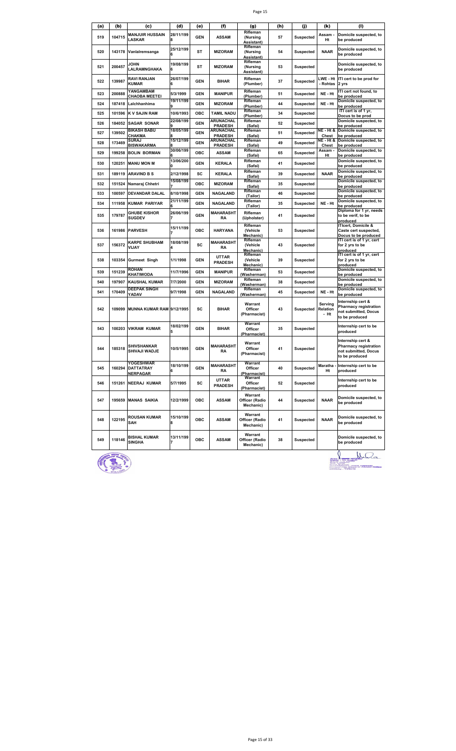| (a) | (b) | (c) | (d) | (e) | (f) | (g) | (h) | (j) | (k) | (l) |
|---|---|---|---|---|---|---|---|---|---|---|
| 519 | 104715 | MANJUIR HUSSAIN LASKAR | 28/11/1998 | GEN | ASSAM | Rifleman (Nursing Assistant) | 57 | Suspected | Assam - Ht | Domicile suspected, to be produced |
| 520 | 143178 | Vanlalremsanga | 25/12/1996 | ST | MIZORAM | Rifleman (Nursing Assistant) | 54 | Suspected | NAAR | Domicile suspected, to be produced |
| 521 | 200457 | JOHN LALRAMNGHAKA | 19/08/1996 | ST | MIZORAM | Rifleman (Nursing Assistant) | 53 | Suspected | | Domicile suspected, to be produced |
| 522 | 139987 | RAVI RANJAN KUMAR | 26/07/1996 | GEN | BIHAR | Rifleman (Plumber) | 37 | Suspected | LWE - Ht - Rohtas | ITI cert to be prod for 2 yrs |
| 523 | 200888 | YANGAMBAM CHAOBA MEETEI | 5/3/1999 | GEN | MANIPUR | Rifleman (Plumber) | 51 | Suspected | NE - Ht | ITI cert not found, to be produced |
| 524 | 187418 | Lalchhanhima | 19/11/1999 | GEN | MIZORAM | Rifleman (Plumber) | 44 | Suspected | NE - Ht | Domicile suspected, to be produced |
| 525 | 101596 | K V SAJIN RAM | 10/6/1993 | OBC | TAMIL NADU | Rifleman (Plumber) | 34 | Suspected | | ITI cert is of 1 yr, Docus to be prod |
| 526 | 184052 | SAGAR SONAR | 22/08/1999 | GEN | ARUNACHAL PRADESH | Rifleman (Safai) | 52 | Suspected | | Domicile suspected, to be produced |
| 527 | 139502 | BIKASH BABU CHAKMA | 18/05/1998 | GEN | ARUNACHAL PRADESH | Rifleman (Safai) | 51 | Suspected | NE - Ht & Chest | Domicile suspected, to be produced |
| 528 | 173469 | SURAJ BISWAKARMA | 15/12/1998 | GEN | ARUNACHAL PRADESH | Rifleman (Safai) | 49 | Suspected | NE - Ht & Chest | Domicile suspected, to be produced |
| 529 | 199258 | BOLIN BORMAN | 30/06/1996 | OBC | ASSAM | Rifleman (Safai) | 65 | Suspected | Assam - Ht | Domicile suspected, to be produced |
| 530 | 120251 | MANU MON M | 13/06/2000 | GEN | KERALA | Rifleman (Safai) | 41 | Suspected | | Domicile suspected, to be produced |
| 531 | 189119 | ARAVIND B S | 2/12/1998 | SC | KERALA | Rifleman (Safai) | 39 | Suspected | NAAR | Domicile suspected, to be produced |
| 532 | 151524 | Namaraj Chhetri | 15/08/1997 | OBC | MIZORAM | Rifleman (Safai) | 35 | Suspected | | Domicile suspected, to be produced |
| 533 | 100597 | DEVANDAR DALAL | 8/10/1998 | GEN | NAGALAND | Rifleman (Tailor) | 46 | Suspected | | Domicile suspected, to be produced |
| 534 | 111958 | KUMAR PARIYAR | 21/11/1996 | GEN | NAGALAND | Rifleman (Tailor) | 35 | Suspected | NE - Ht | Domicile suspected, to be produced |
| 535 | 179787 | GHUBE KISHOR SUGDEV | 26/06/1997 | GEN | MAHARASHTRA | Rifleman (Upholster) | 41 | Suspected | | Diploma for 1 yr, needs to be verif, to be produced |
| 536 | 161986 | PARVESH | 15/11/1997 | OBC | HARYANA | Rifleman (Vehicle Mechanic) | 53 | Suspected | | ITIcert, Domicile & Caste cert suspected, Docus to be produced |
| 537 | 156372 | KARPE SHUBHAM VIJAY | 18/08/1994 | SC | MAHARASHTRA | Rifleman (Vehicle Mechanic) | 43 | Suspected | | ITI cert is of 1 yr, cert for 2 yrs to be produced |
| 538 | 103354 | Gurmeet Singh | 1/1/1998 | GEN | UTTAR PRADESH | Rifleman (Vehicle Mechanic) | 39 | Suspected | | ITI cert is of 1 yr, cert for 2 yrs to be produced |
| 539 | 151239 | ROHAN KHATIWODA | 11/7/1996 | GEN | MANIPUR | Rifleman (Washerman) | 53 | Suspected | | Domicile suspected, to be produced |
| 540 | 197907 | KAUSHAL KUMAR | 7/7/2000 | GEN | MIZORAM | Rifleman (Washerman) | 38 | Suspected | | Domicile suspected, to be produced |
| 541 | 170409 | DEEPAK SINGH YADAV | 9/7/1998 | GEN | NAGALAND | Rifleman (Washerman) | 45 | Suspected | NE - Ht | Domicile suspected, to be produced |
| 542 | 109099 | MUNNA KUMAR RAM | 9/12/1995 | SC | BIHAR | Warrant Officer (Pharmacist) | 43 | Suspected | Serving Relation - Ht | Internship cert & Pharmacy registration not submitted, Docus to be produced |
| 543 | 100203 | VIKRAM KUMAR | 18/02/1995 | GEN | BIHAR | Warrant Officer (Pharmacist) | 35 | Suspected | | Internship cert to be produced |
| 544 | 185318 | SHIVSHANKAR SHIVAJI WADJE | 10/5/1995 | GEN | MAHARASHTRA | Warrant Officer (Pharmacist) | 41 | Suspected | | Internship cert & Pharmacy registration not submitted, Docus to be produced |
| 545 | 160294 | YOGESHWAR DATTATRAY NERPAGAR | 18/10/1996 | GEN | MAHARASHTRA | Warrant Officer (Pharmacist) | 40 | Suspected | Maratha - Ht | Internship cert to be produced |
| 546 | 151261 | NEERAJ KUMAR | 5/7/1995 | SC | UTTAR PRADESH | Warrant Officer (Pharmacist) | 52 | Suspected | | Internship cert to be produced |
| 547 | 195659 | MANAS SAIKIA | 12/2/1999 | OBC | ASSAM | Warrant Officer (Radio Mechanic) | 44 | Suspected | NAAR | Domicile suspected, to be produced |
| 548 | 122195 | ROUSAN KUMAR SAH | 15/10/1998 | OBC | ASSAM | Warrant Officer (Radio Mechanic) | 41 | Suspected | NAAR | Domicile suspected, to be produced |
| 549 | 118146 | BISHAL KUMAR SINGHA | 13/11/1997 | OBC | ASSAM | Warrant Officer (Radio Mechanic) | 38 | Suspected | | Domicile suspected, to be produced |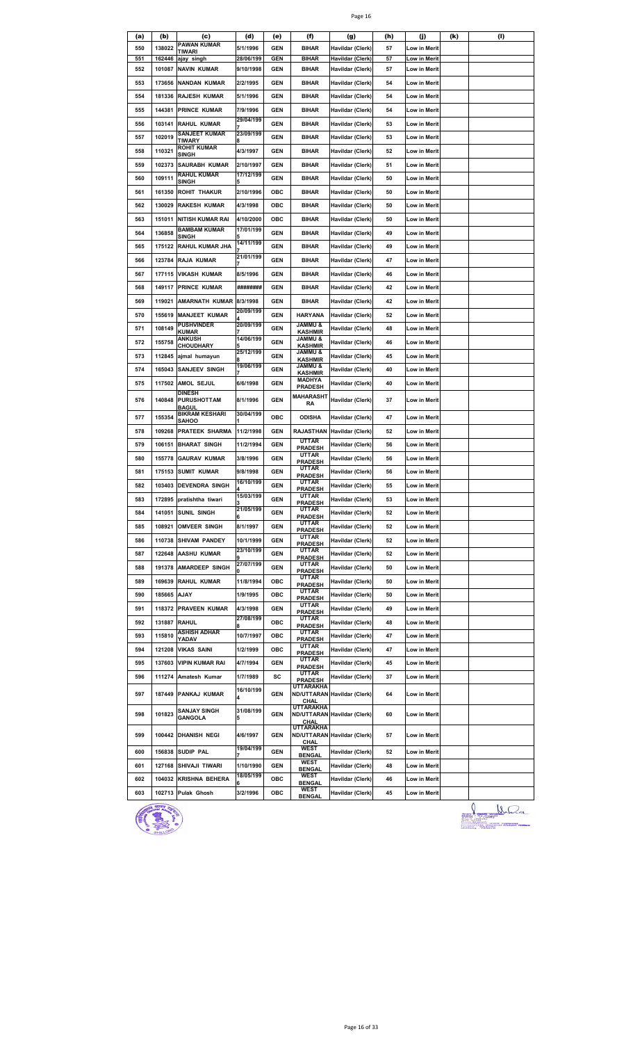| (a) | (b) | (c) | (d) | (e) | (f) | (g) | (h) | (j) | (k) | (l) |
|---|---|---|---|---|---|---|---|---|---|---|
| 550 | 138022 | PAWAN KUMAR TIWARI | 5/1/1996 | GEN | BIHAR | Havildar (Clerk) | 57 | Low in Merit | | |
| 551 | 162446 | ajay singh | 28/06/199 | GEN | BIHAR | Havildar (Clerk) | 57 | Low in Merit | | |
| 552 | 101087 | NAVIN KUMAR | 9/10/1998 | GEN | BIHAR | Havildar (Clerk) | 57 | Low in Merit | | |
| 553 | 173656 | NANDAN KUMAR | 2/2/1995 | GEN | BIHAR | Havildar (Clerk) | 54 | Low in Merit | | |
| 554 | 181336 | RAJESH KUMAR | 5/1/1996 | GEN | BIHAR | Havildar (Clerk) | 54 | Low in Merit | | |
| 555 | 144381 | PRINCE KUMAR | 7/9/1996 | GEN | BIHAR | Havildar (Clerk) | 54 | Low in Merit | | |
| 556 | 103141 | RAHUL KUMAR | 29/04/199 7 | GEN | BIHAR | Havildar (Clerk) | 53 | Low in Merit | | |
| 557 | 102019 | SANJEET KUMAR TIWARY | 23/09/199 8 | GEN | BIHAR | Havildar (Clerk) | 53 | Low in Merit | | |
| 558 | 110321 | ROHIT KUMAR SINGH | 4/3/1997 | GEN | BIHAR | Havildar (Clerk) | 52 | Low in Merit | | |
| 559 | 102373 | SAURABH KUMAR | 2/10/1997 | GEN | BIHAR | Havildar (Clerk) | 51 | Low in Merit | | |
| 560 | 109111 | RAHUL KUMAR SINGH | 17/12/199 5 | GEN | BIHAR | Havildar (Clerk) | 50 | Low in Merit | | |
| 561 | 161350 | ROHIT THAKUR | 2/10/1996 | OBC | BIHAR | Havildar (Clerk) | 50 | Low in Merit | | |
| 562 | 130029 | RAKESH KUMAR | 4/3/1998 | OBC | BIHAR | Havildar (Clerk) | 50 | Low in Merit | | |
| 563 | 151011 | NITISH KUMAR RAI | 4/10/2000 | OBC | BIHAR | Havildar (Clerk) | 50 | Low in Merit | | |
| 564 | 136858 | BAMBAM KUMAR SINGH | 17/01/199 5 | GEN | BIHAR | Havildar (Clerk) | 49 | Low in Merit | | |
| 565 | 175122 | RAHUL KUMAR JHA | 14/11/199 7 | GEN | BIHAR | Havildar (Clerk) | 49 | Low in Merit | | |
| 566 | 123784 | RAJA KUMAR | 21/01/199 7 | GEN | BIHAR | Havildar (Clerk) | 47 | Low in Merit | | |
| 567 | 177115 | VIKASH KUMAR | 8/5/1996 | GEN | BIHAR | Havildar (Clerk) | 46 | Low in Merit | | |
| 568 | 149117 | PRINCE KUMAR | ######## | GEN | BIHAR | Havildar (Clerk) | 42 | Low in Merit | | |
| 569 | 119021 | AMARNATH KUMAR | 8/3/1998 | GEN | BIHAR | Havildar (Clerk) | 42 | Low in Merit | | |
| 570 | 155619 | MANJEET KUMAR | 20/09/199 4 | GEN | HARYANA | Havildar (Clerk) | 52 | Low in Merit | | |
| 571 | 108149 | PUSHVINDER KUMAR | 20/09/199 7 | GEN | JAMMU & KASHMIR | Havildar (Clerk) | 48 | Low in Merit | | |
| 572 | 155758 | ANKUSH CHOUDHARY | 14/06/199 5 | GEN | JAMMU & KASHMIR | Havildar (Clerk) | 46 | Low in Merit | | |
| 573 | 112845 | ajmal humayun | 25/12/199 8 | GEN | JAMMU & KASHMIR | Havildar (Clerk) | 45 | Low in Merit | | |
| 574 | 165043 | SANJEEV SINGH | 19/06/199 7 | GEN | JAMMU & KASHMIR | Havildar (Clerk) | 40 | Low in Merit | | |
| 575 | 117502 | AMOL SEJUL | 6/6/1998 | GEN | MADHYA PRADESH | Havildar (Clerk) | 40 | Low in Merit | | |
| 576 | 140848 | DINESH PURUSHOTTAM BAGUL | 8/1/1996 | GEN | MAHARASHTRA | Havildar (Clerk) | 37 | Low in Merit | | |
| 577 | 155354 | BIKRAM KESHARI SAHOO | 30/04/199 1 | OBC | ODISHA | Havildar (Clerk) | 47 | Low in Merit | | |
| 578 | 109268 | PRATEEK SHARMA | 11/2/1998 | GEN | RAJASTHAN | Havildar (Clerk) | 52 | Low in Merit | | |
| 579 | 106151 | BHARAT SINGH | 11/2/1994 | GEN | UTTAR PRADESH | Havildar (Clerk) | 56 | Low in Merit | | |
| 580 | 155778 | GAURAV KUMAR | 3/8/1996 | GEN | UTTAR PRADESH | Havildar (Clerk) | 56 | Low in Merit | | |
| 581 | 175153 | SUMIT KUMAR | 9/8/1998 | GEN | UTTAR PRADESH | Havildar (Clerk) | 56 | Low in Merit | | |
| 582 | 103403 | DEVENDRA SINGH | 16/10/199 4 | GEN | UTTAR PRADESH | Havildar (Clerk) | 55 | Low in Merit | | |
| 583 | 172895 | pratishtha tiwari | 15/03/199 3 | GEN | UTTAR PRADESH | Havildar (Clerk) | 53 | Low in Merit | | |
| 584 | 141051 | SUNIL SINGH | 21/05/199 6 | GEN | UTTAR PRADESH | Havildar (Clerk) | 52 | Low in Merit | | |
| 585 | 108921 | OMVEER SINGH | 8/1/1997 | GEN | UTTAR PRADESH | Havildar (Clerk) | 52 | Low in Merit | | |
| 586 | 110738 | SHIVAM PANDEY | 10/1/1999 | GEN | UTTAR PRADESH | Havildar (Clerk) | 52 | Low in Merit | | |
| 587 | 122648 | AASHU KUMAR | 23/10/199 9 | GEN | UTTAR PRADESH | Havildar (Clerk) | 52 | Low in Merit | | |
| 588 | 191378 | AMARDEEP SINGH | 27/07/199 0 | GEN | UTTAR PRADESH | Havildar (Clerk) | 50 | Low in Merit | | |
| 589 | 169639 | RAHUL KUMAR | 11/8/1994 | OBC | UTTAR PRADESH | Havildar (Clerk) | 50 | Low in Merit | | |
| 590 | 185665 | AJAY | 1/9/1995 | OBC | UTTAR PRADESH | Havildar (Clerk) | 50 | Low in Merit | | |
| 591 | 118372 | PRAVEEN KUMAR | 4/3/1998 | GEN | UTTAR PRADESH | Havildar (Clerk) | 49 | Low in Merit | | |
| 592 | 131887 | RAHUL | 27/08/199 8 | OBC | UTTAR PRADESH | Havildar (Clerk) | 48 | Low in Merit | | |
| 593 | 115810 | ASHISH ADHAR YADAV | 10/7/1997 | OBC | UTTAR PRADESH | Havildar (Clerk) | 47 | Low in Merit | | |
| 594 | 121208 | VIKAS SAINI | 1/2/1999 | OBC | UTTAR PRADESH | Havildar (Clerk) | 47 | Low in Merit | | |
| 595 | 137603 | VIPIN KUMAR RAI | 4/7/1994 | GEN | UTTAR PRADESH | Havildar (Clerk) | 45 | Low in Merit | | |
| 596 | 111274 | Amatesh Kumar | 1/7/1989 | SC | UTTAR PRADESH | Havildar (Clerk) | 37 | Low in Merit | | |
| 597 | 187449 | PANKAJ KUMAR | 16/10/199 4 | GEN | UTTARAKHAND/UTTARANCHAL | Havildar (Clerk) | 64 | Low in Merit | | |
| 598 | 101823 | SANJAY SINGH GANGOLA | 31/08/199 5 | GEN | UTTARAKHAND/UTTARANCHAL | Havildar (Clerk) | 60 | Low in Merit | | |
| 599 | 100442 | DHANISH NEGI | 4/6/1997 | GEN | UTTARAKHAND/UTTARANCHAL | Havildar (Clerk) | 57 | Low in Merit | | |
| 600 | 156838 | SUDIP PAL | 19/04/199 7 | GEN | WEST BENGAL | Havildar (Clerk) | 52 | Low in Merit | | |
| 601 | 127168 | SHIVAJI TIWARI | 1/10/1990 | GEN | WEST BENGAL | Havildar (Clerk) | 48 | Low in Merit | | |
| 602 | 104032 | KRISHNA BEHERA | 18/05/199 6 | OBC | WEST BENGAL | Havildar (Clerk) | 46 | Low in Merit | | |
| 603 | 102713 | Pulak Ghosh | 3/2/1996 | OBC | WEST BENGAL | Havildar (Clerk) | 45 | Low in Merit | | |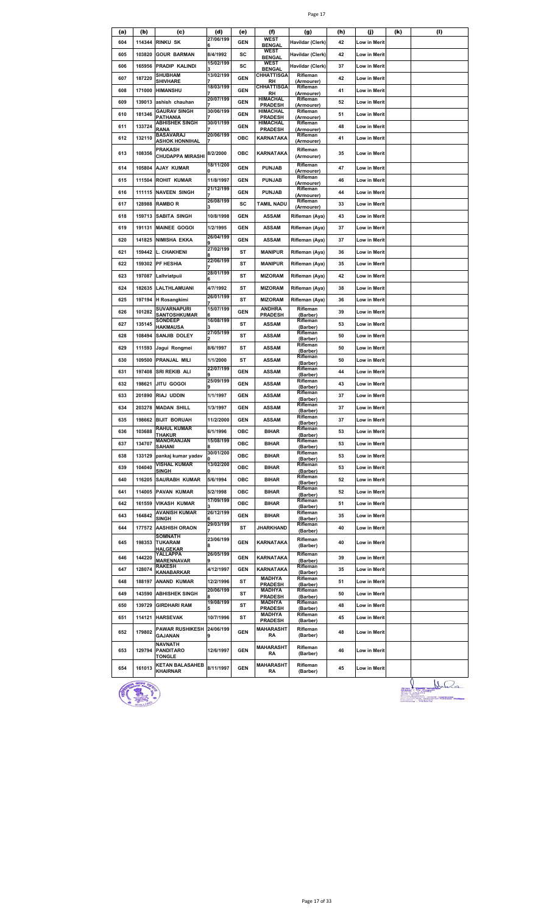| (a) | (b) | (c) | (d) | (e) | (f) | (g) | (h) | (j) | (k) | (l) |
|---|---|---|---|---|---|---|---|---|---|---|
| 604 | 114344 | RINKU SK | 27/06/1996 | GEN | WEST BENGAL | Havildar (Clerk) | 42 | Low in Merit | | |
| 605 | 103820 | GOUR BARMAN | 8/4/1992 | SC | WEST BENGAL | Havildar (Clerk) | 42 | Low in Merit | | |
| 606 | 165956 | PRADIP KALINDI | 15/02/1993 | SC | WEST BENGAL | Havildar (Clerk) | 37 | Low in Merit | | |
| 607 | 187220 | SHUBHAM SHIVHARE | 13/02/1997 | GEN | CHHATTISGARH | Rifleman (Armourer) | 42 | Low in Merit | | |
| 608 | 171000 | HIMANSHU | 18/03/1997 | GEN | CHHATTISGARH | Rifleman (Armourer) | 41 | Low in Merit | | |
| 609 | 139013 | ashish chauhan | 20/07/1997 | GEN | HIMACHAL PRADESH | Rifleman (Armourer) | 52 | Low in Merit | | |
| 610 | 181346 | GAURAV SINGH PATHANIA | 30/06/1997 | GEN | HIMACHAL PRADESH | Rifleman (Armourer) | 51 | Low in Merit | | |
| 611 | 133724 | ABHISHEK SINGH RANA | 30/01/1997 | GEN | HIMACHAL PRADESH | Rifleman (Armourer) | 48 | Low in Merit | | |
| 612 | 132110 | BASAVARAJ ASHOK HONNIHAL | 20/06/1997 | OBC | KARNATAKA | Rifleman (Armourer) | 41 | Low in Merit | | |
| 613 | 108356 | PRAKASH CHUDAPPA MIRASHI | 8/2/2000 | OBC | KARNATAKA | Rifleman (Armourer) | 35 | Low in Merit | | |
| 614 | 105804 | AJAY KUMAR | 18/11/2000 | GEN | PUNJAB | Rifleman (Armourer) | 47 | Low in Merit | | |
| 615 | 111504 | ROHIT KUMAR | 11/8/1997 | GEN | PUNJAB | Rifleman (Armourer) | 46 | Low in Merit | | |
| 616 | 111115 | NAVEEN SINGH | 21/12/1997 | GEN | PUNJAB | Rifleman (Armourer) | 44 | Low in Merit | | |
| 617 | 128988 | RAMBO R | 26/08/1993 | SC | TAMIL NADU | Rifleman (Armourer) | 33 | Low in Merit | | |
| 618 | 159713 | SABITA SINGH | 10/8/1998 | GEN | ASSAM | Rifleman (Aya) | 43 | Low in Merit | | |
| 619 | 191131 | MAINEE GOGOI | 1/2/1995 | GEN | ASSAM | Rifleman (Aya) | 37 | Low in Merit | | |
| 620 | 141825 | NIMISHA EKKA | 26/04/1999 | GEN | ASSAM | Rifleman (Aya) | 37 | Low in Merit | | |
| 621 | 159442 | L. CHAKHENI | 27/02/1998 | ST | MANIPUR | Rifleman (Aya) | 36 | Low in Merit | | |
| 622 | 159302 | PF HESHIA | 22/06/1997 | ST | MANIPUR | Rifleman (Aya) | 35 | Low in Merit | | |
| 623 | 197087 | Lalhriatpuii | 28/01/1996 | ST | MIZORAM | Rifleman (Aya) | 42 | Low in Merit | | |
| 624 | 182635 | LALTHLAMUANI | 4/7/1992 | ST | MIZORAM | Rifleman (Aya) | 38 | Low in Merit | | |
| 625 | 197194 | H Rosangkimi | 26/01/1997 | ST | MIZORAM | Rifleman (Aya) | 36 | Low in Merit | | |
| 626 | 101282 | SUVARNAPURI SANTOSHKUMAR | 15/07/1996 | GEN | ANDHRA PRADESH | Rifleman (Barber) | 39 | Low in Merit | | |
| 627 | 135145 | SONDEEP HAKMAUSA | 16/08/1993 | ST | ASSAM | Rifleman (Barber) | 53 | Low in Merit | | |
| 628 | 108494 | SANJIB DOLEY | 27/05/1992 | ST | ASSAM | Rifleman (Barber) | 50 | Low in Merit | | |
| 629 | 111593 | Jagui Rongmei | 8/6/1997 | ST | ASSAM | Rifleman (Barber) | 50 | Low in Merit | | |
| 630 | 109500 | PRANJAL MILI | 1/1/2000 | ST | ASSAM | Rifleman (Barber) | 50 | Low in Merit | | |
| 631 | 197408 | SRI REKIB ALI | 22/07/1999 | GEN | ASSAM | Rifleman (Barber) | 44 | Low in Merit | | |
| 632 | 198621 | JITU GOGOI | 25/09/1999 | GEN | ASSAM | Rifleman (Barber) | 43 | Low in Merit | | |
| 633 | 201890 | RIAJ UDDIN | 1/1/1997 | GEN | ASSAM | Rifleman (Barber) | 37 | Low in Merit | | |
| 634 | 203278 | MADAN SHILL | 1/3/1997 | GEN | ASSAM | Rifleman (Barber) | 37 | Low in Merit | | |
| 635 | 198662 | BIJIT BORUAH | 11/2/2000 | GEN | ASSAM | Rifleman (Barber) | 37 | Low in Merit | | |
| 636 | 103688 | RAHUL KUMAR THAKUR | 6/1/1996 | OBC | BIHAR | Rifleman (Barber) | 53 | Low in Merit | | |
| 637 | 134707 | MANORANJAN SAHANI | 15/08/1998 | OBC | BIHAR | Rifleman (Barber) | 53 | Low in Merit | | |
| 638 | 133129 | pankaj kumar yadav | 30/01/2000 | OBC | BIHAR | Rifleman (Barber) | 53 | Low in Merit | | |
| 639 | 104040 | VISHAL KUMAR SINGH | 13/02/2000 | OBC | BIHAR | Rifleman (Barber) | 53 | Low in Merit | | |
| 640 | 116205 | SAURABH KUMAR | 5/6/1994 | OBC | BIHAR | Rifleman (Barber) | 52 | Low in Merit | | |
| 641 | 114005 | PAVAN KUMAR | 5/2/1998 | OBC | BIHAR | Rifleman (Barber) | 52 | Low in Merit | | |
| 642 | 161559 | VIKASH KUMAR | 17/09/1993 | OBC | BIHAR | Rifleman (Barber) | 51 | Low in Merit | | |
| 643 | 164842 | AVANISH KUMAR SINGH | 26/12/1996 | GEN | BIHAR | Rifleman (Barber) | 35 | Low in Merit | | |
| 644 | 177572 | AASHISH ORAON | 29/03/1997 | ST | JHARKHAND | Rifleman (Barber) | 40 | Low in Merit | | |
| 645 | 198353 | SOMNATH TUKARAM HALGEKAR | 23/06/1998 | GEN | KARNATAKA | Rifleman (Barber) | 40 | Low in Merit | | |
| 646 | 144220 | YALLAPPA MARENNAVAR | 26/05/1999 | GEN | KARNATAKA | Rifleman (Barber) | 39 | Low in Merit | | |
| 647 | 128074 | RAKESH KANABARKAR | 4/12/1997 | GEN | KARNATAKA | Rifleman (Barber) | 35 | Low in Merit | | |
| 648 | 188197 | ANAND KUMAR | 12/2/1996 | ST | MADHYA PRADESH | Rifleman (Barber) | 51 | Low in Merit | | |
| 649 | 143590 | ABHISHEK SINGH | 20/06/1998 | ST | MADHYA PRADESH | Rifleman (Barber) | 50 | Low in Merit | | |
| 650 | 139729 | GIRDHARI RAM | 19/08/1995 | ST | MADHYA PRADESH | Rifleman (Barber) | 48 | Low in Merit | | |
| 651 | 114121 | HARSEVAK | 10/7/1996 | ST | MADHYA PRADESH | Rifleman (Barber) | 45 | Low in Merit | | |
| 652 | 179802 | PAWAR RUSHIKESH GAJANAN | 24/06/1999 | GEN | MAHARASHTRA | Rifleman (Barber) | 48 | Low in Merit | | |
| 653 | 129794 | NAVNATH PANDITARO TONGLE | 12/6/1997 | GEN | MAHARASHTRA | Rifleman (Barber) | 46 | Low in Merit | | |
| 654 | 161013 | KETAN BALASAHEB KHAIRNAR | 8/11/1997 | GEN | MAHARASHTRA | Rifleman (Barber) | 45 | Low in Merit | | |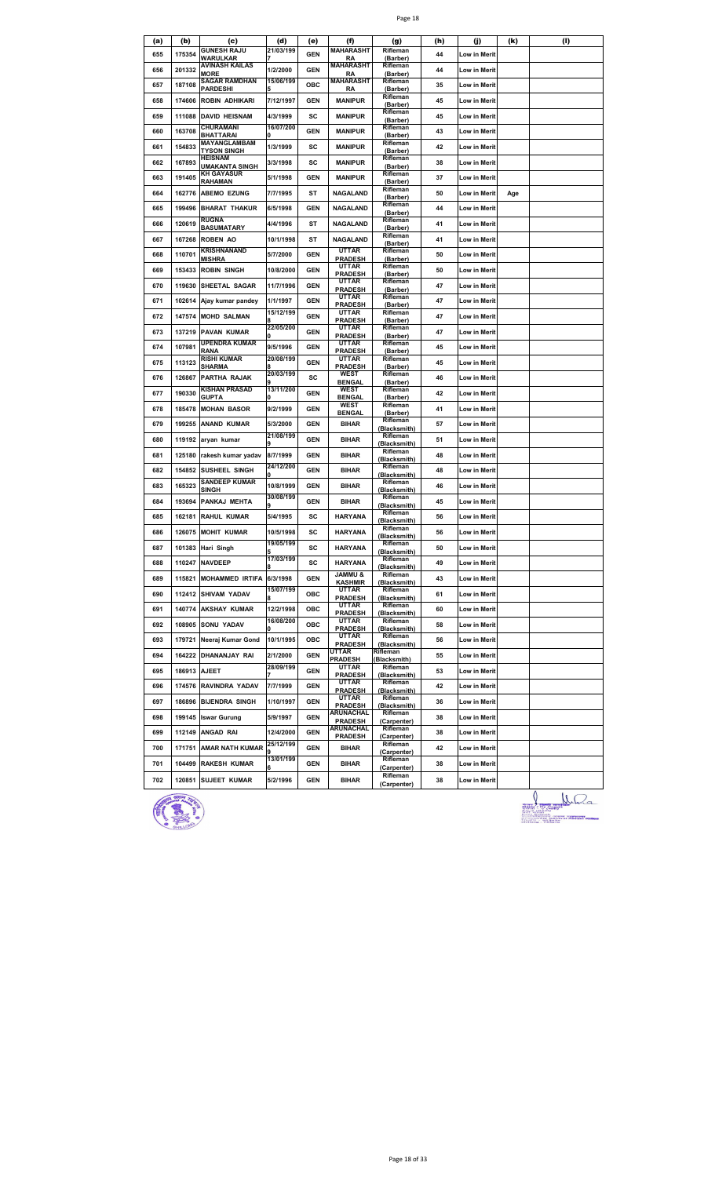| (a) | (b) | (c) | (d) | (e) | (f) | (g) | (h) | (j) | (k) | (l) |
|---|---|---|---|---|---|---|---|---|---|---|
| 655 | 175354 | GUNESH RAJU WARULKAR | 21/03/1997 | GEN | MAHARASHTRA | Rifleman (Barber) | 44 | Low in Merit | | |
| 656 | 201332 | AVINASH KAILAS MORE | 1/2/2000 | GEN | MAHARASHTRA | Rifleman (Barber) | 44 | Low in Merit | | |
| 657 | 187108 | SAGAR RAMDHAN PARDESHI | 15/06/1995 | OBC | MAHARASHTRA | Rifleman (Barber) | 35 | Low in Merit | | |
| 658 | 174606 | ROBIN ADHIKARI | 7/12/1997 | GEN | MANIPUR | Rifleman (Barber) | 45 | Low in Merit | | |
| 659 | 111088 | DAVID HEISNAM | 4/3/1999 | SC | MANIPUR | Rifleman (Barber) | 45 | Low in Merit | | |
| 660 | 163708 | CHURAMANI BHATTARAI | 16/07/2000 | GEN | MANIPUR | Rifleman (Barber) | 43 | Low in Merit | | |
| 661 | 154833 | MAYANGLAMBAM TYSON SINGH | 1/3/1999 | SC | MANIPUR | Rifleman (Barber) | 42 | Low in Merit | | |
| 662 | 167893 | HEISNAM UMAKANTA SINGH | 3/3/1998 | SC | MANIPUR | Rifleman (Barber) | 38 | Low in Merit | | |
| 663 | 191405 | KH GAYASUR RAHAMAN | 5/1/1998 | GEN | MANIPUR | Rifleman (Barber) | 37 | Low in Merit | | |
| 664 | 162776 | ABEMO EZUNG | 7/7/1995 | ST | NAGALAND | Rifleman (Barber) | 50 | Low in Merit | Age | |
| 665 | 199496 | BHARAT THAKUR | 6/5/1998 | GEN | NAGALAND | Rifleman (Barber) | 44 | Low in Merit | | |
| 666 | 120619 | RUGNA BASUMATARY | 4/4/1996 | ST | NAGALAND | Rifleman (Barber) | 41 | Low in Merit | | |
| 667 | 167268 | ROBEN AO | 10/1/1998 | ST | NAGALAND | Rifleman (Barber) | 41 | Low in Merit | | |
| 668 | 110701 | KRISHNANAND MISHRA | 5/7/2000 | GEN | UTTAR PRADESH | Rifleman (Barber) | 50 | Low in Merit | | |
| 669 | 153433 | ROBIN SINGH | 10/8/2000 | GEN | UTTAR PRADESH | Rifleman (Barber) | 50 | Low in Merit | | |
| 670 | 119630 | SHEETAL SAGAR | 11/7/1996 | GEN | UTTAR PRADESH | Rifleman (Barber) | 47 | Low in Merit | | |
| 671 | 102614 | Ajay kumar pandey | 1/1/1997 | GEN | UTTAR PRADESH | Rifleman (Barber) | 47 | Low in Merit | | |
| 672 | 147574 | MOHD SALMAN | 15/12/1998 | GEN | UTTAR PRADESH | Rifleman (Barber) | 47 | Low in Merit | | |
| 673 | 137219 | PAVAN KUMAR | 22/05/2000 | GEN | UTTAR PRADESH | Rifleman (Barber) | 47 | Low in Merit | | |
| 674 | 107981 | UPENDRA KUMAR RANA | 9/5/1996 | GEN | UTTAR PRADESH | Rifleman (Barber) | 45 | Low in Merit | | |
| 675 | 113123 | RISHI KUMAR SHARMA | 20/08/1998 | GEN | UTTAR PRADESH | Rifleman (Barber) | 45 | Low in Merit | | |
| 676 | 126867 | PARTHA RAJAK | 20/03/1999 | SC | WEST BENGAL | Rifleman (Barber) | 46 | Low in Merit | | |
| 677 | 190330 | KISHAN PRASAD GUPTA | 13/11/2000 | GEN | WEST BENGAL | Rifleman (Barber) | 42 | Low in Merit | | |
| 678 | 185478 | MOHAN BASOR | 9/2/1999 | GEN | WEST BENGAL | Rifleman (Barber) | 41 | Low in Merit | | |
| 679 | 199255 | ANAND KUMAR | 5/3/2000 | GEN | BIHAR | Rifleman (Blacksmith) | 57 | Low in Merit | | |
| 680 | 119192 | aryan kumar | 21/08/1999 | GEN | BIHAR | Rifleman (Blacksmith) | 51 | Low in Merit | | |
| 681 | 125180 | rakesh kumar yadav | 8/7/1999 | GEN | BIHAR | Rifleman (Blacksmith) | 48 | Low in Merit | | |
| 682 | 154852 | SUSHEEL SINGH | 24/12/2000 | GEN | BIHAR | Rifleman (Blacksmith) | 48 | Low in Merit | | |
| 683 | 165323 | SANDEEP KUMAR SINGH | 10/8/1999 | GEN | BIHAR | Rifleman (Blacksmith) | 46 | Low in Merit | | |
| 684 | 193694 | PANKAJ MEHTA | 30/08/1999 | GEN | BIHAR | Rifleman (Blacksmith) | 45 | Low in Merit | | |
| 685 | 162181 | RAHUL KUMAR | 5/4/1995 | SC | HARYANA | Rifleman (Blacksmith) | 56 | Low in Merit | | |
| 686 | 126075 | MOHIT KUMAR | 10/5/1998 | SC | HARYANA | Rifleman (Blacksmith) | 56 | Low in Merit | | |
| 687 | 101383 | Hari Singh | 19/05/1995 | SC | HARYANA | Rifleman (Blacksmith) | 50 | Low in Merit | | |
| 688 | 110247 | NAVDEEP | 17/03/1998 | SC | HARYANA | Rifleman (Blacksmith) | 49 | Low in Merit | | |
| 689 | 115821 | MOHAMMED IRTIFA | 6/3/1998 | GEN | JAMMU & KASHMIR | Rifleman (Blacksmith) | 43 | Low in Merit | | |
| 690 | 112412 | SHIVAM YADAV | 15/07/1998 | OBC | UTTAR PRADESH | Rifleman (Blacksmith) | 61 | Low in Merit | | |
| 691 | 140774 | AKSHAY KUMAR | 12/2/1998 | OBC | UTTAR PRADESH | Rifleman (Blacksmith) | 60 | Low in Merit | | |
| 692 | 108905 | SONU YADAV | 16/08/2000 | OBC | UTTAR PRADESH | Rifleman (Blacksmith) | 58 | Low in Merit | | |
| 693 | 179721 | Neeraj Kumar Gond | 10/1/1995 | OBC | UTTAR PRADESH | Rifleman (Blacksmith) | 56 | Low in Merit | | |
| 694 | 164222 | DHANANJAY RAI | 2/1/2000 | GEN | UTTAR PRADESH | Rifleman (Blacksmith) | 55 | Low in Merit | | |
| 695 | 186913 | AJEET | 28/09/1997 | GEN | UTTAR PRADESH | Rifleman (Blacksmith) | 53 | Low in Merit | | |
| 696 | 174576 | RAVINDRA YADAV | 7/7/1999 | GEN | UTTAR PRADESH | Rifleman (Blacksmith) | 42 | Low in Merit | | |
| 697 | 186896 | BIJENDRA SINGH | 1/10/1997 | GEN | UTTAR PRADESH | Rifleman (Blacksmith) | 36 | Low in Merit | | |
| 698 | 199145 | Iswar Gurung | 5/9/1997 | GEN | ARUNACHAL PRADESH | Rifleman (Carpenter) | 38 | Low in Merit | | |
| 699 | 112149 | ANGAD RAI | 12/4/2000 | GEN | ARUNACHAL PRADESH | Rifleman (Carpenter) | 38 | Low in Merit | | |
| 700 | 171751 | AMAR NATH KUMAR | 25/12/1999 | GEN | BIHAR | Rifleman (Carpenter) | 42 | Low in Merit | | |
| 701 | 104499 | RAKESH KUMAR | 13/01/1996 | GEN | BIHAR | Rifleman (Carpenter) | 38 | Low in Merit | | |
| 702 | 120851 | SUJEET KUMAR | 5/2/1996 | GEN | BIHAR | Rifleman (Carpenter) | 38 | Low in Merit | | |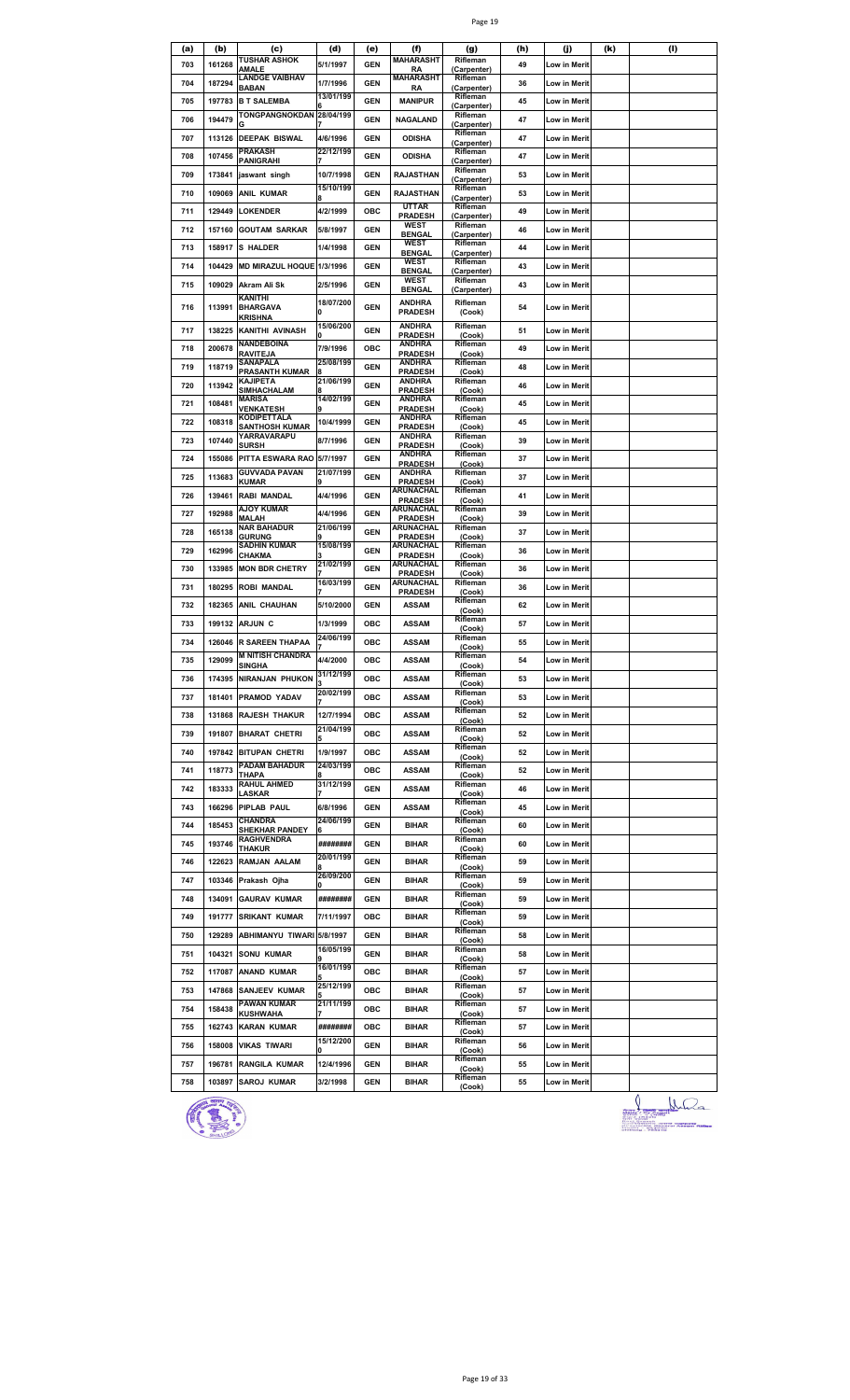| (a) | (b) | (c) | (d) | (e) | (f) | (g) | (h) | (j) | (k) | (l) |
|---|---|---|---|---|---|---|---|---|---|---|
| 703 | 161268 | TUSHAR ASHOK AMALE | 5/1/1997 | GEN | MAHARASHTRA | Rifleman (Carpenter) | 49 | Low in Merit | | |
| 704 | 187294 | LANDGE VAIBHAV BABAN | 1/7/1996 | GEN | MAHARASHTRA | Rifleman (Carpenter) | 36 | Low in Merit | | |
| 705 | 197783 | B T SALEMBA | 13/01/1996 | GEN | MANIPUR | Rifleman (Carpenter) | 45 | Low in Merit | | |
| 706 | 194479 | TONGPANGNOKDANG | 28/04/1997 | GEN | NAGALAND | Rifleman (Carpenter) | 47 | Low in Merit | | |
| 707 | 113126 | DEEPAK BISWAL | 4/6/1996 | GEN | ODISHA | Rifleman (Carpenter) | 47 | Low in Merit | | |
| 708 | 107456 | PRAKASH PANIGRAHI | 22/12/1997 | GEN | ODISHA | Rifleman (Carpenter) | 47 | Low in Merit | | |
| 709 | 173841 | jaswant singh | 10/7/1998 | GEN | RAJASTHAN | Rifleman (Carpenter) | 53 | Low in Merit | | |
| 710 | 109069 | ANIL KUMAR | 15/10/1998 | GEN | RAJASTHAN | Rifleman (Carpenter) | 53 | Low in Merit | | |
| 711 | 129449 | LOKENDER | 4/2/1999 | OBC | UTTAR PRADESH | Rifleman (Carpenter) | 49 | Low in Merit | | |
| 712 | 157160 | GOUTAM SARKAR | 5/8/1997 | GEN | WEST BENGAL | Rifleman (Carpenter) | 46 | Low in Merit | | |
| 713 | 158917 | S HALDER | 1/4/1998 | GEN | WEST BENGAL | Rifleman (Carpenter) | 44 | Low in Merit | | |
| 714 | 104429 | MD MIRAZUL HOQUE | 1/3/1996 | GEN | WEST BENGAL | Rifleman (Carpenter) | 43 | Low in Merit | | |
| 715 | 109029 | Akram Ali Sk | 2/5/1996 | GEN | WEST BENGAL | Rifleman (Carpenter) | 43 | Low in Merit | | |
| 716 | 113991 | KANITHI BHARGAVA KRISHNA | 18/07/2000 | GEN | ANDHRA PRADESH | Rifleman (Cook) | 54 | Low in Merit | | |
| 717 | 138225 | KANITHI AVINASH | 15/06/2000 | GEN | ANDHRA PRADESH | Rifleman (Cook) | 51 | Low in Merit | | |
| 718 | 200678 | NANDEBOINA RAVITEJA | 7/9/1996 | OBC | ANDHRA PRADESH | Rifleman (Cook) | 49 | Low in Merit | | |
| 719 | 118719 | SANAPALA PRASANTH KUMAR | 25/08/1998 | GEN | ANDHRA PRADESH | Rifleman (Cook) | 48 | Low in Merit | | |
| 720 | 113942 | KAJIPETA SIMHACHALAM | 21/06/1998 | GEN | ANDHRA PRADESH | Rifleman (Cook) | 46 | Low in Merit | | |
| 721 | 108481 | MARISA VENKATESH | 14/02/1999 | GEN | ANDHRA PRADESH | Rifleman (Cook) | 45 | Low in Merit | | |
| 722 | 108318 | KODIPETTALA SANTHOSH KUMAR | 10/4/1999 | GEN | ANDHRA PRADESH | Rifleman (Cook) | 45 | Low in Merit | | |
| 723 | 107440 | YARRAVARAPU SURSH | 8/7/1996 | GEN | ANDHRA PRADESH | Rifleman (Cook) | 39 | Low in Merit | | |
| 724 | 155086 | PITTA ESWARA RAO | 5/7/1997 | GEN | ANDHRA PRADESH | Rifleman (Cook) | 37 | Low in Merit | | |
| 725 | 113683 | GUVVADA PAVAN KUMAR | 21/07/1999 | GEN | ANDHRA PRADESH | Rifleman (Cook) | 37 | Low in Merit | | |
| 726 | 139461 | RABI MANDAL | 4/4/1996 | GEN | ARUNACHAL PRADESH | Rifleman (Cook) | 41 | Low in Merit | | |
| 727 | 192988 | AJOY KUMAR MALAH | 4/4/1996 | GEN | ARUNACHAL PRADESH | Rifleman (Cook) | 39 | Low in Merit | | |
| 728 | 165138 | NAR BAHADUR GURUNG | 21/06/1999 | GEN | ARUNACHAL PRADESH | Rifleman (Cook) | 37 | Low in Merit | | |
| 729 | 162996 | SADHIN KUMAR CHAKMA | 15/08/1993 | GEN | ARUNACHAL PRADESH | Rifleman (Cook) | 36 | Low in Merit | | |
| 730 | 133985 | MON BDR CHETRY | 21/02/1997 | GEN | ARUNACHAL PRADESH | Rifleman (Cook) | 36 | Low in Merit | | |
| 731 | 180295 | ROBI MANDAL | 16/03/1997 | GEN | ARUNACHAL PRADESH | Rifleman (Cook) | 36 | Low in Merit | | |
| 732 | 182365 | ANIL CHAUHAN | 5/10/2000 | GEN | ASSAM | Rifleman (Cook) | 62 | Low in Merit | | |
| 733 | 199132 | ARJUN C | 1/3/1999 | OBC | ASSAM | Rifleman (Cook) | 57 | Low in Merit | | |
| 734 | 126046 | R SAREEN THAPAA | 24/06/1997 | OBC | ASSAM | Rifleman (Cook) | 55 | Low in Merit | | |
| 735 | 129099 | M NITISH CHANDRA SINGHA | 4/4/2000 | OBC | ASSAM | Rifleman (Cook) | 54 | Low in Merit | | |
| 736 | 174395 | NIRANJAN PHUKON | 31/12/1993 | OBC | ASSAM | Rifleman (Cook) | 53 | Low in Merit | | |
| 737 | 181401 | PRAMOD YADAV | 20/02/1997 | OBC | ASSAM | Rifleman (Cook) | 53 | Low in Merit | | |
| 738 | 131868 | RAJESH THAKUR | 12/7/1994 | OBC | ASSAM | Rifleman (Cook) | 52 | Low in Merit | | |
| 739 | 191807 | BHARAT CHETRI | 21/04/1995 | OBC | ASSAM | Rifleman (Cook) | 52 | Low in Merit | | |
| 740 | 197842 | BITUPAN CHETRI | 1/9/1997 | OBC | ASSAM | Rifleman (Cook) | 52 | Low in Merit | | |
| 741 | 118773 | PADAM BAHADUR THAPA | 24/03/1998 | OBC | ASSAM | Rifleman (Cook) | 52 | Low in Merit | | |
| 742 | 183333 | RAHUL AHMED LASKAR | 31/12/1997 | GEN | ASSAM | Rifleman (Cook) | 46 | Low in Merit | | |
| 743 | 166296 | PIPLAB PAUL | 6/8/1996 | GEN | ASSAM | Rifleman (Cook) | 45 | Low in Merit | | |
| 744 | 185453 | CHANDRA SHEKHAR PANDEY | 24/06/1996 | GEN | BIHAR | Rifleman (Cook) | 60 | Low in Merit | | |
| 745 | 193746 | RAGHVENDRA THAKUR | ######## | GEN | BIHAR | Rifleman (Cook) | 60 | Low in Merit | | |
| 746 | 122623 | RAMJAN AALAM | 20/01/1998 | GEN | BIHAR | Rifleman (Cook) | 59 | Low in Merit | | |
| 747 | 103346 | Prakash Ojha | 26/09/2000 | GEN | BIHAR | Rifleman (Cook) | 59 | Low in Merit | | |
| 748 | 134091 | GAURAV KUMAR | ######## | GEN | BIHAR | Rifleman (Cook) | 59 | Low in Merit | | |
| 749 | 191777 | SRIKANT KUMAR | 7/11/1997 | OBC | BIHAR | Rifleman (Cook) | 59 | Low in Merit | | |
| 750 | 129289 | ABHIMANYU TIWARI | 5/8/1997 | GEN | BIHAR | Rifleman (Cook) | 58 | Low in Merit | | |
| 751 | 104321 | SONU KUMAR | 16/05/1999 | GEN | BIHAR | Rifleman (Cook) | 58 | Low in Merit | | |
| 752 | 117087 | ANAND KUMAR | 16/01/1995 | OBC | BIHAR | Rifleman (Cook) | 57 | Low in Merit | | |
| 753 | 147868 | SANJEEV KUMAR | 25/12/1995 | OBC | BIHAR | Rifleman (Cook) | 57 | Low in Merit | | |
| 754 | 158438 | PAWAN KUMAR KUSHWAHA | 21/11/1997 | OBC | BIHAR | Rifleman (Cook) | 57 | Low in Merit | | |
| 755 | 162743 | KARAN KUMAR | ######## | OBC | BIHAR | Rifleman (Cook) | 57 | Low in Merit | | |
| 756 | 158008 | VIKAS TIWARI | 15/12/2000 | GEN | BIHAR | Rifleman (Cook) | 56 | Low in Merit | | |
| 757 | 196781 | RANGILA KUMAR | 12/4/1996 | GEN | BIHAR | Rifleman (Cook) | 55 | Low in Merit | | |
| 758 | 103897 | SAROJ KUMAR | 3/2/1998 | GEN | BIHAR | Rifleman (Cook) | 55 | Low in Merit | | |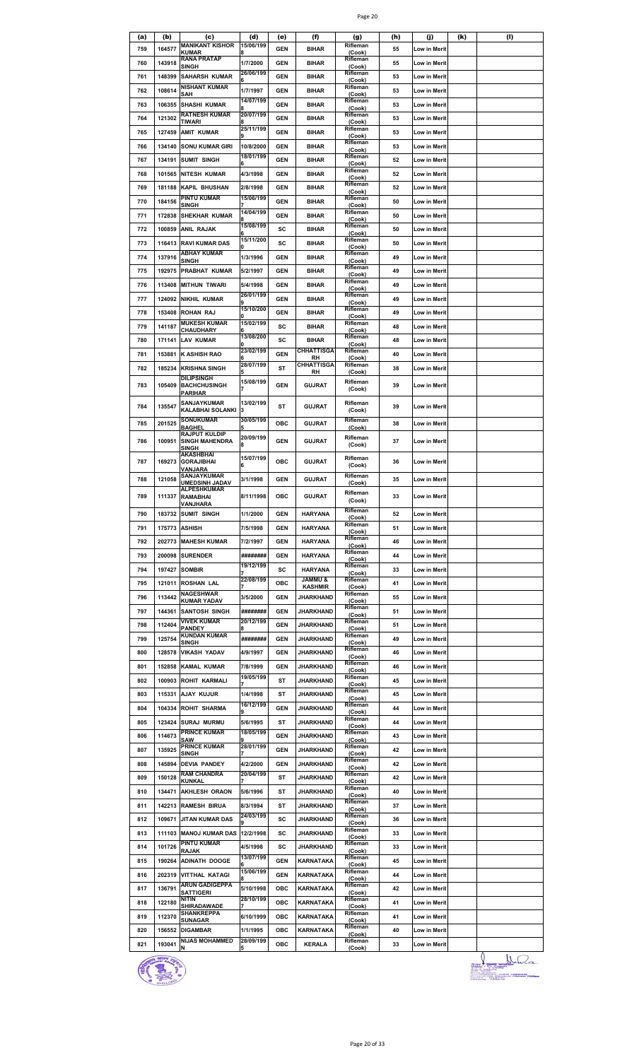| (a) | (b) | (c) | (d) | (e) | (f) | (g) | (h) | (j) | (k) | (l) |
|---|---|---|---|---|---|---|---|---|---|---|
| 759 | 164577 | MANIKANT KISHOR KUMAR | 15/06/1998 | GEN | BIHAR | Rifleman (Cook) | 55 | Low in Merit | | |
| 760 | 143918 | RANA PRATAP SINGH | 1/7/2000 | GEN | BIHAR | Rifleman (Cook) | 55 | Low in Merit | | |
| 761 | 148399 | SAHARSH KUMAR | 26/06/1996 | GEN | BIHAR | Rifleman (Cook) | 53 | Low in Merit | | |
| 762 | 108614 | NISHANT KUMAR SAH | 1/7/1997 | GEN | BIHAR | Rifleman (Cook) | 53 | Low in Merit | | |
| 763 | 106355 | SHASHI KUMAR | 14/07/1998 | GEN | BIHAR | Rifleman (Cook) | 53 | Low in Merit | | |
| 764 | 121302 | RATNESH KUMAR TIWARI | 20/07/1998 | GEN | BIHAR | Rifleman (Cook) | 53 | Low in Merit | | |
| 765 | 127459 | AMIT KUMAR | 25/11/1999 | GEN | BIHAR | Rifleman (Cook) | 53 | Low in Merit | | |
| 766 | 134140 | SONU KUMAR GIRI | 10/8/2000 | GEN | BIHAR | Rifleman (Cook) | 53 | Low in Merit | | |
| 767 | 134191 | SUMIT SINGH | 18/01/1996 | GEN | BIHAR | Rifleman (Cook) | 52 | Low in Merit | | |
| 768 | 101565 | NITESH KUMAR | 4/3/1998 | GEN | BIHAR | Rifleman (Cook) | 52 | Low in Merit | | |
| 769 | 181188 | KAPIL BHUSHAN | 2/8/1998 | GEN | BIHAR | Rifleman (Cook) | 52 | Low in Merit | | |
| 770 | 184156 | PINTU KUMAR SINGH | 15/06/1997 | GEN | BIHAR | Rifleman (Cook) | 50 | Low in Merit | | |
| 771 | 172838 | SHEKHAR KUMAR | 14/04/1998 | GEN | BIHAR | Rifleman (Cook) | 50 | Low in Merit | | |
| 772 | 100859 | ANIL RAJAK | 15/08/1996 | SC | BIHAR | Rifleman (Cook) | 50 | Low in Merit | | |
| 773 | 116413 | RAVI KUMAR DAS | 15/11/2000 | SC | BIHAR | Rifleman (Cook) | 50 | Low in Merit | | |
| 774 | 137916 | ABHAY KUMAR SINGH | 1/3/1996 | GEN | BIHAR | Rifleman (Cook) | 49 | Low in Merit | | |
| 775 | 192975 | PRABHAT KUMAR | 5/2/1997 | GEN | BIHAR | Rifleman (Cook) | 49 | Low in Merit | | |
| 776 | 113408 | MITHUN TIWARI | 5/4/1998 | GEN | BIHAR | Rifleman (Cook) | 49 | Low in Merit | | |
| 777 | 124092 | NIKHIL KUMAR | 26/01/1999 | GEN | BIHAR | Rifleman (Cook) | 49 | Low in Merit | | |
| 778 | 153408 | ROHAN RAJ | 15/10/2000 | GEN | BIHAR | Rifleman (Cook) | 49 | Low in Merit | | |
| 779 | 141187 | MUKESH KUMAR CHAUDHARY | 15/02/1996 | SC | BIHAR | Rifleman (Cook) | 48 | Low in Merit | | |
| 780 | 171141 | LAV KUMAR | 13/08/2000 | SC | BIHAR | Rifleman (Cook) | 48 | Low in Merit | | |
| 781 | 153881 | K ASHISH RAO | 23/02/1996 | GEN | CHHATTISGARH | Rifleman (Cook) | 40 | Low in Merit | | |
| 782 | 185234 | KRISHNA SINGH | 28/07/1995 | ST | CHHATTISGARH | Rifleman (Cook) | 38 | Low in Merit | | |
| 783 | 105409 | DILIPSINGH BACHCHUSINGH PARIHAR | 15/08/1997 | GEN | GUJRAT | Rifleman (Cook) | 39 | Low in Merit | | |
| 784 | 135547 | SANJAYKUMAR KALABHAI SOLANKI | 13/02/1993 | ST | GUJRAT | Rifleman (Cook) | 39 | Low in Merit | | |
| 785 | 201525 | SONUKUMAR BAGHEL | 30/05/1995 | OBC | GUJRAT | Rifleman (Cook) | 38 | Low in Merit | | |
| 786 | 100951 | RAJPUT KULDIP SINGH MAHENDRA SINGH | 20/09/1998 | GEN | GUJRAT | Rifleman (Cook) | 37 | Low in Merit | | |
| 787 | 169273 | AKASHBHAI GORAJIBHAI VANJARA | 15/07/1996 | OBC | GUJRAT | Rifleman (Cook) | 36 | Low in Merit | | |
| 788 | 121058 | SANJAYKUMAR UMEDSINH JADAV | 3/1/1998 | GEN | GUJRAT | Rifleman (Cook) | 35 | Low in Merit | | |
| 789 | 111337 | ALPESHKUMAR RAMABHAI VANJHARA | 8/11/1998 | OBC | GUJRAT | Rifleman (Cook) | 33 | Low in Merit | | |
| 790 | 183732 | SUMIT SINGH | 1/1/2000 | GEN | HARYANA | Rifleman (Cook) | 52 | Low in Merit | | |
| 791 | 175773 | ASHISH | 7/5/1998 | GEN | HARYANA | Rifleman (Cook) | 51 | Low in Merit | | |
| 792 | 202773 | MAHESH KUMAR | 7/2/1997 | GEN | HARYANA | Rifleman (Cook) | 46 | Low in Merit | | |
| 793 | 200098 | SURENDER | ######## | GEN | HARYANA | Rifleman (Cook) | 44 | Low in Merit | | |
| 794 | 197427 | SOMBIR | 19/12/1997 | SC | HARYANA | Rifleman (Cook) | 33 | Low in Merit | | |
| 795 | 121011 | ROSHAN LAL | 22/08/1997 | OBC | JAMMU & KASHMIR | Rifleman (Cook) | 41 | Low in Merit | | |
| 796 | 113442 | NAGESHWAR KUMAR YADAV | 3/5/2000 | GEN | JHARKHAND | Rifleman (Cook) | 55 | Low in Merit | | |
| 797 | 144361 | SANTOSH SINGH | ######## | GEN | JHARKHAND | Rifleman (Cook) | 51 | Low in Merit | | |
| 798 | 112404 | VIVEK KUMAR PANDEY | 20/12/1998 | GEN | JHARKHAND | Rifleman (Cook) | 51 | Low in Merit | | |
| 799 | 125754 | KUNDAN KUMAR SINGH | ######## | GEN | JHARKHAND | Rifleman (Cook) | 49 | Low in Merit | | |
| 800 | 128578 | VIKASH YADAV | 4/9/1997 | GEN | JHARKHAND | Rifleman (Cook) | 46 | Low in Merit | | |
| 801 | 152858 | KAMAL KUMAR | 7/8/1999 | GEN | JHARKHAND | Rifleman (Cook) | 46 | Low in Merit | | |
| 802 | 100903 | ROHIT KARMALI | 19/05/1997 | ST | JHARKHAND | Rifleman (Cook) | 45 | Low in Merit | | |
| 803 | 115331 | AJAY KUJUR | 1/4/1998 | ST | JHARKHAND | Rifleman (Cook) | 45 | Low in Merit | | |
| 804 | 104334 | ROHIT SHARMA | 16/12/1999 | GEN | JHARKHAND | Rifleman (Cook) | 44 | Low in Merit | | |
| 805 | 123424 | SURAJ MURMU | 5/6/1995 | ST | JHARKHAND | Rifleman (Cook) | 44 | Low in Merit | | |
| 806 | 114673 | PRINCE KUMAR SAW | 18/05/1999 | GEN | JHARKHAND | Rifleman (Cook) | 43 | Low in Merit | | |
| 807 | 135925 | PRINCE KUMAR SINGH | 28/01/1997 | GEN | JHARKHAND | Rifleman (Cook) | 42 | Low in Merit | | |
| 808 | 145894 | DEVIA PANDEY | 4/2/2000 | GEN | JHARKHAND | Rifleman (Cook) | 42 | Low in Merit | | |
| 809 | 150128 | RAM CHANDRA KUNKAL | 20/04/1997 | ST | JHARKHAND | Rifleman (Cook) | 42 | Low in Merit | | |
| 810 | 134471 | AKHLESH ORAON | 5/6/1996 | ST | JHARKHAND | Rifleman (Cook) | 40 | Low in Merit | | |
| 811 | 142213 | RAMESH BIRUA | 8/3/1994 | ST | JHARKHAND | Rifleman (Cook) | 37 | Low in Merit | | |
| 812 | 109671 | JITAN KUMAR DAS | 24/03/1999 | SC | JHARKHAND | Rifleman (Cook) | 36 | Low in Merit | | |
| 813 | 111103 | MANOJ KUMAR DAS | 12/2/1998 | SC | JHARKHAND | Rifleman (Cook) | 33 | Low in Merit | | |
| 814 | 101726 | PINTU KUMAR RAJAK | 4/5/1998 | SC | JHARKHAND | Rifleman (Cook) | 33 | Low in Merit | | |
| 815 | 190264 | ADINATH DOOGE | 13/07/1996 | GEN | KARNATAKA | Rifleman (Cook) | 45 | Low in Merit | | |
| 816 | 202319 | VITTHAL KATAGI | 15/06/1998 | GEN | KARNATAKA | Rifleman (Cook) | 44 | Low in Merit | | |
| 817 | 136791 | ARUN GADIGEPPA SATTIGERI | 5/10/1998 | OBC | KARNATAKA | Rifleman (Cook) | 42 | Low in Merit | | |
| 818 | 122180 | NITIN SHIRADAWADE | 28/10/1997 | OBC | KARNATAKA | Rifleman (Cook) | 41 | Low in Merit | | |
| 819 | 112370 | SHANKREPPA SUNAGAR | 6/10/1999 | OBC | KARNATAKA | Rifleman (Cook) | 41 | Low in Merit | | |
| 820 | 156552 | DIGAMBAR | 1/1/1995 | OBC | KARNATAKA | Rifleman (Cook) | 40 | Low in Merit | | |
| 821 | 193041 | NIJAS MOHAMMED N | 28/09/1995 | OBC | KERALA | Rifleman (Cook) | 33 | Low in Merit | | |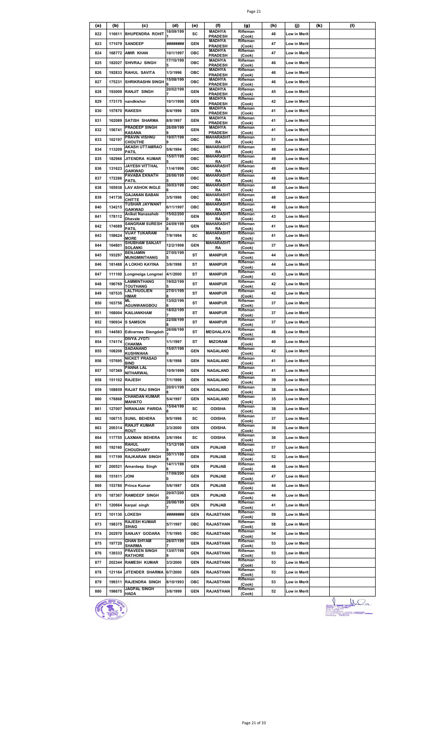| (a) | (b) | (c) | (d) | (e) | (f) | (g) | (h) | (j) | (k) | (l) |
|---|---|---|---|---|---|---|---|---|---|---|
| 822 | 116611 | BHUPENDRA ROHIT | 18/09/1991 | SC | MADHYA PRADESH | Rifleman (Cook) | 48 | Low in Merit | | |
| 823 | 171079 | SANDEEP | ######## | GEN | MADHYA PRADESH | Rifleman (Cook) | 47 | Low in Merit | | |
| 824 | 168772 | AMIR KHAN | 10/1/1997 | OBC | MADHYA PRADESH | Rifleman (Cook) | 47 | Low in Merit | | |
| 825 | 182027 | SHIVRAJ SINGH | 17/10/1995 | OBC | MADHYA PRADESH | Rifleman (Cook) | 46 | Low in Merit | | |
| 826 | 192833 | RAHUL SAVITA | 1/3/1996 | OBC | MADHYA PRADESH | Rifleman (Cook) | 46 | Low in Merit | | |
| 827 | 175231 | SHRIKRASHN SINGH | 15/08/1999 | OBC | MADHYA PRADESH | Rifleman (Cook) | 46 | Low in Merit | | |
| 828 | 193009 | RANJIT SINGH | 20/02/1997 | GEN | MADHYA PRADESH | Rifleman (Cook) | 45 | Low in Merit | | |
| 829 | 173175 | nandkishor | 10/1/1998 | GEN | MADHYA PRADESH | Rifleman (Cook) | 42 | Low in Merit | | |
| 830 | 157870 | RAKESH | 6/4/1996 | GEN | MADHYA PRADESH | Rifleman (Cook) | 41 | Low in Merit | | |
| 831 | 162089 | SATISH SHARMA | 8/8/1997 | GEN | MADHYA PRADESH | Rifleman (Cook) | 41 | Low in Merit | | |
| 832 | 156741 | PRADEEP SINGH KASANA | 26/09/1999 | GEN | MADHYA PRADESH | Rifleman (Cook) | 41 | Low in Merit | | |
| 833 | 102197 | PRAVIN VISHNU CHOUTHE | 19/07/1999 | OBC | MAHARASHTRA | Rifleman (Cook) | 51 | Low in Merit | | |
| 834 | 113209 | AKASH UTTAMRAO PATIL | 5/6/1994 | OBC | MAHARASHTRA | Rifleman (Cook) | 49 | Low in Merit | | |
| 835 | 182966 | JITENDRA KUMAR | 15/07/1995 | OBC | MAHARASHTRA | Rifleman (Cook) | 49 | Low in Merit | | |
| 836 | 131623 | JAYESH VITTHAL GAIKWAD | 11/4/1996 | OBC | MAHARASHTRA | Rifleman (Cook) | 49 | Low in Merit | | |
| 837 | 172286 | PAVABA EKNATH PATIL | 26/06/1995 | OBC | MAHARASHTRA | Rifleman (Cook) | 48 | Low in Merit | | |
| 838 | 165938 | LAV ASHOK INGLE | 30/03/1996 | OBC | MAHARASHTRA | Rifleman (Cook) | 48 | Low in Merit | | |
| 839 | 141736 | GAJANAN BABAN CHITTE | 3/5/1996 | OBC | MAHARASHTRA | Rifleman (Cook) | 48 | Low in Merit | | |
| 840 | 134215 | TUSHAR JAYWANT GAIKWAD | 6/11/1997 | OBC | MAHARASHTRA | Rifleman (Cook) | 48 | Low in Merit | | |
| 841 | 178112 | Aniket Nanasaheb Dhavale | 15/02/2000 | GEN | MAHARASHTRA | Rifleman (Cook) | 43 | Low in Merit | | |
| 842 | 174089 | SANGRAM SURESH PATIL | 24/09/1998 | GEN | MAHARASHTRA | Rifleman (Cook) | 41 | Low in Merit | | |
| 843 | 158624 | VIJAY TUKARAM MORE | 7/9/1994 | SC | MAHARASHTRA | Rifleman (Cook) | 41 | Low in Merit | | |
| 844 | 164801 | SHUBHAM SANJAY SOLANKI | 12/2/1998 | GEN | MAHARASHTRA | Rifleman (Cook) | 37 | Low in Merit | | |
| 845 | 193297 | BENJAMIN MUNGMINTHANG | 27/05/1995 | ST | MANIPUR | Rifleman (Cook) | 44 | Low in Merit | | |
| 846 | 181488 | A LOKHO KAYINA | 3/6/1998 | ST | MANIPUR | Rifleman (Cook) | 44 | Low in Merit | | |
| 847 | 111100 | Longmeiga Longmei | 4/1/2000 | ST | MANIPUR | Rifleman (Cook) | 43 | Low in Merit | | |
| 848 | 196769 | LAMMINTHANG TOUTHANG | 19/02/1995 | ST | MANIPUR | Rifleman (Cook) | 42 | Low in Merit | | |
| 849 | 187535 | LALTHUOLIEN HMAR | 27/01/1998 | ST | MANIPUR | Rifleman (Cook) | 42 | Low in Merit | | |
| 850 | 163756 | ML AGUNWANGBOU | 13/02/1996 | ST | MANIPUR | Rifleman (Cook) | 37 | Low in Merit | | |
| 851 | 168004 | KAILIANKHAM | 18/02/1997 | ST | MANIPUR | Rifleman (Cook) | 37 | Low in Merit | | |
| 852 | 190934 | S SAMSON | 22/08/1998 | ST | MANIPUR | Rifleman (Cook) | 37 | Low in Merit | | |
| 853 | 144583 | Edivarnes Diengdoh | 26/08/1997 | ST | MEGHALAYA | Rifleman (Cook) | 48 | Low in Merit | | |
| 854 | 174174 | DIVYA JYOTI CHAKMA | 1/1/1997 | ST | MIZORAM | Rifleman (Cook) | 40 | Low in Merit | | |
| 855 | 108208 | SADANAND KUSHWAHA | 15/07/1999 | GEN | NAGALAND | Rifleman (Cook) | 42 | Low in Merit | | |
| 856 | 157695 | NICKET PRASAD BIND | 1/8/1998 | GEN | NAGALAND | Rifleman (Cook) | 41 | Low in Merit | | |
| 857 | 107369 | PANNA LAL NITHARWAL | 10/9/1999 | GEN | NAGALAND | Rifleman (Cook) | 41 | Low in Merit | | |
| 858 | 151102 | RAJESH | 7/1/1998 | GEN | NAGALAND | Rifleman (Cook) | 39 | Low in Merit | | |
| 859 | 108859 | RAJAT RAJ SINGH | 20/01/1998 | GEN | NAGALAND | Rifleman (Cook) | 38 | Low in Merit | | |
| 860 | 178868 | CHANDAN KUMAR MAHATO | 5/4/1997 | GEN | NAGALAND | Rifleman (Cook) | 35 | Low in Merit | | |
| 861 | 127007 | NIRANJAN PARIDA | 15/04/1998 | SC | ODISHA | Rifleman (Cook) | 38 | Low in Merit | | |
| 862 | 106715 | SUNIL BEHERA | 9/5/1998 | SC | ODISHA | Rifleman (Cook) | 37 | Low in Merit | | |
| 863 | 200314 | RANJIT KUMAR ROUT | 2/3/2000 | GEN | ODISHA | Rifleman (Cook) | 36 | Low in Merit | | |
| 864 | 117755 | LAXMAN BEHERA | 2/6/1994 | SC | ODISHA | Rifleman (Cook) | 36 | Low in Merit | | |
| 865 | 192160 | RAHUL CHOUDHARY | 13/12/1999 | GEN | PUNJAB | Rifleman (Cook) | 57 | Low in Merit | | |
| 866 | 117199 | RAJKARAN SINGH | 30/11/1998 | GEN | PUNJAB | Rifleman (Cook) | 52 | Low in Merit | | |
| 867 | 200521 | Amardeep Singh | 14/11/1996 | GEN | PUNJAB | Rifleman (Cook) | 48 | Low in Merit | | |
| 868 | 151611 | JONI | 17/09/2000 | GEN | PUNJAB | Rifleman (Cook) | 47 | Low in Merit | | |
| 869 | 153780 | Prince Kumar | 5/6/1997 | GEN | PUNJAB | Rifleman (Cook) | 44 | Low in Merit | | |
| 870 | 187367 | RAMDEEP SINGH | 20/07/2000 | GEN | PUNJAB | Rifleman (Cook) | 44 | Low in Merit | | |
| 871 | 120664 | karpal singh | 26/06/1997 | GEN | PUNJAB | Rifleman (Cook) | 41 | Low in Merit | | |
| 872 | 101130 | LOKESH | ######## | GEN | RAJASTHAN | Rifleman (Cook) | 59 | Low in Merit | | |
| 873 | 198375 | RAJESH KUMAR SIHAG | 5/7/1997 | OBC | RAJASTHAN | Rifleman (Cook) | 58 | Low in Merit | | |
| 874 | 202970 | SANJAY GODARA | 7/5/1995 | OBC | RAJASTHAN | Rifleman (Cook) | 54 | Low in Merit | | |
| 875 | 197720 | GHAN SHYAM SHARMA | 26/07/1997 | GEN | RAJASTHAN | Rifleman (Cook) | 53 | Low in Merit | | |
| 876 | 139333 | PRAVEEN SINGH RATHORE | 13/07/1999 | GEN | RAJASTHAN | Rifleman (Cook) | 53 | Low in Merit | | |
| 877 | 202344 | RAMESH KUMAR | 3/3/2000 | GEN | RAJASTHAN | Rifleman (Cook) | 53 | Low in Merit | | |
| 878 | 121164 | JITENDER SHARMA | 6/7/2000 | GEN | RAJASTHAN | Rifleman (Cook) | 53 | Low in Merit | | |
| 879 | 199311 | RAJENDRA SINGH | 8/10/1993 | OBC | RAJASTHAN | Rifleman (Cook) | 53 | Low in Merit | | |
| 880 | 198675 | JAGPAL SINGH HADA | 3/6/1999 | GEN | RAJASTHAN | Rifleman (Cook) | 52 | Low in Merit | | |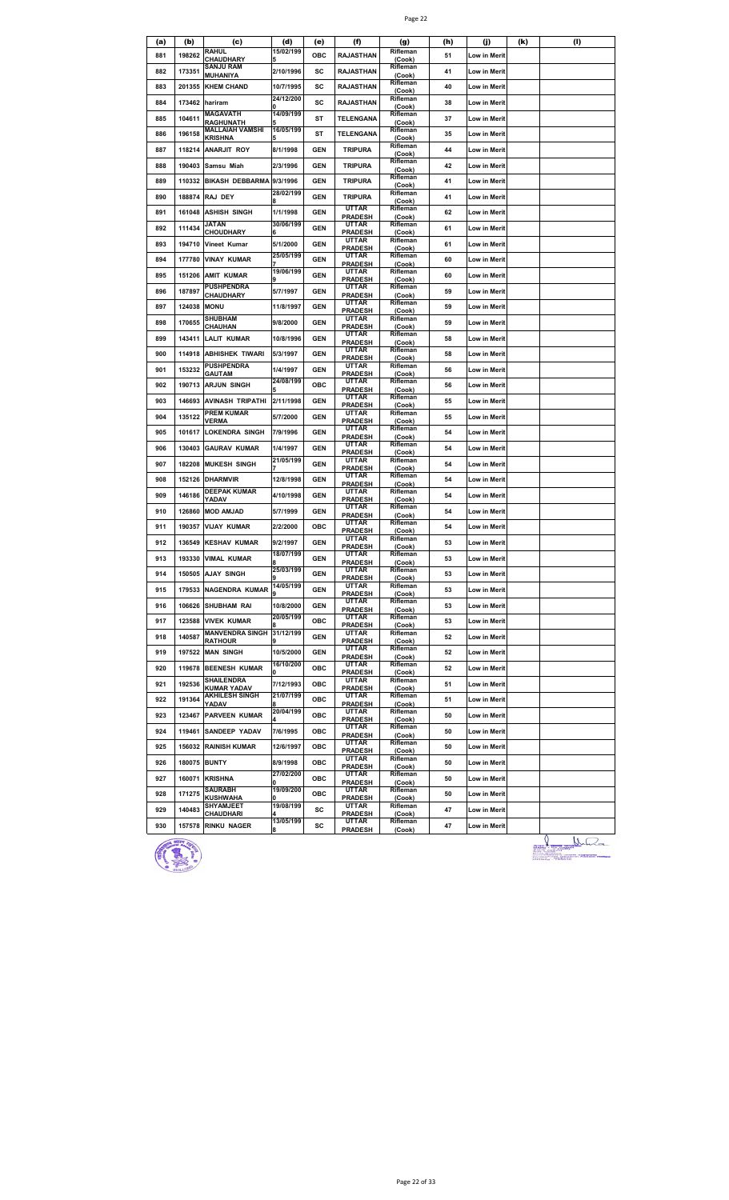| (a) | (b) | (c) | (d) | (e) | (f) | (g) | (h) | (j) | (k) | (l) |
|---|---|---|---|---|---|---|---|---|---|---|
| 881 | 198262 | RAHUL CHAUDHARY | 15/02/1995 | OBC | RAJASTHAN | Rifleman (Cook) | 51 | Low in Merit | | |
| 882 | 173351 | SANJU RAM MUHANIYA | 2/10/1996 | SC | RAJASTHAN | Rifleman (Cook) | 41 | Low in Merit | | |
| 883 | 201355 | KHEM CHAND | 10/7/1995 | SC | RAJASTHAN | Rifleman (Cook) | 40 | Low in Merit | | |
| 884 | 173462 | hariram | 24/12/2000 | SC | RAJASTHAN | Rifleman (Cook) | 38 | Low in Merit | | |
| 885 | 104611 | MAGAVATH RAGHUNATH | 14/09/1995 | ST | TELENGANA | Rifleman (Cook) | 37 | Low in Merit | | |
| 886 | 196158 | MALLAIAH VAMSHI KRISHNA | 16/05/1995 | ST | TELENGANA | Rifleman (Cook) | 35 | Low in Merit | | |
| 887 | 118214 | ANARJIT ROY | 8/1/1998 | GEN | TRIPURA | Rifleman (Cook) | 44 | Low in Merit | | |
| 888 | 190403 | Samsu Miah | 2/3/1996 | GEN | TRIPURA | Rifleman (Cook) | 42 | Low in Merit | | |
| 889 | 110332 | BIKASH DEBBARMA | 9/3/1996 | GEN | TRIPURA | Rifleman (Cook) | 41 | Low in Merit | | |
| 890 | 188874 | RAJ DEY | 28/02/1998 | GEN | TRIPURA | Rifleman (Cook) | 41 | Low in Merit | | |
| 891 | 161048 | ASHISH SINGH | 1/1/1998 | GEN | UTTAR PRADESH | Rifleman (Cook) | 62 | Low in Merit | | |
| 892 | 111434 | JATAN CHOUDHARY | 30/06/1996 | GEN | UTTAR PRADESH | Rifleman (Cook) | 61 | Low in Merit | | |
| 893 | 194710 | Vineet Kumar | 5/1/2000 | GEN | UTTAR PRADESH | Rifleman (Cook) | 61 | Low in Merit | | |
| 894 | 177780 | VINAY KUMAR | 25/05/1997 | GEN | UTTAR PRADESH | Rifleman (Cook) | 60 | Low in Merit | | |
| 895 | 151206 | AMIT KUMAR | 19/06/1999 | GEN | UTTAR PRADESH | Rifleman (Cook) | 60 | Low in Merit | | |
| 896 | 187897 | PUSHPENDRA CHAUDHARY | 5/7/1997 | GEN | UTTAR PRADESH | Rifleman (Cook) | 59 | Low in Merit | | |
| 897 | 124038 | MONU | 11/8/1997 | GEN | UTTAR PRADESH | Rifleman (Cook) | 59 | Low in Merit | | |
| 898 | 170655 | SHUBHAM CHAUHAN | 9/8/2000 | GEN | UTTAR PRADESH | Rifleman (Cook) | 59 | Low in Merit | | |
| 899 | 143411 | LALIT KUMAR | 10/8/1996 | GEN | UTTAR PRADESH | Rifleman (Cook) | 58 | Low in Merit | | |
| 900 | 114918 | ABHISHEK TIWARI | 5/3/1997 | GEN | UTTAR PRADESH | Rifleman (Cook) | 58 | Low in Merit | | |
| 901 | 153232 | PUSHPENDRA GAUTAM | 1/4/1997 | GEN | UTTAR PRADESH | Rifleman (Cook) | 56 | Low in Merit | | |
| 902 | 190713 | ARJUN SINGH | 24/08/1995 | OBC | UTTAR PRADESH | Rifleman (Cook) | 56 | Low in Merit | | |
| 903 | 146693 | AVINASH TRIPATHI | 2/11/1998 | GEN | UTTAR PRADESH | Rifleman (Cook) | 55 | Low in Merit | | |
| 904 | 135122 | PREM KUMAR VERMA | 5/7/2000 | GEN | UTTAR PRADESH | Rifleman (Cook) | 55 | Low in Merit | | |
| 905 | 101617 | LOKENDRA SINGH | 7/9/1996 | GEN | UTTAR PRADESH | Rifleman (Cook) | 54 | Low in Merit | | |
| 906 | 130403 | GAURAV KUMAR | 1/4/1997 | GEN | UTTAR PRADESH | Rifleman (Cook) | 54 | Low in Merit | | |
| 907 | 182208 | MUKESH SINGH | 21/05/1997 | GEN | UTTAR PRADESH | Rifleman (Cook) | 54 | Low in Merit | | |
| 908 | 152126 | DHARMVIR | 12/8/1998 | GEN | UTTAR PRADESH | Rifleman (Cook) | 54 | Low in Merit | | |
| 909 | 146186 | DEEPAK KUMAR YADAV | 4/10/1998 | GEN | UTTAR PRADESH | Rifleman (Cook) | 54 | Low in Merit | | |
| 910 | 126860 | MOD AMJAD | 5/7/1999 | GEN | UTTAR PRADESH | Rifleman (Cook) | 54 | Low in Merit | | |
| 911 | 190357 | VIJAY KUMAR | 2/2/2000 | OBC | UTTAR PRADESH | Rifleman (Cook) | 54 | Low in Merit | | |
| 912 | 136549 | KESHAV KUMAR | 9/2/1997 | GEN | UTTAR PRADESH | Rifleman (Cook) | 53 | Low in Merit | | |
| 913 | 193330 | VIMAL KUMAR | 18/07/1998 | GEN | UTTAR PRADESH | Rifleman (Cook) | 53 | Low in Merit | | |
| 914 | 150505 | AJAY SINGH | 25/03/1999 | GEN | UTTAR PRADESH | Rifleman (Cook) | 53 | Low in Merit | | |
| 915 | 179533 | NAGENDRA KUMAR | 14/05/1999 | GEN | UTTAR PRADESH | Rifleman (Cook) | 53 | Low in Merit | | |
| 916 | 106626 | SHUBHAM RAI | 10/8/2000 | GEN | UTTAR PRADESH | Rifleman (Cook) | 53 | Low in Merit | | |
| 917 | 123588 | VIVEK KUMAR | 20/05/1998 | OBC | UTTAR PRADESH | Rifleman (Cook) | 53 | Low in Merit | | |
| 918 | 140587 | MANVENDRA SINGH RATHOUR | 31/12/1999 | GEN | UTTAR PRADESH | Rifleman (Cook) | 52 | Low in Merit | | |
| 919 | 197522 | MAN SINGH | 10/5/2000 | GEN | UTTAR PRADESH | Rifleman (Cook) | 52 | Low in Merit | | |
| 920 | 119678 | BEENESH KUMAR | 16/10/2000 | OBC | UTTAR PRADESH | Rifleman (Cook) | 52 | Low in Merit | | |
| 921 | 192536 | SHAILENDRA KUMAR YADAV | 7/12/1993 | OBC | UTTAR PRADESH | Rifleman (Cook) | 51 | Low in Merit | | |
| 922 | 191364 | AKHILESH SINGH YADAV | 21/07/1998 | OBC | UTTAR PRADESH | Rifleman (Cook) | 51 | Low in Merit | | |
| 923 | 123467 | PARVEEN KUMAR | 20/04/1994 | OBC | UTTAR PRADESH | Rifleman (Cook) | 50 | Low in Merit | | |
| 924 | 119461 | SANDEEP YADAV | 7/6/1995 | OBC | UTTAR PRADESH | Rifleman (Cook) | 50 | Low in Merit | | |
| 925 | 156032 | RAINISH KUMAR | 12/6/1997 | OBC | UTTAR PRADESH | Rifleman (Cook) | 50 | Low in Merit | | |
| 926 | 180075 | BUNTY | 8/9/1998 | OBC | UTTAR PRADESH | Rifleman (Cook) | 50 | Low in Merit | | |
| 927 | 160071 | KRISHNA | 27/02/2000 | OBC | UTTAR PRADESH | Rifleman (Cook) | 50 | Low in Merit | | |
| 928 | 171275 | SAURABH KUSHWAHA | 19/09/2000 | OBC | UTTAR PRADESH | Rifleman (Cook) | 50 | Low in Merit | | |
| 929 | 140483 | SHYAMJEET CHAUDHARI | 19/08/1994 | SC | UTTAR PRADESH | Rifleman (Cook) | 47 | Low in Merit | | |
| 930 | 157578 | RINKU NAGER | 13/05/1998 | SC | UTTAR PRADESH | Rifleman (Cook) | 47 | Low in Merit | | |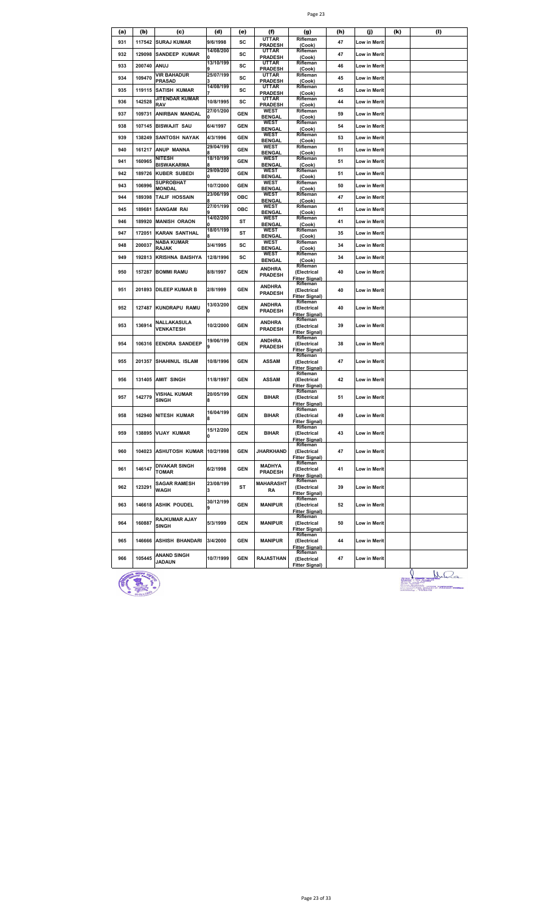| (a) | (b) | (c) | (d) | (e) | (f) | (g) | (h) | (j) | (k) | (l) |
|---|---|---|---|---|---|---|---|---|---|---|
| 931 | 117542 | SURAJ KUMAR | 9/6/1998 | SC | UTTAR PRADESH | Rifleman (Cook) | 47 | Low in Merit | | |
| 932 | 129098 | SANDEEP KUMAR | 14/08/2000 | SC | UTTAR PRADESH | Rifleman (Cook) | 47 | Low in Merit | | |
| 933 | 200740 | ANUJ | 13/10/1999 | SC | UTTAR PRADESH | Rifleman (Cook) | 46 | Low in Merit | | |
| 934 | 109470 | VIR BAHADUR PRASAD | 25/07/1993 | SC | UTTAR PRADESH | Rifleman (Cook) | 45 | Low in Merit | | |
| 935 | 119115 | SATISH KUMAR | 14/08/1997 | SC | UTTAR PRADESH | Rifleman (Cook) | 45 | Low in Merit | | |
| 936 | 142528 | JITENDAR KUMAR RAV | 10/8/1995 | SC | UTTAR PRADESH | Rifleman (Cook) | 44 | Low in Merit | | |
| 937 | 109731 | ANIRBAN MANDAL | 27/01/2000 | GEN | WEST BENGAL | Rifleman (Cook) | 59 | Low in Merit | | |
| 938 | 107145 | BISWAJIT SAU | 6/4/1997 | GEN | WEST BENGAL | Rifleman (Cook) | 54 | Low in Merit | | |
| 939 | 138249 | SANTOSH NAYAK | 4/3/1996 | GEN | WEST BENGAL | Rifleman (Cook) | 53 | Low in Merit | | |
| 940 | 161217 | ANUP MANNA | 29/04/1998 | GEN | WEST BENGAL | Rifleman (Cook) | 51 | Low in Merit | | |
| 941 | 160965 | NITESH BISWAKARMA | 18/10/1998 | GEN | WEST BENGAL | Rifleman (Cook) | 51 | Low in Merit | | |
| 942 | 189726 | KUBER SUBEDI | 29/09/2000 | GEN | WEST BENGAL | Rifleman (Cook) | 51 | Low in Merit | | |
| 943 | 106996 | SUPROBHAT MONDAL | 10/7/2000 | GEN | WEST BENGAL | Rifleman (Cook) | 50 | Low in Merit | | |
| 944 | 189398 | TALIF HOSSAIN | 23/06/1998 | OBC | WEST BENGAL | Rifleman (Cook) | 47 | Low in Merit | | |
| 945 | 189681 | SANGAM RAI | 27/01/1999 | OBC | WEST BENGAL | Rifleman (Cook) | 41 | Low in Merit | | |
| 946 | 189920 | MANISH ORAON | 14/02/2000 | ST | WEST BENGAL | Rifleman (Cook) | 41 | Low in Merit | | |
| 947 | 172051 | KARAN SANTHAL | 18/01/1998 | ST | WEST BENGAL | Rifleman (Cook) | 35 | Low in Merit | | |
| 948 | 200037 | NABA KUMAR RAJAK | 3/4/1995 | SC | WEST BENGAL | Rifleman (Cook) | 34 | Low in Merit | | |
| 949 | 192813 | KRISHNA BAISHYA | 12/8/1996 | SC | WEST BENGAL | Rifleman (Cook) | 34 | Low in Merit | | |
| 950 | 157287 | BOMMI RAMU | 8/8/1997 | GEN | ANDHRA PRADESH | Rifleman (Electrical Fitter Signal) | 40 | Low in Merit | | |
| 951 | 201893 | DILEEP KUMAR B | 2/8/1999 | GEN | ANDHRA PRADESH | Rifleman (Electrical Fitter Signal) | 40 | Low in Merit | | |
| 952 | 127487 | KUNDRAPU RAMU | 13/03/2000 | GEN | ANDHRA PRADESH | Rifleman (Electrical Fitter Signal) | 40 | Low in Merit | | |
| 953 | 136914 | NALLAKASULA VENKATESH | 10/2/2000 | GEN | ANDHRA PRADESH | Rifleman (Electrical Fitter Signal) | 39 | Low in Merit | | |
| 954 | 106316 | EENDRA SANDEEP | 19/06/1999 | GEN | ANDHRA PRADESH | Rifleman (Electrical Fitter Signal) | 38 | Low in Merit | | |
| 955 | 201357 | SHAHINUL ISLAM | 10/8/1996 | GEN | ASSAM | Rifleman (Electrical Fitter Signal) | 47 | Low in Merit | | |
| 956 | 131405 | AMIT SINGH | 11/8/1997 | GEN | ASSAM | Rifleman (Electrical Fitter Signal) | 42 | Low in Merit | | |
| 957 | 142779 | VISHAL KUMAR SINGH | 20/05/1998 | GEN | BIHAR | Rifleman (Electrical Fitter Signal) | 51 | Low in Merit | | |
| 958 | 162940 | NITESH KUMAR | 16/04/1998 | GEN | BIHAR | Rifleman (Electrical Fitter Signal) | 49 | Low in Merit | | |
| 959 | 138895 | VIJAY KUMAR | 15/12/2000 | GEN | BIHAR | Rifleman (Electrical Fitter Signal) | 43 | Low in Merit | | |
| 960 | 104023 | ASHUTOSH KUMAR | 10/2/1998 | GEN | JHARKHAND | Rifleman (Electrical Fitter Signal) | 47 | Low in Merit | | |
| 961 | 146147 | DIVAKAR SINGH TOMAR | 6/2/1998 | GEN | MADHYA PRADESH | Rifleman (Electrical Fitter Signal) | 41 | Low in Merit | | |
| 962 | 123291 | SAGAR RAMESH WAGH | 23/08/1993 | ST | MAHARASHTRA | Rifleman (Electrical Fitter Signal) | 39 | Low in Merit | | |
| 963 | 146618 | ASHIK POUDEL | 30/12/1999 | GEN | MANIPUR | Rifleman (Electrical Fitter Signal) | 52 | Low in Merit | | |
| 964 | 160887 | RAJKUMAR AJAY SINGH | 5/3/1999 | GEN | MANIPUR | Rifleman (Electrical Fitter Signal) | 50 | Low in Merit | | |
| 965 | 146666 | ASHISH BHANDARI | 3/4/2000 | GEN | MANIPUR | Rifleman (Electrical Fitter Signal) | 44 | Low in Merit | | |
| 966 | 105445 | ANAND SINGH JADAUN | 10/7/1999 | GEN | RAJASTHAN | Rifleman (Electrical Fitter Signal) | 47 | Low in Merit | | |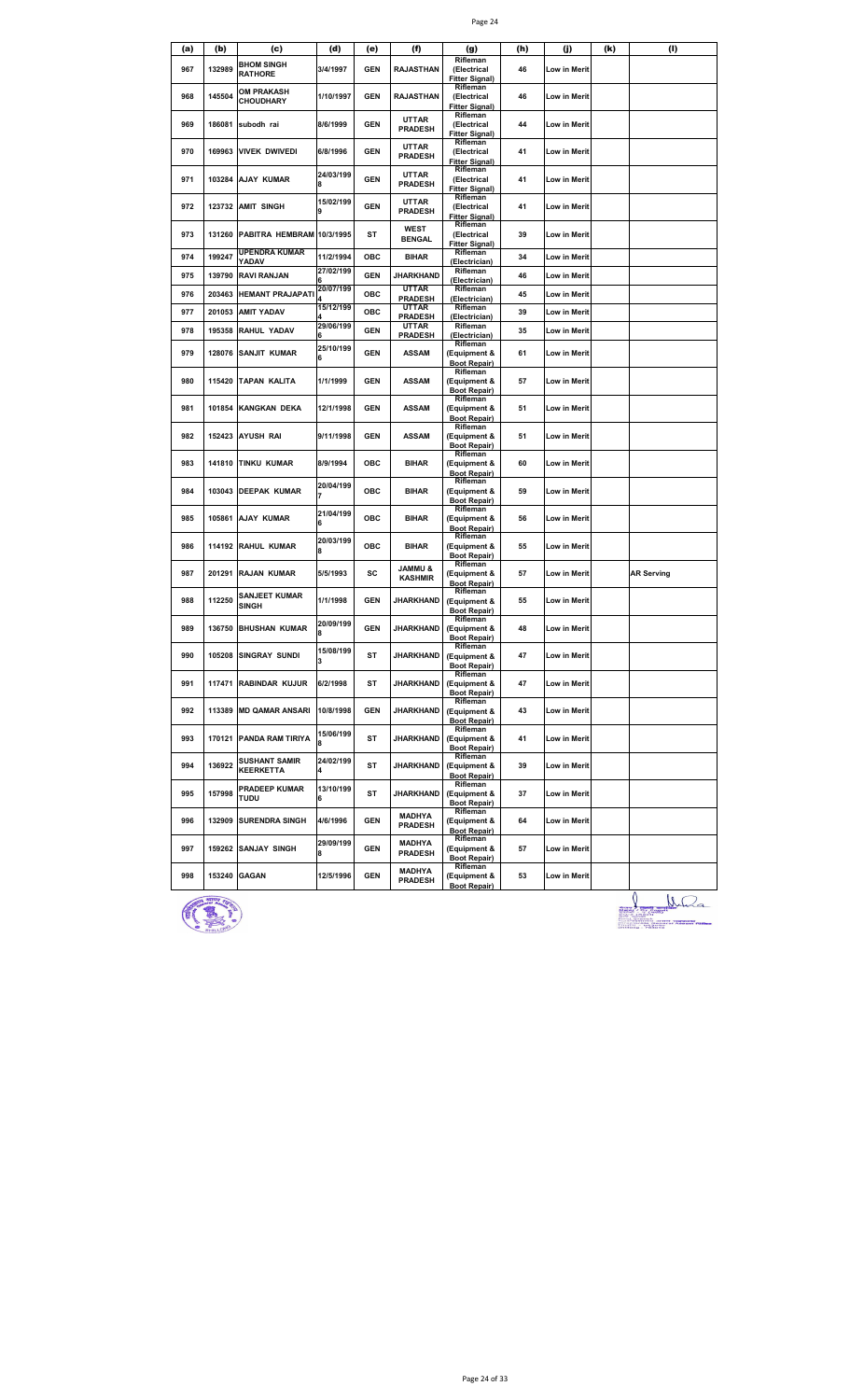| (a) | (b) | (c) | (d) | (e) | (f) | (g) | (h) | (j) | (k) | (l) |
|---|---|---|---|---|---|---|---|---|---|---|
| 967 | 132989 | BHOM SINGH RATHORE | 3/4/1997 | GEN | RAJASTHAN | Rifleman (Electrical Fitter Signal) | 46 | Low in Merit | | |
| 968 | 145504 | OM PRAKASH CHOUDHARY | 1/10/1997 | GEN | RAJASTHAN | Rifleman (Electrical Fitter Signal) | 46 | Low in Merit | | |
| 969 | 186081 | subodh rai | 8/6/1999 | GEN | UTTAR PRADESH | Rifleman (Electrical Fitter Signal) | 44 | Low in Merit | | |
| 970 | 169963 | VIVEK DWIVEDI | 6/8/1996 | GEN | UTTAR PRADESH | Rifleman (Electrical Fitter Signal) | 41 | Low in Merit | | |
| 971 | 103284 | AJAY KUMAR | 24/03/1998 | GEN | UTTAR PRADESH | Rifleman (Electrical Fitter Signal) | 41 | Low in Merit | | |
| 972 | 123732 | AMIT SINGH | 15/02/1999 | GEN | UTTAR PRADESH | Rifleman (Electrical Fitter Signal) | 41 | Low in Merit | | |
| 973 | 131260 | PABITRA HEMBRAM | 10/3/1995 | ST | WEST BENGAL | Rifleman (Electrical Fitter Signal) | 39 | Low in Merit | | |
| 974 | 199247 | UPENDRA KUMAR YADAV | 11/2/1994 | OBC | BIHAR | Rifleman (Electrician) | 34 | Low in Merit | | |
| 975 | 139790 | RAVI RANJAN | 27/02/1996 | GEN | JHARKHAND | Rifleman (Electrician) | 46 | Low in Merit | | |
| 976 | 203463 | HEMANT PRAJAPATI | 20/07/1994 | OBC | UTTAR PRADESH | Rifleman (Electrician) | 45 | Low in Merit | | |
| 977 | 201053 | AMIT YADAV | 15/12/1994 | OBC | UTTAR PRADESH | Rifleman (Electrician) | 39 | Low in Merit | | |
| 978 | 195358 | RAHUL YADAV | 29/06/1996 | GEN | UTTAR PRADESH | Rifleman (Electrician) | 35 | Low in Merit | | |
| 979 | 128076 | SANJIT KUMAR | 25/10/1996 | GEN | ASSAM | Rifleman (Equipment & Boot Repair) | 61 | Low in Merit | | |
| 980 | 115420 | TAPAN KALITA | 1/1/1999 | GEN | ASSAM | Rifleman (Equipment & Boot Repair) | 57 | Low in Merit | | |
| 981 | 101854 | KANGKAN DEKA | 12/1/1998 | GEN | ASSAM | Rifleman (Equipment & Boot Repair) | 51 | Low in Merit | | |
| 982 | 152423 | AYUSH RAI | 9/11/1998 | GEN | ASSAM | Rifleman (Equipment & Boot Repair) | 51 | Low in Merit | | |
| 983 | 141810 | TINKU KUMAR | 8/9/1994 | OBC | BIHAR | Rifleman (Equipment & Boot Repair) | 60 | Low in Merit | | |
| 984 | 103043 | DEEPAK KUMAR | 20/04/1997 | OBC | BIHAR | Rifleman (Equipment & Boot Repair) | 59 | Low in Merit | | |
| 985 | 105861 | AJAY KUMAR | 21/04/1996 | OBC | BIHAR | Rifleman (Equipment & Boot Repair) | 56 | Low in Merit | | |
| 986 | 114192 | RAHUL KUMAR | 20/03/1998 | OBC | BIHAR | Rifleman (Equipment & Boot Repair) | 55 | Low in Merit | | |
| 987 | 201291 | RAJAN KUMAR | 5/5/1993 | SC | JAMMU & KASHMIR | Rifleman (Equipment & Boot Repair) | 57 | Low in Merit | | AR Serving |
| 988 | 112250 | SANJEET KUMAR SINGH | 1/1/1998 | GEN | JHARKHAND | Rifleman (Equipment & Boot Repair) | 55 | Low in Merit | | |
| 989 | 136750 | BHUSHAN KUMAR | 20/09/1998 | GEN | JHARKHAND | Rifleman (Equipment & Boot Repair) | 48 | Low in Merit | | |
| 990 | 105208 | SINGRAY SUNDI | 15/08/1993 | ST | JHARKHAND | Rifleman (Equipment & Boot Repair) | 47 | Low in Merit | | |
| 991 | 117471 | RABINDAR KUJUR | 6/2/1998 | ST | JHARKHAND | Rifleman (Equipment & Boot Repair) | 47 | Low in Merit | | |
| 992 | 113389 | MD QAMAR ANSARI | 10/8/1998 | GEN | JHARKHAND | Rifleman (Equipment & Boot Repair) | 43 | Low in Merit | | |
| 993 | 170121 | PANDA RAM TIRIYA | 15/06/1998 | ST | JHARKHAND | Rifleman (Equipment & Boot Repair) | 41 | Low in Merit | | |
| 994 | 136922 | SUSHANT SAMIR KEERKETTA | 24/02/1994 | ST | JHARKHAND | Rifleman (Equipment & Boot Repair) | 39 | Low in Merit | | |
| 995 | 157998 | PRADEEP KUMAR TUDU | 13/10/1996 | ST | JHARKHAND | Rifleman (Equipment & Boot Repair) | 37 | Low in Merit | | |
| 996 | 132909 | SURENDRA SINGH | 4/6/1996 | GEN | MADHYA PRADESH | Rifleman (Equipment & Boot Repair) | 64 | Low in Merit | | |
| 997 | 159262 | SANJAY SINGH | 29/09/1998 | GEN | MADHYA PRADESH | Rifleman (Equipment & Boot Repair) | 57 | Low in Merit | | |
| 998 | 153240 | GAGAN | 12/5/1996 | GEN | MADHYA PRADESH | Rifleman (Equipment & Boot Repair) | 53 | Low in Merit | | |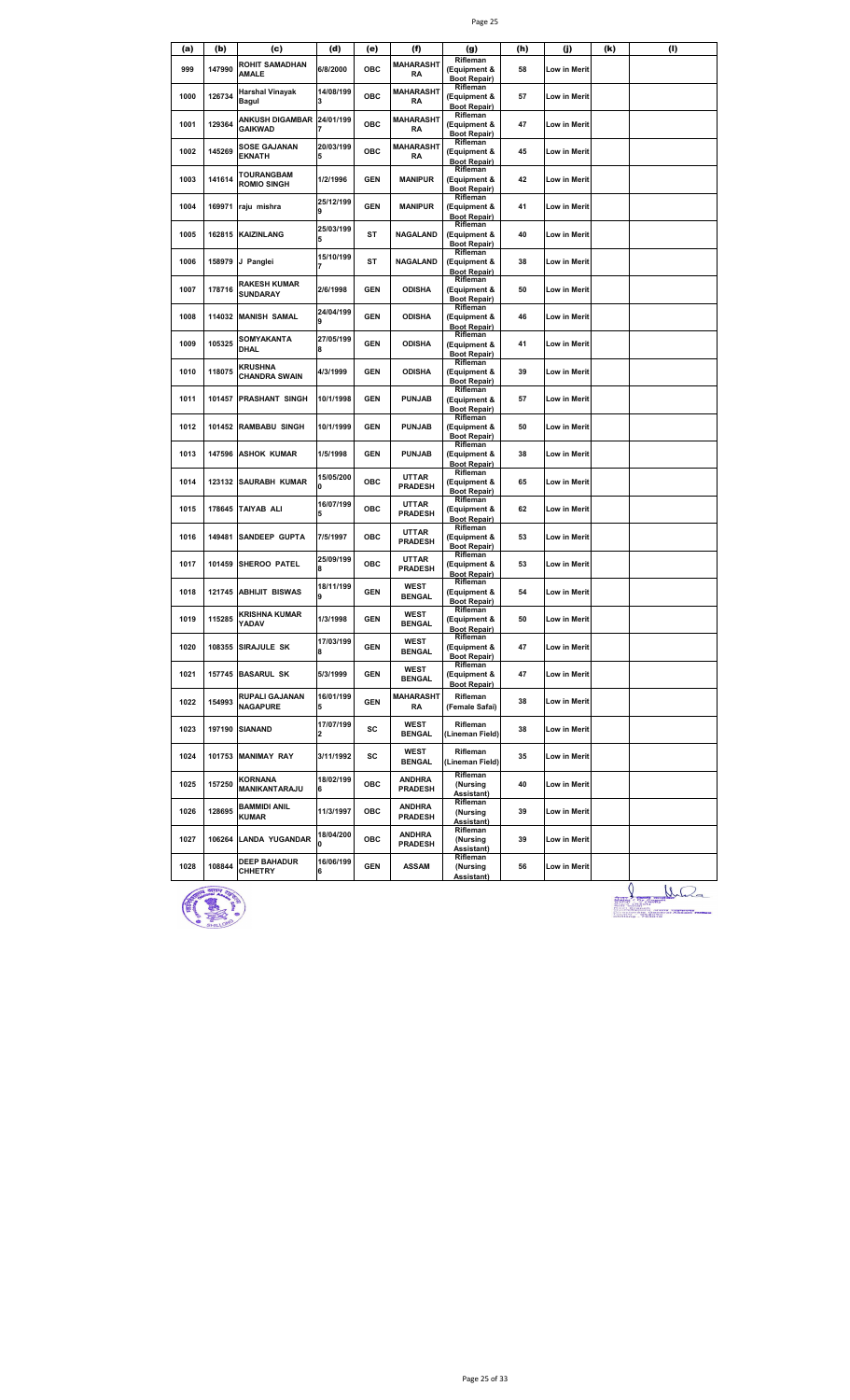| (a) | (b) | (c) | (d) | (e) | (f) | (g) | (h) | (j) | (k) | (l) |
|---|---|---|---|---|---|---|---|---|---|---|
| 999 | 147990 | ROHIT SAMADHAN AMALE | 6/8/2000 | OBC | MAHARASHTRA | Rifleman (Equipment & Boot Repair) | 58 | Low in Merit | | |
| 1000 | 126734 | Harshal Vinayak Bagul | 14/08/1993 | OBC | MAHARASHTRA | Rifleman (Equipment & Boot Repair) | 57 | Low in Merit | | |
| 1001 | 129364 | ANKUSH DIGAMBAR GAIKWAD | 24/01/1997 | OBC | MAHARASHTRA | Rifleman (Equipment & Boot Repair) | 47 | Low in Merit | | |
| 1002 | 145269 | SOSE GAJANAN EKNATH | 20/03/1995 | OBC | MAHARASHTRA | Rifleman (Equipment & Boot Repair) | 45 | Low in Merit | | |
| 1003 | 141614 | TOURANGBAM ROMIO SINGH | 1/2/1996 | GEN | MANIPUR | Rifleman (Equipment & Boot Repair) | 42 | Low in Merit | | |
| 1004 | 169971 | raju mishra | 25/12/1999 | GEN | MANIPUR | Rifleman (Equipment & Boot Repair) | 41 | Low in Merit | | |
| 1005 | 162815 | KAIZINLANG | 25/03/1995 | ST | NAGALAND | Rifleman (Equipment & Boot Repair) | 40 | Low in Merit | | |
| 1006 | 158979 | J Panglei | 15/10/1997 | ST | NAGALAND | Rifleman (Equipment & Boot Repair) | 38 | Low in Merit | | |
| 1007 | 178716 | RAKESH KUMAR SUNDARAY | 2/6/1998 | GEN | ODISHA | Rifleman (Equipment & Boot Repair) | 50 | Low in Merit | | |
| 1008 | 114032 | MANISH SAMAL | 24/04/1999 | GEN | ODISHA | Rifleman (Equipment & Boot Repair) | 46 | Low in Merit | | |
| 1009 | 105325 | SOMYAKANTA DHAL | 27/05/1998 | GEN | ODISHA | Rifleman (Equipment & Boot Repair) | 41 | Low in Merit | | |
| 1010 | 118075 | KRUSHNA CHANDRA SWAIN | 4/3/1999 | GEN | ODISHA | Rifleman (Equipment & Boot Repair) | 39 | Low in Merit | | |
| 1011 | 101457 | PRASHANT SINGH | 10/1/1998 | GEN | PUNJAB | Rifleman (Equipment & Boot Repair) | 57 | Low in Merit | | |
| 1012 | 101452 | RAMBABU SINGH | 10/1/1999 | GEN | PUNJAB | Rifleman (Equipment & Boot Repair) | 50 | Low in Merit | | |
| 1013 | 147596 | ASHOK KUMAR | 1/5/1998 | GEN | PUNJAB | Rifleman (Equipment & Boot Repair) | 38 | Low in Merit | | |
| 1014 | 123132 | SAURABH KUMAR | 15/05/2000 | OBC | UTTAR PRADESH | Rifleman (Equipment & Boot Repair) | 65 | Low in Merit | | |
| 1015 | 178645 | TAIYAB ALI | 16/07/1995 | OBC | UTTAR PRADESH | Rifleman (Equipment & Boot Repair) | 62 | Low in Merit | | |
| 1016 | 149481 | SANDEEP GUPTA | 7/5/1997 | OBC | UTTAR PRADESH | Rifleman (Equipment & Boot Repair) | 53 | Low in Merit | | |
| 1017 | 101459 | SHEROO PATEL | 25/09/1998 | OBC | UTTAR PRADESH | Rifleman (Equipment & Boot Repair) | 53 | Low in Merit | | |
| 1018 | 121745 | ABHIJIT BISWAS | 18/11/1999 | GEN | WEST BENGAL | Rifleman (Equipment & Boot Repair) | 54 | Low in Merit | | |
| 1019 | 115285 | KRISHNA KUMAR YADAV | 1/3/1998 | GEN | WEST BENGAL | Rifleman (Equipment & Boot Repair) | 50 | Low in Merit | | |
| 1020 | 108355 | SIRAJULE SK | 17/03/1998 | GEN | WEST BENGAL | Rifleman (Equipment & Boot Repair) | 47 | Low in Merit | | |
| 1021 | 157745 | BASARUL SK | 5/3/1999 | GEN | WEST BENGAL | Rifleman (Equipment & Boot Repair) | 47 | Low in Merit | | |
| 1022 | 154993 | RUPALI GAJANAN NAGAPURE | 16/01/1995 | GEN | MAHARASHTRA | Rifleman (Female Safai) | 38 | Low in Merit | | |
| 1023 | 197190 | SIANAND | 17/07/1992 | SC | WEST BENGAL | Rifleman (Lineman Field) | 38 | Low in Merit | | |
| 1024 | 101753 | MANIMAY RAY | 3/11/1992 | SC | WEST BENGAL | Rifleman (Lineman Field) | 35 | Low in Merit | | |
| 1025 | 157250 | KORNANA MANIKANTARAJU | 18/02/1996 | OBC | ANDHRA PRADESH | Rifleman (Nursing Assistant) | 40 | Low in Merit | | |
| 1026 | 128695 | BAMMIDI ANIL KUMAR | 11/3/1997 | OBC | ANDHRA PRADESH | Rifleman (Nursing Assistant) | 39 | Low in Merit | | |
| 1027 | 106264 | LANDA YUGANDAR | 18/04/2000 | OBC | ANDHRA PRADESH | Rifleman (Nursing Assistant) | 39 | Low in Merit | | |
| 1028 | 108844 | DEEP BAHADUR CHHETRY | 16/06/1996 | GEN | ASSAM | Rifleman (Nursing Assistant) | 56 | Low in Merit | | |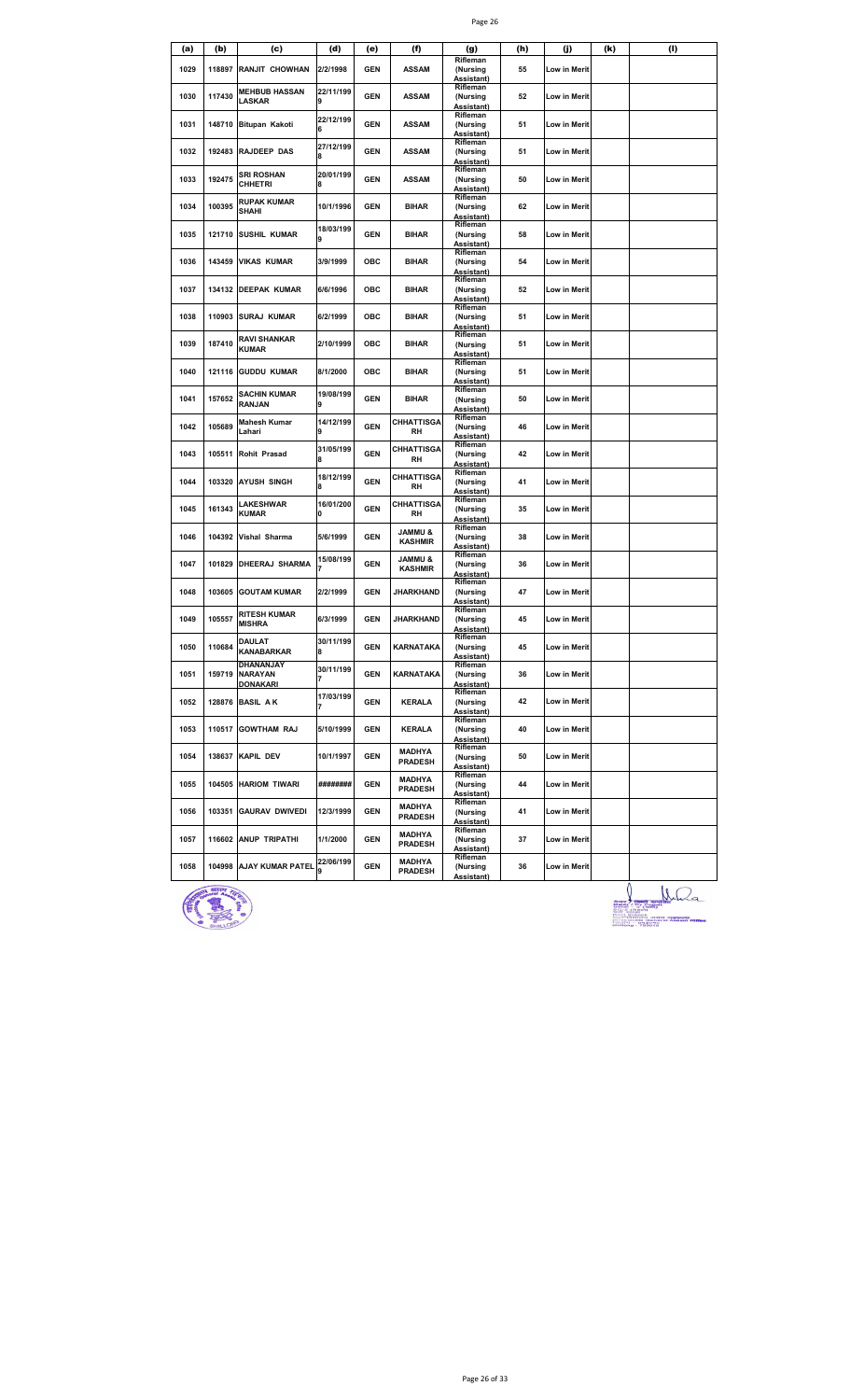| (a) | (b) | (c) | (d) | (e) | (f) | (g) | (h) | (j) | (k) | (l) |
|---|---|---|---|---|---|---|---|---|---|---|
| 1029 | 118897 | RANJIT CHOWHAN | 2/2/1998 | GEN | ASSAM | Rifleman (Nursing Assistant) | 55 | Low in Merit | | |
| 1030 | 117430 | MEHBUB HASSAN LASKAR | 22/11/1999 | GEN | ASSAM | Rifleman (Nursing Assistant) | 52 | Low in Merit | | |
| 1031 | 148710 | Bitupan Kakoti | 22/12/1996 | GEN | ASSAM | Rifleman (Nursing Assistant) | 51 | Low in Merit | | |
| 1032 | 192483 | RAJDEEP DAS | 27/12/1998 | GEN | ASSAM | Rifleman (Nursing Assistant) | 51 | Low in Merit | | |
| 1033 | 192475 | SRI ROSHAN CHHETRI | 20/01/1998 | GEN | ASSAM | Rifleman (Nursing Assistant) | 50 | Low in Merit | | |
| 1034 | 100395 | RUPAK KUMAR SHAHI | 10/1/1996 | GEN | BIHAR | Rifleman (Nursing Assistant) | 62 | Low in Merit | | |
| 1035 | 121710 | SUSHIL KUMAR | 18/03/1999 | GEN | BIHAR | Rifleman (Nursing Assistant) | 58 | Low in Merit | | |
| 1036 | 143459 | VIKAS KUMAR | 3/9/1999 | OBC | BIHAR | Rifleman (Nursing Assistant) | 54 | Low in Merit | | |
| 1037 | 134132 | DEEPAK KUMAR | 6/6/1996 | OBC | BIHAR | Rifleman (Nursing Assistant) | 52 | Low in Merit | | |
| 1038 | 110903 | SURAJ KUMAR | 6/2/1999 | OBC | BIHAR | Rifleman (Nursing Assistant) | 51 | Low in Merit | | |
| 1039 | 187410 | RAVI SHANKAR KUMAR | 2/10/1999 | OBC | BIHAR | Rifleman (Nursing Assistant) | 51 | Low in Merit | | |
| 1040 | 121116 | GUDDU KUMAR | 8/1/2000 | OBC | BIHAR | Rifleman (Nursing Assistant) | 51 | Low in Merit | | |
| 1041 | 157652 | SACHIN KUMAR RANJAN | 19/08/1999 | GEN | BIHAR | Rifleman (Nursing Assistant) | 50 | Low in Merit | | |
| 1042 | 105689 | Mahesh Kumar Lahari | 14/12/1999 | GEN | CHHATTISGARH | Rifleman (Nursing Assistant) | 46 | Low in Merit | | |
| 1043 | 105511 | Rohit Prasad | 31/05/1998 | GEN | CHHATTISGARH | Rifleman (Nursing Assistant) | 42 | Low in Merit | | |
| 1044 | 103320 | AYUSH SINGH | 18/12/1998 | GEN | CHHATTISGARH | Rifleman (Nursing Assistant) | 41 | Low in Merit | | |
| 1045 | 161343 | LAKESHWAR KUMAR | 16/01/2000 | GEN | CHHATTISGARH | Rifleman (Nursing Assistant) | 35 | Low in Merit | | |
| 1046 | 104392 | Vishal Sharma | 5/6/1999 | GEN | JAMMU & KASHMIR | Rifleman (Nursing Assistant) | 38 | Low in Merit | | |
| 1047 | 101829 | DHEERAJ SHARMA | 15/08/1997 | GEN | JAMMU & KASHMIR | Rifleman (Nursing Assistant) | 36 | Low in Merit | | |
| 1048 | 103605 | GOUTAM KUMAR | 2/2/1999 | GEN | JHARKHAND | Rifleman (Nursing Assistant) | 47 | Low in Merit | | |
| 1049 | 105557 | RITESH KUMAR MISHRA | 6/3/1999 | GEN | JHARKHAND | Rifleman (Nursing Assistant) | 45 | Low in Merit | | |
| 1050 | 110684 | DAULAT KANABARKAR | 30/11/1998 | GEN | KARNATAKA | Rifleman (Nursing Assistant) | 45 | Low in Merit | | |
| 1051 | 159719 | DHANANJAY NARAYAN DONAKARI | 30/11/1997 | GEN | KARNATAKA | Rifleman (Nursing Assistant) | 36 | Low in Merit | | |
| 1052 | 128876 | BASIL A K | 17/03/1997 | GEN | KERALA | Rifleman (Nursing Assistant) | 42 | Low in Merit | | |
| 1053 | 110517 | GOWTHAM RAJ | 5/10/1999 | GEN | KERALA | Rifleman (Nursing Assistant) | 40 | Low in Merit | | |
| 1054 | 138637 | KAPIL DEV | 10/1/1997 | GEN | MADHYA PRADESH | Rifleman (Nursing Assistant) | 50 | Low in Merit | | |
| 1055 | 104505 | HARIOM TIWARI | ######## | GEN | MADHYA PRADESH | Rifleman (Nursing Assistant) | 44 | Low in Merit | | |
| 1056 | 103351 | GAURAV DWIVEDI | 12/3/1999 | GEN | MADHYA PRADESH | Rifleman (Nursing Assistant) | 41 | Low in Merit | | |
| 1057 | 116602 | ANUP TRIPATHI | 1/1/2000 | GEN | MADHYA PRADESH | Rifleman (Nursing Assistant) | 37 | Low in Merit | | |
| 1058 | 104998 | AJAY KUMAR PATEL | 22/06/1999 | GEN | MADHYA PRADESH | Rifleman (Nursing Assistant) | 36 | Low in Merit | | |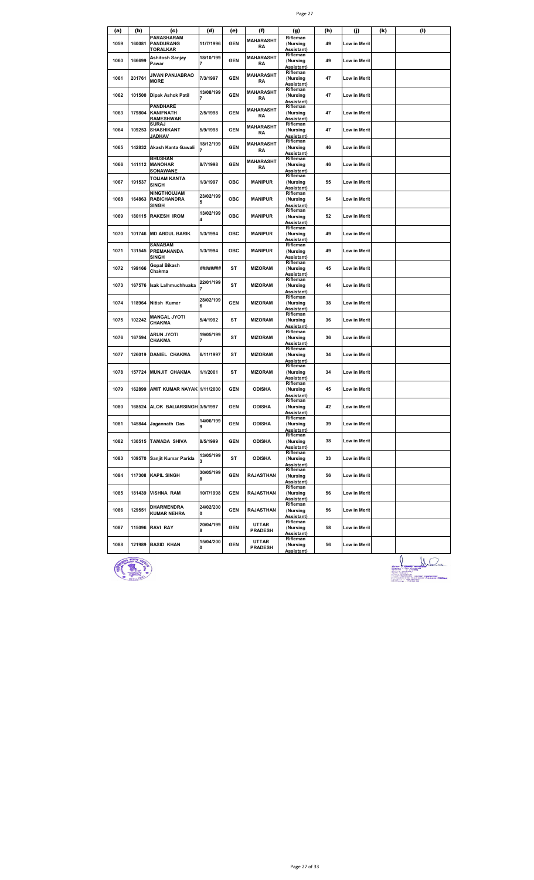| (a) | (b) | (c) | (d) | (e) | (f) | (g) | (h) | (j) | (k) | (l) |
|---|---|---|---|---|---|---|---|---|---|---|
| 1059 | 160081 | PARASHARAM PANDURANG TORALKAR | 11/7/1996 | GEN | MAHARASHTRA | Rifleman (Nursing Assistant) | 49 | Low in Merit | | |
| 1060 | 166699 | Ashitosh Sanjay Pawar | 18/10/1997 | GEN | MAHARASHTRA | Rifleman (Nursing Assistant) | 49 | Low in Merit | | |
| 1061 | 201761 | JIVAN PANJABRAO MORE | 7/3/1997 | GEN | MAHARASHTRA | Rifleman (Nursing Assistant) | 47 | Low in Merit | | |
| 1062 | 101500 | Dipak Ashok Patil | 13/08/1997 | GEN | MAHARASHTRA | Rifleman (Nursing Assistant) | 47 | Low in Merit | | |
| 1063 | 179804 | PANDHARE KANIFNATH RAMESHWAR | 2/5/1998 | GEN | MAHARASHTRA | Rifleman (Nursing Assistant) | 47 | Low in Merit | | |
| 1064 | 109253 | SURAJ SHASHIKANT JADHAV | 5/9/1998 | GEN | MAHARASHTRA | Rifleman (Nursing Assistant) | 47 | Low in Merit | | |
| 1065 | 142832 | Akash Kanta Gawali | 18/12/1997 | GEN | MAHARASHTRA | Rifleman (Nursing Assistant) | 46 | Low in Merit | | |
| 1066 | 141112 | BHUSHAN MANOHAR SONAWANE | 8/7/1998 | GEN | MAHARASHTRA | Rifleman (Nursing Assistant) | 46 | Low in Merit | | |
| 1067 | 191537 | TOIJAM KANTA SINGH | 1/3/1997 | OBC | MANIPUR | Rifleman (Nursing Assistant) | 55 | Low in Merit | | |
| 1068 | 164863 | NINGTHOUJAM RABICHANDRA SINGH | 23/02/1995 | OBC | MANIPUR | Rifleman (Nursing Assistant) | 54 | Low in Merit | | |
| 1069 | 180115 | RAKESH IROM | 13/02/1994 | OBC | MANIPUR | Rifleman (Nursing Assistant) | 52 | Low in Merit | | |
| 1070 | 101746 | MD ABDUL BARIK | 1/3/1994 | OBC | MANIPUR | Rifleman (Nursing Assistant) | 49 | Low in Merit | | |
| 1071 | 131545 | SANABAM PREMANANDA SINGH | 1/3/1994 | OBC | MANIPUR | Rifleman (Nursing Assistant) | 49 | Low in Merit | | |
| 1072 | 199166 | Gopal Bikash Chakma | ######## | ST | MIZORAM | Rifleman (Nursing Assistant) | 45 | Low in Merit | | |
| 1073 | 167576 | Isak Lalhmuchhuaka | 22/01/1997 | ST | MIZORAM | Rifleman (Nursing Assistant) | 44 | Low in Merit | | |
| 1074 | 118964 | Nitish Kumar | 28/02/1996 | GEN | MIZORAM | Rifleman (Nursing Assistant) | 38 | Low in Merit | | |
| 1075 | 102242 | MANGAL JYOTI CHAKMA | 5/4/1992 | ST | MIZORAM | Rifleman (Nursing Assistant) | 36 | Low in Merit | | |
| 1076 | 167594 | ARUN JYOTI CHAKMA | 19/05/1997 | ST | MIZORAM | Rifleman (Nursing Assistant) | 36 | Low in Merit | | |
| 1077 | 126019 | DANIEL CHAKMA | 6/11/1997 | ST | MIZORAM | Rifleman (Nursing Assistant) | 34 | Low in Merit | | |
| 1078 | 157724 | MUNJIT CHAKMA | 1/1/2001 | ST | MIZORAM | Rifleman (Nursing Assistant) | 34 | Low in Merit | | |
| 1079 | 162899 | AMIT KUMAR NAYAK | 1/11/2000 | GEN | ODISHA | Rifleman (Nursing Assistant) | 45 | Low in Merit | | |
| 1080 | 168524 | ALOK BALIARSINGH | 3/5/1997 | GEN | ODISHA | Rifleman (Nursing Assistant) | 42 | Low in Merit | | |
| 1081 | 145844 | Jagannath Das | 14/06/1999 | GEN | ODISHA | Rifleman (Nursing Assistant) | 39 | Low in Merit | | |
| 1082 | 130515 | TAMADA SHIVA | 8/5/1999 | GEN | ODISHA | Rifleman (Nursing Assistant) | 38 | Low in Merit | | |
| 1083 | 109570 | Sanjit Kumar Parida | 13/05/1993 | ST | ODISHA | Rifleman (Nursing Assistant) | 33 | Low in Merit | | |
| 1084 | 117308 | KAPIL SINGH | 30/05/1998 | GEN | RAJASTHAN | Rifleman (Nursing Assistant) | 56 | Low in Merit | | |
| 1085 | 181439 | VISHNA RAM | 10/7/1998 | GEN | RAJASTHAN | Rifleman (Nursing Assistant) | 56 | Low in Merit | | |
| 1086 | 129551 | DHARMENDRA KUMAR NEHRA | 24/02/2000 | GEN | RAJASTHAN | Rifleman (Nursing Assistant) | 56 | Low in Merit | | |
| 1087 | 115096 | RAVI RAY | 20/04/1998 | GEN | UTTAR PRADESH | Rifleman (Nursing Assistant) | 58 | Low in Merit | | |
| 1088 | 121989 | BASID KHAN | 15/04/2000 | GEN | UTTAR PRADESH | Rifleman (Nursing Assistant) | 56 | Low in Merit | | |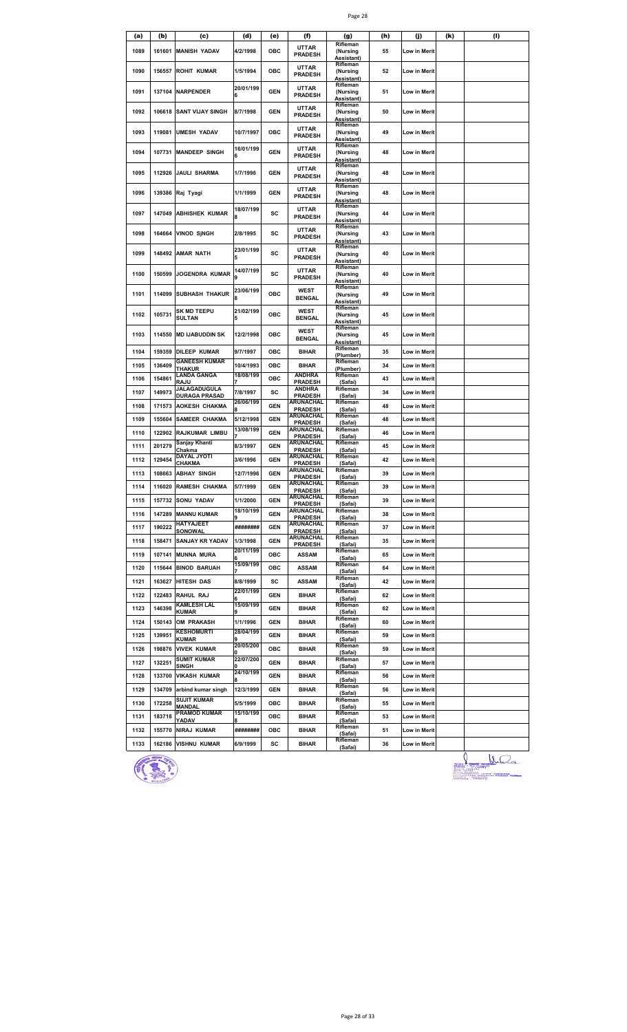| (a) | (b) | (c) | (d) | (e) | (f) | (g) | (h) | (j) | (k) | (l) |
|---|---|---|---|---|---|---|---|---|---|---|
| 1089 | 161601 | MANISH YADAV | 4/2/1998 | OBC | UTTAR PRADESH | Rifleman (Nursing Assistant) | 55 | Low in Merit | | |
| 1090 | 156557 | ROHIT KUMAR | 1/5/1994 | OBC | UTTAR PRADESH | Rifleman (Nursing Assistant) | 52 | Low in Merit | | |
| 1091 | 137104 | NARPENDER | 20/01/1996 | GEN | UTTAR PRADESH | Rifleman (Nursing Assistant) | 51 | Low in Merit | | |
| 1092 | 106618 | SANT VIJAY SINGH | 8/7/1998 | GEN | UTTAR PRADESH | Rifleman (Nursing Assistant) | 50 | Low in Merit | | |
| 1093 | 119081 | UMESH YADAV | 10/7/1997 | OBC | UTTAR PRADESH | Rifleman (Nursing Assistant) | 49 | Low in Merit | | |
| 1094 | 107731 | MANDEEP SINGH | 16/01/1996 | GEN | UTTAR PRADESH | Rifleman (Nursing Assistant) | 48 | Low in Merit | | |
| 1095 | 112926 | JAULI SHARMA | 1/7/1996 | GEN | UTTAR PRADESH | Rifleman (Nursing Assistant) | 48 | Low in Merit | | |
| 1096 | 139386 | Raj Tyagi | 1/1/1999 | GEN | UTTAR PRADESH | Rifleman (Nursing Assistant) | 48 | Low in Merit | | |
| 1097 | 147049 | ABHISHEK KUMAR | 18/07/1998 | SC | UTTAR PRADESH | Rifleman (Nursing Assistant) | 44 | Low in Merit | | |
| 1098 | 164664 | VINOD SjNGH | 2/8/1995 | SC | UTTAR PRADESH | Rifleman (Nursing Assistant) | 43 | Low in Merit | | |
| 1099 | 148492 | AMAR NATH | 23/01/1995 | SC | UTTAR PRADESH | Rifleman (Nursing Assistant) | 40 | Low in Merit | | |
| 1100 | 150599 | JOGENDRA KUMAR | 14/07/1999 | SC | UTTAR PRADESH | Rifleman (Nursing Assistant) | 40 | Low in Merit | | |
| 1101 | 114099 | SUBHASH THAKUR | 23/06/1998 | OBC | WEST BENGAL | Rifleman (Nursing Assistant) | 49 | Low in Merit | | |
| 1102 | 105731 | SK MD TEEPU SULTAN | 21/02/1995 | OBC | WEST BENGAL | Rifleman (Nursing Assistant) | 45 | Low in Merit | | |
| 1103 | 114550 | MD IJABUDDIN SK | 12/2/1998 | OBC | WEST BENGAL | Rifleman (Nursing Assistant) | 45 | Low in Merit | | |
| 1104 | 159359 | DILEEP KUMAR | 9/7/1997 | OBC | BIHAR | Rifleman (Plumber) | 35 | Low in Merit | | |
| 1105 | 136409 | GANEESH KUMAR THAKUR | 10/4/1993 | OBC | BIHAR | Rifleman (Plumber) | 34 | Low in Merit | | |
| 1106 | 154861 | LANDA GANGA RAJU | 18/08/1997 | OBC | ANDHRA PRADESH | Rifleman (Safai) | 43 | Low in Merit | | |
| 1107 | 149973 | JALAGADUGULA DURAGA PRASAD | 7/8/1997 | SC | ANDHRA PRADESH | Rifleman (Safai) | 34 | Low in Merit | | |
| 1108 | 171573 | AOKESH CHAKMA | 26/06/1998 | GEN | ARUNACHAL PRADESH | Rifleman (Safai) | 48 | Low in Merit | | |
| 1109 | 155604 | SAMEER CHAKMA | 5/12/1998 | GEN | ARUNACHAL PRADESH | Rifleman (Safai) | 48 | Low in Merit | | |
| 1110 | 122902 | RAJKUMAR LIMBU | 13/08/1997 | GEN | ARUNACHAL PRADESH | Rifleman (Safai) | 46 | Low in Merit | | |
| 1111 | 201279 | Sanjay Khanti Chakma | 8/3/1997 | GEN | ARUNACHAL PRADESH | Rifleman (Safai) | 45 | Low in Merit | | |
| 1112 | 129454 | DAYAL JYOTI CHAKMA | 3/6/1996 | GEN | ARUNACHAL PRADESH | Rifleman (Safai) | 42 | Low in Merit | | |
| 1113 | 108663 | ABHAY SINGH | 12/7/1996 | GEN | ARUNACHAL PRADESH | Rifleman (Safai) | 39 | Low in Merit | | |
| 1114 | 116020 | RAMESH CHAKMA | 5/7/1999 | GEN | ARUNACHAL PRADESH | Rifleman (Safai) | 39 | Low in Merit | | |
| 1115 | 157732 | SONU YADAV | 1/1/2000 | GEN | ARUNACHAL PRADESH | Rifleman (Safai) | 39 | Low in Merit | | |
| 1116 | 147289 | MANNU KUMAR | 18/10/1999 | GEN | ARUNACHAL PRADESH | Rifleman (Safai) | 38 | Low in Merit | | |
| 1117 | 190222 | HATYAJEET SONOWAL | ######## | GEN | ARUNACHAL PRADESH | Rifleman (Safai) | 37 | Low in Merit | | |
| 1118 | 158471 | SANJAY KR YADAV | 1/3/1998 | GEN | ARUNACHAL PRADESH | Rifleman (Safai) | 35 | Low in Merit | | |
| 1119 | 107141 | MUNNA MURA | 20/11/1996 | OBC | ASSAM | Rifleman (Safai) | 65 | Low in Merit | | |
| 1120 | 115644 | BINOD BARUAH | 15/09/1997 | OBC | ASSAM | Rifleman (Safai) | 64 | Low in Merit | | |
| 1121 | 163627 | HITESH DAS | 8/8/1999 | SC | ASSAM | Rifleman (Safai) | 42 | Low in Merit | | |
| 1122 | 122483 | RAHUL RAJ | 22/01/1996 | GEN | BIHAR | Rifleman (Safai) | 62 | Low in Merit | | |
| 1123 | 146398 | KAMLESH LAL KUMAR | 15/09/1999 | GEN | BIHAR | Rifleman (Safai) | 62 | Low in Merit | | |
| 1124 | 150143 | OM PRAKASH | 1/1/1996 | GEN | BIHAR | Rifleman (Safai) | 60 | Low in Merit | | |
| 1125 | 139951 | KESHOMURTI KUMAR | 28/04/1999 | GEN | BIHAR | Rifleman (Safai) | 59 | Low in Merit | | |
| 1126 | 198876 | VIVEK KUMAR | 20/05/2000 | OBC | BIHAR | Rifleman (Safai) | 59 | Low in Merit | | |
| 1127 | 132251 | SUMIT KUMAR SINGH | 22/07/2000 | GEN | BIHAR | Rifleman (Safai) | 57 | Low in Merit | | |
| 1128 | 133700 | VIKASH KUMAR | 24/10/1998 | GEN | BIHAR | Rifleman (Safai) | 56 | Low in Merit | | |
| 1129 | 134709 | arbind kumar singh | 12/3/1999 | GEN | BIHAR | Rifleman (Safai) | 56 | Low in Merit | | |
| 1130 | 172258 | SUJIT KUMAR MANDAL | 5/5/1999 | OBC | BIHAR | Rifleman (Safai) | 55 | Low in Merit | | |
| 1131 | 183718 | PRAMOD KUMAR YADAV | 15/10/1998 | OBC | BIHAR | Rifleman (Safai) | 53 | Low in Merit | | |
| 1132 | 155770 | NIRAJ KUMAR | ######## | OBC | BIHAR | Rifleman (Safai) | 51 | Low in Merit | | |
| 1133 | 162186 | VISHNU KUMAR | 6/9/1999 | SC | BIHAR | Rifleman (Safai) | 36 | Low in Merit | | |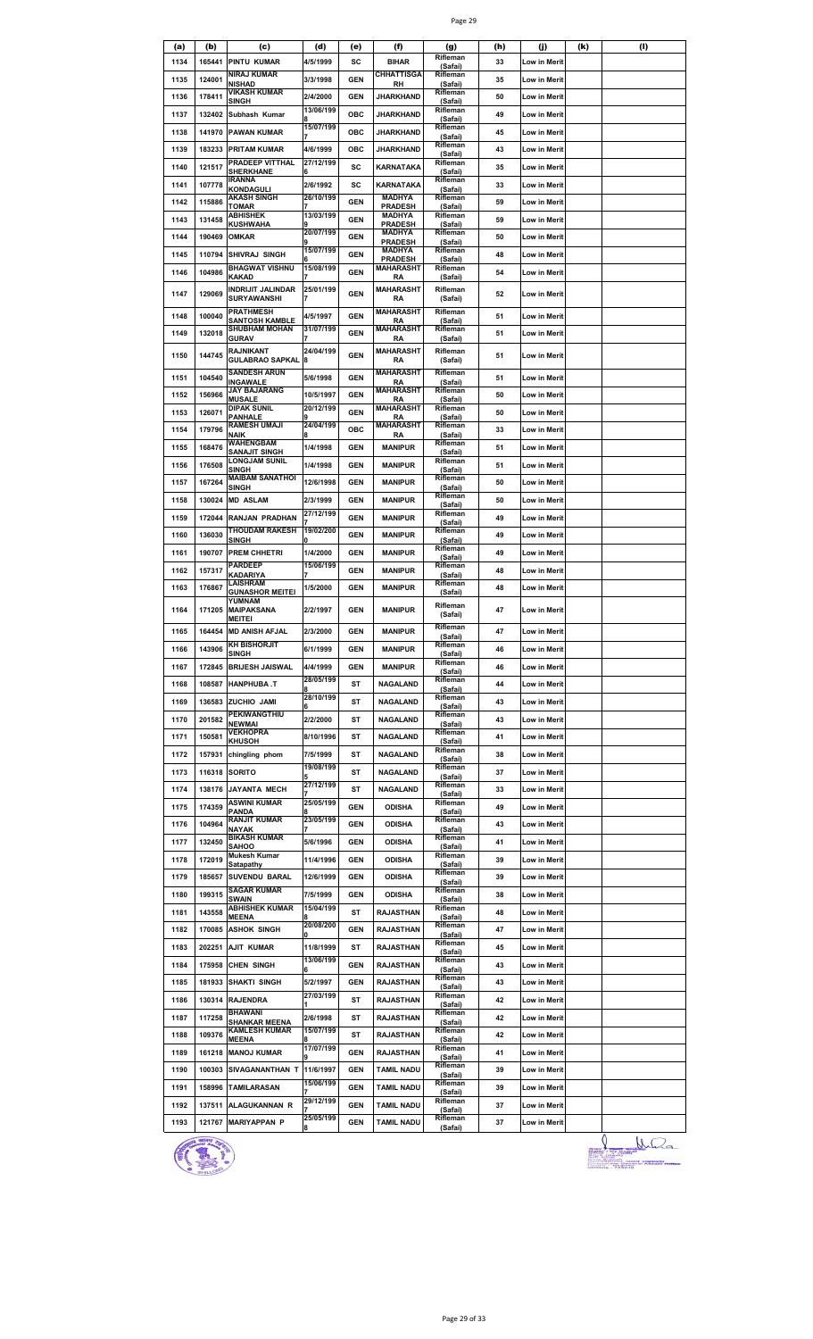| (a) | (b) | (c) | (d) | (e) | (f) | (g) | (h) | (j) | (k) | (l) |
|---|---|---|---|---|---|---|---|---|---|---|
| 1134 | 165441 | PINTU KUMAR | 4/5/1999 | SC | BIHAR | Rifleman (Safai) | 33 | Low in Merit | | |
| 1135 | 124001 | NIRAJ KUMAR NISHAD | 3/3/1998 | GEN | CHHATTISGARH | Rifleman (Safai) | 35 | Low in Merit | | |
| 1136 | 178411 | VIKASH KUMAR SINGH | 2/4/2000 | GEN | JHARKHAND | Rifleman (Safai) | 50 | Low in Merit | | |
| 1137 | 132402 | Subhash Kumar | 13/06/1998 | OBC | JHARKHAND | Rifleman (Safai) | 49 | Low in Merit | | |
| 1138 | 141970 | PAWAN KUMAR | 15/07/1997 | OBC | JHARKHAND | Rifleman (Safai) | 45 | Low in Merit | | |
| 1139 | 183233 | PRITAM KUMAR | 4/6/1999 | OBC | JHARKHAND | Rifleman (Safai) | 43 | Low in Merit | | |
| 1140 | 121517 | PRADEEP VITTHAL SHERKHANE | 27/12/1996 | SC | KARNATAKA | Rifleman (Safai) | 35 | Low in Merit | | |
| 1141 | 107778 | IRANNA KONDAGULI | 2/6/1992 | SC | KARNATAKA | Rifleman (Safai) | 33 | Low in Merit | | |
| 1142 | 115886 | AKASH SINGH TOMAR | 26/10/1997 | GEN | MADHYA PRADESH | Rifleman (Safai) | 59 | Low in Merit | | |
| 1143 | 131458 | ABHISHEK KUSHWAHA | 13/03/1999 | GEN | MADHYA PRADESH | Rifleman (Safai) | 59 | Low in Merit | | |
| 1144 | 190469 | OMKAR | 20/07/1999 | GEN | MADHYA PRADESH | Rifleman (Safai) | 50 | Low in Merit | | |
| 1145 | 110794 | SHIVRAJ SINGH | 15/07/1996 | GEN | MADHYA PRADESH | Rifleman (Safai) | 48 | Low in Merit | | |
| 1146 | 104986 | BHAGWAT VISHNU KAKAD | 15/08/1997 | GEN | MAHARASHTRA | Rifleman (Safai) | 54 | Low in Merit | | |
| 1147 | 129069 | INDRAJIT JALINDAR SURYAWANSHI | 25/01/1997 | GEN | MAHARASHTRA | Rifleman (Safai) | 52 | Low in Merit | | |
| 1148 | 100040 | PRATHMESH SANTOSH KAMBLE | 4/5/1997 | GEN | MAHARASHTRA | Rifleman (Safai) | 51 | Low in Merit | | |
| 1149 | 132018 | SHUBHAM MOHAN GURAV | 31/07/1997 | GEN | MAHARASHTRA | Rifleman (Safai) | 51 | Low in Merit | | |
| 1150 | 144745 | RAJNIKANT GULABRAO SAPKAL | 24/04/1998 | GEN | MAHARASHTRA | Rifleman (Safai) | 51 | Low in Merit | | |
| 1151 | 104540 | SANDESH ARUN INGAWALE | 5/6/1998 | GEN | MAHARASHTRA | Rifleman (Safai) | 51 | Low in Merit | | |
| 1152 | 156966 | JAY BAJARANG MUSALE | 10/5/1997 | GEN | MAHARASHTRA | Rifleman (Safai) | 50 | Low in Merit | | |
| 1153 | 126071 | DIPAK SUNIL PANHALE | 20/12/1999 | GEN | MAHARASHTRA | Rifleman (Safai) | 50 | Low in Merit | | |
| 1154 | 179796 | RAMESH UMAJI NAIK | 24/04/1998 | OBC | MAHARASHTRA | Rifleman (Safai) | 33 | Low in Merit | | |
| 1155 | 168476 | WAHENGBAM SANAJIT SINGH | 1/4/1998 | GEN | MANIPUR | Rifleman (Safai) | 51 | Low in Merit | | |
| 1156 | 176508 | LONGJAM SUNIL SINGH | 1/4/1998 | GEN | MANIPUR | Rifleman (Safai) | 51 | Low in Merit | | |
| 1157 | 167264 | MAIBAM SANATHOI SINGH | 12/6/1998 | GEN | MANIPUR | Rifleman (Safai) | 50 | Low in Merit | | |
| 1158 | 130024 | MD ASLAM | 2/3/1999 | GEN | MANIPUR | Rifleman (Safai) | 50 | Low in Merit | | |
| 1159 | 172044 | RANJAN PRADHAN | 27/12/1997 | GEN | MANIPUR | Rifleman (Safai) | 49 | Low in Merit | | |
| 1160 | 136030 | THOUDAM RAKESH SINGH | 19/02/2000 | GEN | MANIPUR | Rifleman (Safai) | 49 | Low in Merit | | |
| 1161 | 190707 | PREM CHHETRI | 1/4/2000 | GEN | MANIPUR | Rifleman (Safai) | 49 | Low in Merit | | |
| 1162 | 157317 | PARDEEP KADARIYA | 15/06/1997 | GEN | MANIPUR | Rifleman (Safai) | 48 | Low in Merit | | |
| 1163 | 176867 | LAISHRAM GUNASHOR MEITEI | 1/5/2000 | GEN | MANIPUR | Rifleman (Safai) | 48 | Low in Merit | | |
| 1164 | 171205 | YUMNAM MAIPAKSANA MEITEI | 2/2/1997 | GEN | MANIPUR | Rifleman (Safai) | 47 | Low in Merit | | |
| 1165 | 164454 | MD ANISH AFJAL | 2/3/2000 | GEN | MANIPUR | Rifleman (Safai) | 47 | Low in Merit | | |
| 1166 | 143906 | KH BISHORJIT SINGH | 6/1/1999 | GEN | MANIPUR | Rifleman (Safai) | 46 | Low in Merit | | |
| 1167 | 172845 | BRIJESH JAISWAL | 4/4/1999 | GEN | MANIPUR | Rifleman (Safai) | 46 | Low in Merit | | |
| 1168 | 108587 | HANPHUBA .T | 28/05/1998 | ST | NAGALAND | Rifleman (Safai) | 44 | Low in Merit | | |
| 1169 | 136583 | ZUCHIO JAMI | 28/10/1996 | ST | NAGALAND | Rifleman (Safai) | 43 | Low in Merit | | |
| 1170 | 201582 | PEKIWANGTHIU NEWMAI | 2/2/2000 | ST | NAGALAND | Rifleman (Safai) | 43 | Low in Merit | | |
| 1171 | 150581 | VEKHOPRA KHUSOH | 8/10/1996 | ST | NAGALAND | Rifleman (Safai) | 41 | Low in Merit | | |
| 1172 | 157931 | chingling phom | 7/5/1999 | ST | NAGALAND | Rifleman (Safai) | 38 | Low in Merit | | |
| 1173 | 116318 | SORITO | 19/08/1995 | ST | NAGALAND | Rifleman (Safai) | 37 | Low in Merit | | |
| 1174 | 138176 | JAYANTA MECH | 27/12/1997 | ST | NAGALAND | Rifleman (Safai) | 33 | Low in Merit | | |
| 1175 | 174359 | ASWINI KUMAR PANDA | 25/05/1998 | GEN | ODISHA | Rifleman (Safai) | 49 | Low in Merit | | |
| 1176 | 104964 | RANJIT KUMAR NAYAK | 23/05/1997 | GEN | ODISHA | Rifleman (Safai) | 43 | Low in Merit | | |
| 1177 | 132450 | BIKASH KUMAR SAHOO | 5/6/1996 | GEN | ODISHA | Rifleman (Safai) | 41 | Low in Merit | | |
| 1178 | 172019 | Mukesh Kumar Satapathy | 11/4/1996 | GEN | ODISHA | Rifleman (Safai) | 39 | Low in Merit | | |
| 1179 | 185657 | SUVENDU BARAL | 12/6/1999 | GEN | ODISHA | Rifleman (Safai) | 39 | Low in Merit | | |
| 1180 | 199315 | SAGAR KUMAR SWAIN | 7/5/1999 | GEN | ODISHA | Rifleman (Safai) | 38 | Low in Merit | | |
| 1181 | 143558 | ABHISHEK KUMAR MEENA | 15/04/1998 | ST | RAJASTHAN | Rifleman (Safai) | 48 | Low in Merit | | |
| 1182 | 170085 | ASHOK SINGH | 20/08/2000 | GEN | RAJASTHAN | Rifleman (Safai) | 47 | Low in Merit | | |
| 1183 | 202251 | AJIT KUMAR | 11/8/1999 | ST | RAJASTHAN | Rifleman (Safai) | 45 | Low in Merit | | |
| 1184 | 175958 | CHEN SINGH | 13/06/1996 | GEN | RAJASTHAN | Rifleman (Safai) | 43 | Low in Merit | | |
| 1185 | 181933 | SHAKTI SINGH | 5/2/1997 | GEN | RAJASTHAN | Rifleman (Safai) | 43 | Low in Merit | | |
| 1186 | 130314 | RAJENDRA | 27/03/1991 | ST | RAJASTHAN | Rifleman (Safai) | 42 | Low in Merit | | |
| 1187 | 117258 | BHAWANI SHANKAR MEENA | 2/6/1998 | ST | RAJASTHAN | Rifleman (Safai) | 42 | Low in Merit | | |
| 1188 | 109376 | KAMLESH KUMAR MEENA | 15/07/1998 | ST | RAJASTHAN | Rifleman (Safai) | 42 | Low in Merit | | |
| 1189 | 161218 | MANOJ KUMAR | 17/07/1999 | GEN | RAJASTHAN | Rifleman (Safai) | 41 | Low in Merit | | |
| 1190 | 100303 | SIVAGANANTHAN T | 11/6/1997 | GEN | TAMIL NADU | Rifleman (Safai) | 39 | Low in Merit | | |
| 1191 | 158996 | TAMILARASAN | 15/06/1997 | GEN | TAMIL NADU | Rifleman (Safai) | 39 | Low in Merit | | |
| 1192 | 137511 | ALAGUKANNAN R | 29/12/1997 | GEN | TAMIL NADU | Rifleman (Safai) | 37 | Low in Merit | | |
| 1193 | 121767 | MARIYAPPAN P | 25/05/1998 | GEN | TAMIL NADU | Rifleman (Safai) | 37 | Low in Merit | | |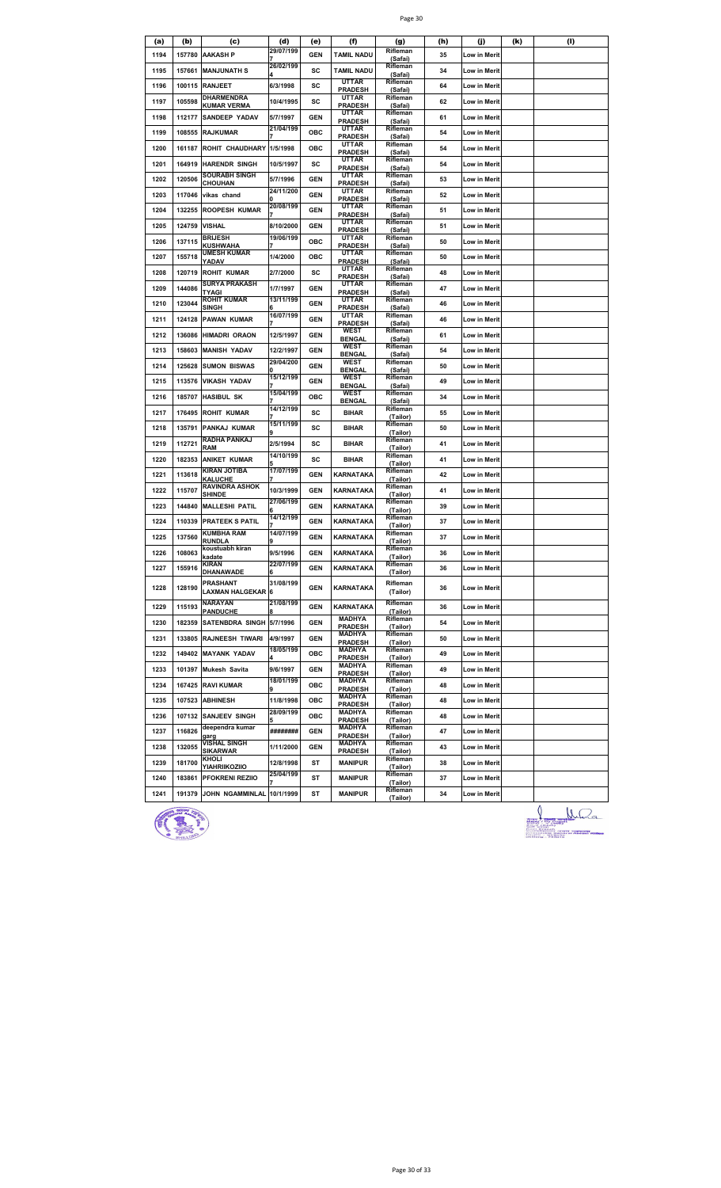| (a) | (b) | (c) | (d) | (e) | (f) | (g) | (h) | (j) | (k) | (l) |
|---|---|---|---|---|---|---|---|---|---|---|
| 1194 | 157780 | AAKASH P | 29/07/1997 | GEN | TAMIL NADU | Rifleman (Safai) | 35 | Low in Merit | | |
| 1195 | 157661 | MANJUNATH S | 26/02/1994 | SC | TAMIL NADU | Rifleman (Safai) | 34 | Low in Merit | | |
| 1196 | 100115 | RANJEET | 6/3/1998 | SC | UTTAR PRADESH | Rifleman (Safai) | 64 | Low in Merit | | |
| 1197 | 105598 | DHARMENDRA KUMAR VERMA | 10/4/1995 | SC | UTTAR PRADESH | Rifleman (Safai) | 62 | Low in Merit | | |
| 1198 | 112177 | SANDEEP YADAV | 5/7/1997 | GEN | UTTAR PRADESH | Rifleman (Safai) | 61 | Low in Merit | | |
| 1199 | 108555 | RAJKUMAR | 21/04/1997 | OBC | UTTAR PRADESH | Rifleman (Safai) | 54 | Low in Merit | | |
| 1200 | 161187 | ROHIT CHAUDHARY | 1/5/1998 | OBC | UTTAR PRADESH | Rifleman (Safai) | 54 | Low in Merit | | |
| 1201 | 164919 | HARENDR SINGH | 10/5/1997 | SC | UTTAR PRADESH | Rifleman (Safai) | 54 | Low in Merit | | |
| 1202 | 120506 | SOURABH SINGH CHOUHAN | 5/7/1996 | GEN | UTTAR PRADESH | Rifleman (Safai) | 53 | Low in Merit | | |
| 1203 | 117046 | vikas chand | 24/11/2000 | GEN | UTTAR PRADESH | Rifleman (Safai) | 52 | Low in Merit | | |
| 1204 | 132255 | ROOPESH KUMAR | 20/08/1997 | GEN | UTTAR PRADESH | Rifleman (Safai) | 51 | Low in Merit | | |
| 1205 | 124759 | VISHAL | 8/10/2000 | GEN | UTTAR PRADESH | Rifleman (Safai) | 51 | Low in Merit | | |
| 1206 | 137115 | BRIJESH KUSHWAHA | 19/06/1997 | OBC | UTTAR PRADESH | Rifleman (Safai) | 50 | Low in Merit | | |
| 1207 | 155718 | UMESH KUMAR YADAV | 1/4/2000 | OBC | UTTAR PRADESH | Rifleman (Safai) | 50 | Low in Merit | | |
| 1208 | 120719 | ROHIT KUMAR | 2/7/2000 | SC | UTTAR PRADESH | Rifleman (Safai) | 48 | Low in Merit | | |
| 1209 | 144086 | SURYA PRAKASH TYAGI | 1/7/1997 | GEN | UTTAR PRADESH | Rifleman (Safai) | 47 | Low in Merit | | |
| 1210 | 123044 | ROHIT KUMAR SINGH | 13/11/1996 | GEN | UTTAR PRADESH | Rifleman (Safai) | 46 | Low in Merit | | |
| 1211 | 124128 | PAWAN KUMAR | 16/07/1997 | GEN | UTTAR PRADESH | Rifleman (Safai) | 46 | Low in Merit | | |
| 1212 | 136086 | HIMADRI ORAON | 12/5/1997 | GEN | WEST BENGAL | Rifleman (Safai) | 61 | Low in Merit | | |
| 1213 | 158603 | MANISH YADAV | 12/2/1997 | GEN | WEST BENGAL | Rifleman (Safai) | 54 | Low in Merit | | |
| 1214 | 125628 | SUMON BISWAS | 29/04/2000 | GEN | WEST BENGAL | Rifleman (Safai) | 50 | Low in Merit | | |
| 1215 | 113576 | VIKASH YADAV | 15/12/1997 | GEN | WEST BENGAL | Rifleman (Safai) | 49 | Low in Merit | | |
| 1216 | 185707 | HASIBUL SK | 15/04/1997 | OBC | WEST BENGAL | Rifleman (Safai) | 34 | Low in Merit | | |
| 1217 | 176495 | ROHIT KUMAR | 14/12/1997 | SC | BIHAR | Rifleman (Tailor) | 55 | Low in Merit | | |
| 1218 | 135791 | PANKAJ KUMAR | 15/11/1999 | SC | BIHAR | Rifleman (Tailor) | 50 | Low in Merit | | |
| 1219 | 112721 | RADHA PANKAJ RAM | 2/5/1994 | SC | BIHAR | Rifleman (Tailor) | 41 | Low in Merit | | |
| 1220 | 182353 | ANIKET KUMAR | 14/10/1995 | SC | BIHAR | Rifleman (Tailor) | 41 | Low in Merit | | |
| 1221 | 113618 | KIRAN JOTIBA KALUCHE | 17/07/1997 | GEN | KARNATAKA | Rifleman (Tailor) | 42 | Low in Merit | | |
| 1222 | 115707 | RAVINDRA ASHOK SHINDE | 10/3/1999 | GEN | KARNATAKA | Rifleman (Tailor) | 41 | Low in Merit | | |
| 1223 | 144840 | MALLESHI PATIL | 27/06/1996 | GEN | KARNATAKA | Rifleman (Tailor) | 39 | Low in Merit | | |
| 1224 | 110339 | PRATEEK S PATIL | 14/12/1997 | GEN | KARNATAKA | Rifleman (Tailor) | 37 | Low in Merit | | |
| 1225 | 137560 | KUMBHA RAM RUNDLA | 14/07/1999 | GEN | KARNATAKA | Rifleman (Tailor) | 37 | Low in Merit | | |
| 1226 | 108063 | koustuabh kiran kadate | 9/5/1996 | GEN | KARNATAKA | Rifleman (Tailor) | 36 | Low in Merit | | |
| 1227 | 155916 | KIRAN DHANAWADE | 22/07/1996 | GEN | KARNATAKA | Rifleman (Tailor) | 36 | Low in Merit | | |
| 1228 | 128190 | PRASHANT LAXMAN HALGEKAR | 31/08/1996 | GEN | KARNATAKA | Rifleman (Tailor) | 36 | Low in Merit | | |
| 1229 | 115193 | NARAYAN PANDUCHE | 21/08/1998 | GEN | KARNATAKA | Rifleman (Tailor) | 36 | Low in Merit | | |
| 1230 | 182359 | SATENBDRA SINGH | 5/7/1996 | GEN | MADHYA PRADESH | Rifleman (Tailor) | 54 | Low in Merit | | |
| 1231 | 133805 | RAJNEESH TIWARI | 4/9/1997 | GEN | MADHYA PRADESH | Rifleman (Tailor) | 50 | Low in Merit | | |
| 1232 | 149402 | MAYANK YADAV | 18/05/1994 | OBC | MADHYA PRADESH | Rifleman (Tailor) | 49 | Low in Merit | | |
| 1233 | 101397 | Mukesh Savita | 9/6/1997 | GEN | MADHYA PRADESH | Rifleman (Tailor) | 49 | Low in Merit | | |
| 1234 | 167425 | RAVI KUMAR | 18/01/1999 | OBC | MADHYA PRADESH | Rifleman (Tailor) | 48 | Low in Merit | | |
| 1235 | 107523 | ABHINESH | 11/8/1998 | OBC | MADHYA PRADESH | Rifleman (Tailor) | 48 | Low in Merit | | |
| 1236 | 107132 | SANJEEV SINGH | 28/09/1995 | OBC | MADHYA PRADESH | Rifleman (Tailor) | 48 | Low in Merit | | |
| 1237 | 116826 | deependra kumar garg | ######## | GEN | MADHYA PRADESH | Rifleman (Tailor) | 47 | Low in Merit | | |
| 1238 | 132055 | VISHAL SINGH SIKARWAR | 1/11/2000 | GEN | MADHYA PRADESH | Rifleman (Tailor) | 43 | Low in Merit | | |
| 1239 | 181700 | KHOLI YIAHRIIKOZIIO | 12/8/1998 | ST | MANIPUR | Rifleman (Tailor) | 38 | Low in Merit | | |
| 1240 | 183861 | PFOKRENI REZIIO | 25/04/1997 | ST | MANIPUR | Rifleman (Tailor) | 37 | Low in Merit | | |
| 1241 | 191379 | JOHN NGAMMINLAL | 10/1/1999 | ST | MANIPUR | Rifleman (Tailor) | 34 | Low in Merit | | |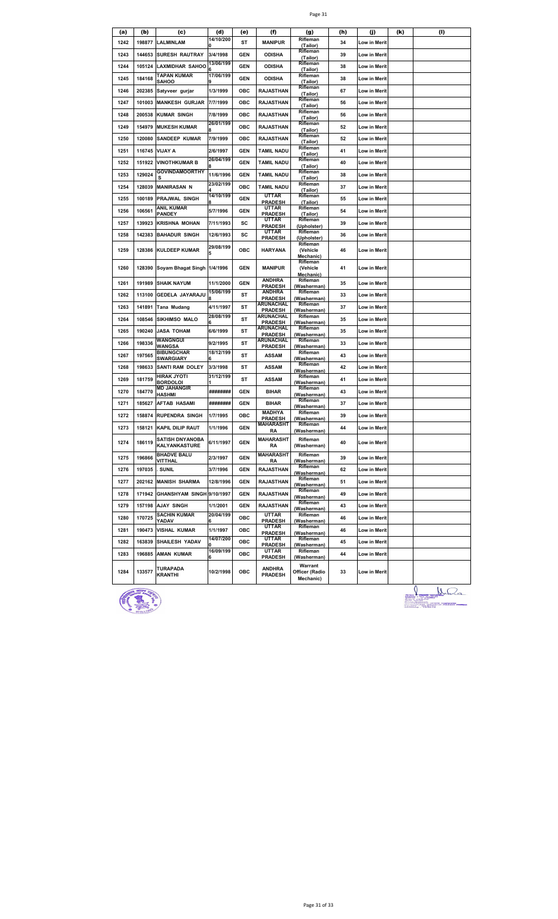| (a) | (b) | (c) | (d) | (e) | (f) | (g) | (h) | (j) | (k) | (l) |
|---|---|---|---|---|---|---|---|---|---|---|
| 1242 | 198877 | LALMINLAM | 14/10/2000 | ST | MANIPUR | Rifleman (Tailor) | 34 | Low in Merit | | |
| 1243 | 144653 | SURESH RAUTRAY | 3/4/1998 | GEN | ODISHA | Rifleman (Tailor) | 39 | Low in Merit | | |
| 1244 | 105124 | LAXMIDHAR SAHOO | 13/06/1996 | GEN | ODISHA | Rifleman (Tailor) | 38 | Low in Merit | | |
| 1245 | 184168 | TAPAN KUMAR SAHOO | 17/06/1999 | GEN | ODISHA | Rifleman (Tailor) | 38 | Low in Merit | | |
| 1246 | 202385 | Satyveer gurjar | 1/3/1999 | OBC | RAJASTHAN | Rifleman (Tailor) | 67 | Low in Merit | | |
| 1247 | 101003 | MANKESH GURJAR | 7/7/1999 | OBC | RAJASTHAN | Rifleman (Tailor) | 56 | Low in Merit | | |
| 1248 | 200538 | KUMAR SINGH | 7/8/1999 | OBC | RAJASTHAN | Rifleman (Tailor) | 56 | Low in Merit | | |
| 1249 | 154979 | MUKESH KUMAR | 26/01/1998 | OBC | RAJASTHAN | Rifleman (Tailor) | 52 | Low in Merit | | |
| 1250 | 120080 | SANDEEP KUMAR | 7/9/1999 | OBC | RAJASTHAN | Rifleman (Tailor) | 52 | Low in Merit | | |
| 1251 | 116745 | VIJAY A | 2/6/1997 | GEN | TAMIL NADU | Rifleman (Tailor) | 41 | Low in Merit | | |
| 1252 | 151922 | VINOTHKUMAR B | 26/04/1998 | GEN | TAMIL NADU | Rifleman (Tailor) | 40 | Low in Merit | | |
| 1253 | 129024 | GOVINDAMOORTHY S | 11/6/1996 | GEN | TAMIL NADU | Rifleman (Tailor) | 38 | Low in Merit | | |
| 1254 | 128039 | MANIRASAN N | 23/02/1994 | OBC | TAMIL NADU | Rifleman (Tailor) | 37 | Low in Merit | | |
| 1255 | 100189 | PRAJWAL SINGH | 14/10/1998 | GEN | UTTAR PRADESH | Rifleman (Tailor) | 55 | Low in Merit | | |
| 1256 | 106561 | ANIL KUMAR PANDEY | 5/7/1996 | GEN | UTTAR PRADESH | Rifleman (Tailor) | 54 | Low in Merit | | |
| 1257 | 139923 | KRISHNA MOHAN | 7/11/1993 | SC | UTTAR PRADESH | Rifleman (Upholster) | 39 | Low in Merit | | |
| 1258 | 142383 | BAHADUR SINGH | 12/6/1993 | SC | UTTAR PRADESH | Rifleman (Upholster) | 36 | Low in Merit | | |
| 1259 | 128386 | KULDEEP KUMAR | 29/08/1995 | OBC | HARYANA | Rifleman (Vehicle Mechanic) | 46 | Low in Merit | | |
| 1260 | 128390 | Soyam Bhagat Singh | 1/4/1996 | GEN | MANIPUR | Rifleman (Vehicle Mechanic) | 41 | Low in Merit | | |
| 1261 | 191989 | SHAIK NAYUM | 11/1/2000 | GEN | ANDHRA PRADESH | Rifleman (Washerman) | 35 | Low in Merit | | |
| 1262 | 113100 | GEDELA JAYARAJU | 15/06/1998 | ST | ANDHRA PRADESH | Rifleman (Washerman) | 33 | Low in Merit | | |
| 1263 | 141891 | Tana Mudang | 4/11/1997 | ST | ARUNACHAL PRADESH | Rifleman (Washerman) | 37 | Low in Merit | | |
| 1264 | 108546 | SIKHIMSO MALO | 28/08/1996 | ST | ARUNACHAL PRADESH | Rifleman (Washerman) | 35 | Low in Merit | | |
| 1265 | 190240 | JASA TOHAM | 6/6/1999 | ST | ARUNACHAL PRADESH | Rifleman (Washerman) | 35 | Low in Merit | | |
| 1266 | 198336 | WANGNGUI WANGSA | 9/2/1995 | ST | ARUNACHAL PRADESH | Rifleman (Washerman) | 33 | Low in Merit | | |
| 1267 | 197565 | BIBUNGCHAR SWARGIARY | 18/12/1996 | ST | ASSAM | Rifleman (Washerman) | 43 | Low in Merit | | |
| 1268 | 198633 | SANTI RAM DOLEY | 3/3/1998 | ST | ASSAM | Rifleman (Washerman) | 42 | Low in Merit | | |
| 1269 | 181759 | HIRAK JYOTI BORDOLOI | 31/12/1991 | ST | ASSAM | Rifleman (Washerman) | 41 | Low in Merit | | |
| 1270 | 184770 | MD JAHANGIR HASHMI | ######## | GEN | BIHAR | Rifleman (Washerman) | 43 | Low in Merit | | |
| 1271 | 185627 | AFTAB HASAMI | ######## | GEN | BIHAR | Rifleman (Washerman) | 37 | Low in Merit | | |
| 1272 | 158874 | RUPENDRA SINGH | 1/7/1995 | OBC | MADHYA PRADESH | Rifleman (Washerman) | 39 | Low in Merit | | |
| 1273 | 158121 | KAPIL DILIP RAUT | 1/1/1996 | GEN | MAHARASHTRA | Rifleman (Washerman) | 44 | Low in Merit | | |
| 1274 | 186119 | SATISH DNYANOBA KALYANKASTURE | 6/11/1997 | GEN | MAHARASHTRA | Rifleman (Washerman) | 40 | Low in Merit | | |
| 1275 | 196866 | BHADVE BALU VITTHAL | 2/3/1997 | GEN | MAHARASHTRA | Rifleman (Washerman) | 39 | Low in Merit | | |
| 1276 | 197035 | . SUNIL | 3/7/1996 | GEN | RAJASTHAN | Rifleman (Washerman) | 62 | Low in Merit | | |
| 1277 | 202162 | MANISH SHARMA | 12/8/1996 | GEN | RAJASTHAN | Rifleman (Washerman) | 51 | Low in Merit | | |
| 1278 | 171942 | GHANSHYAM SINGH | 9/10/1997 | GEN | RAJASTHAN | Rifleman (Washerman) | 49 | Low in Merit | | |
| 1279 | 157198 | AJAY SINGH | 1/1/2001 | GEN | RAJASTHAN | Rifleman (Washerman) | 43 | Low in Merit | | |
| 1280 | 170725 | SACHIN KUMAR YADAV | 20/04/1996 | OBC | UTTAR PRADESH | Rifleman (Washerman) | 46 | Low in Merit | | |
| 1281 | 190473 | VISHAL KUMAR | 1/1/1997 | OBC | UTTAR PRADESH | Rifleman (Washerman) | 46 | Low in Merit | | |
| 1282 | 163839 | SHAILESH YADAV | 14/07/2000 | OBC | UTTAR PRADESH | Rifleman (Washerman) | 45 | Low in Merit | | |
| 1283 | 196885 | AMAN KUMAR | 16/09/1996 | OBC | UTTAR PRADESH | Rifleman (Washerman) | 44 | Low in Merit | | |
| 1284 | 133577 | TURAPADA KRANTHI | 10/2/1998 | OBC | ANDHRA PRADESH | Warrant Officer (Radio Mechanic) | 33 | Low in Merit | | |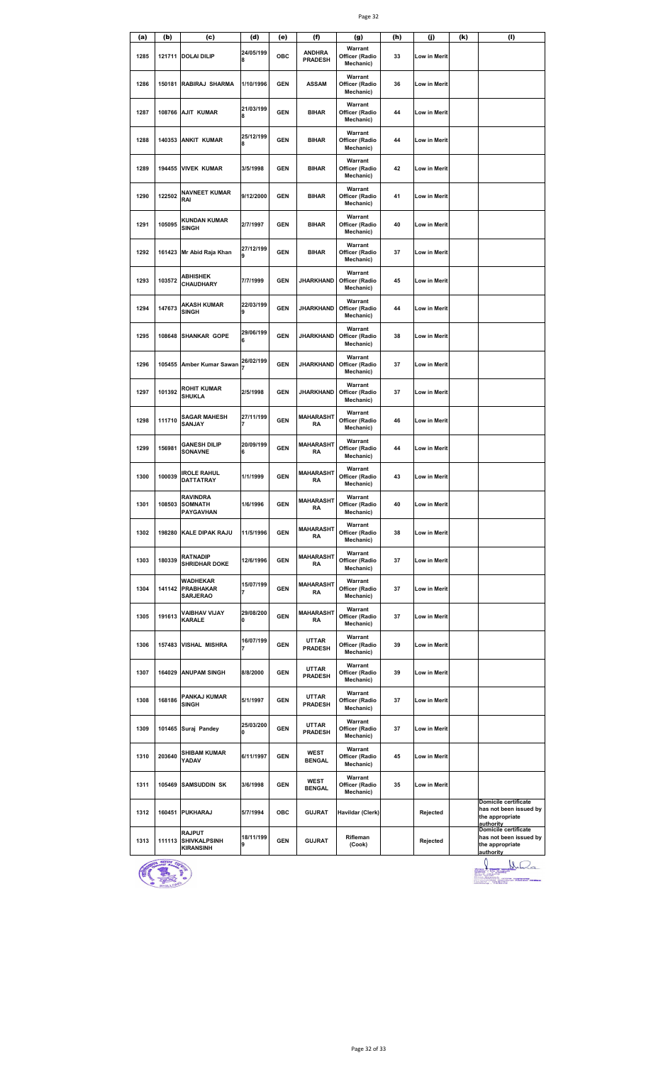| (a) | (b) | (c) | (d) | (e) | (f) | (g) | (h) | (j) | (k) | (l) |
|---|---|---|---|---|---|---|---|---|---|---|
| 1285 | 121711 | DOLAI DILIP | 24/05/1998 | OBC | ANDHRA PRADESH | Warrant Officer (Radio Mechanic) | 33 | Low in Merit | | |
| 1286 | 150181 | RABIRAJ SHARMA | 1/10/1996 | GEN | ASSAM | Warrant Officer (Radio Mechanic) | 36 | Low in Merit | | |
| 1287 | 108766 | AJIT KUMAR | 21/03/1998 | GEN | BIHAR | Warrant Officer (Radio Mechanic) | 44 | Low in Merit | | |
| 1288 | 140353 | ANKIT KUMAR | 25/12/1998 | GEN | BIHAR | Warrant Officer (Radio Mechanic) | 44 | Low in Merit | | |
| 1289 | 194455 | VIVEK KUMAR | 3/5/1998 | GEN | BIHAR | Warrant Officer (Radio Mechanic) | 42 | Low in Merit | | |
| 1290 | 122502 | NAVNEET KUMAR RAI | 9/12/2000 | GEN | BIHAR | Warrant Officer (Radio Mechanic) | 41 | Low in Merit | | |
| 1291 | 105095 | KUNDAN KUMAR SINGH | 2/7/1997 | GEN | BIHAR | Warrant Officer (Radio Mechanic) | 40 | Low in Merit | | |
| 1292 | 161423 | Mr Abid Raja Khan | 27/12/1999 | GEN | BIHAR | Warrant Officer (Radio Mechanic) | 37 | Low in Merit | | |
| 1293 | 103572 | ABHISHEK CHAUDHARY | 7/7/1999 | GEN | JHARKHAND | Warrant Officer (Radio Mechanic) | 45 | Low in Merit | | |
| 1294 | 147673 | AKASH KUMAR SINGH | 22/03/1999 | GEN | JHARKHAND | Warrant Officer (Radio Mechanic) | 44 | Low in Merit | | |
| 1295 | 108648 | SHANKAR GOPE | 29/06/1996 | GEN | JHARKHAND | Warrant Officer (Radio Mechanic) | 38 | Low in Merit | | |
| 1296 | 105455 | Amber Kumar Sawan | 26/02/1997 | GEN | JHARKHAND | Warrant Officer (Radio Mechanic) | 37 | Low in Merit | | |
| 1297 | 101392 | ROHIT KUMAR SHUKLA | 2/5/1998 | GEN | JHARKHAND | Warrant Officer (Radio Mechanic) | 37 | Low in Merit | | |
| 1298 | 111710 | SAGAR MAHESH SANJAY | 27/11/1997 | GEN | MAHARASHTRA | Warrant Officer (Radio Mechanic) | 46 | Low in Merit | | |
| 1299 | 156981 | GANESH DILIP SONAVNE | 20/09/1996 | GEN | MAHARASHTRA | Warrant Officer (Radio Mechanic) | 44 | Low in Merit | | |
| 1300 | 100039 | IROLE RAHUL DATTATRAY | 1/1/1999 | GEN | MAHARASHTRA | Warrant Officer (Radio Mechanic) | 43 | Low in Merit | | |
| 1301 | 108503 | RAVINDRA SOMNATH PAYGAVHAN | 1/6/1996 | GEN | MAHARASHTRA | Warrant Officer (Radio Mechanic) | 40 | Low in Merit | | |
| 1302 | 198280 | KALE DIPAK RAJU | 11/5/1996 | GEN | MAHARASHTRA | Warrant Officer (Radio Mechanic) | 38 | Low in Merit | | |
| 1303 | 180339 | RATNADIP SHRIDHAR DOKE | 12/6/1996 | GEN | MAHARASHTRA | Warrant Officer (Radio Mechanic) | 37 | Low in Merit | | |
| 1304 | 141142 | WADHEKAR PRABHAKAR SARJERAO | 15/07/1997 | GEN | MAHARASHTRA | Warrant Officer (Radio Mechanic) | 37 | Low in Merit | | |
| 1305 | 191613 | VAIBHAV VIJAY KARALE | 29/08/2000 | GEN | MAHARASHTRA | Warrant Officer (Radio Mechanic) | 37 | Low in Merit | | |
| 1306 | 157483 | VISHAL MISHRA | 16/07/1997 | GEN | UTTAR PRADESH | Warrant Officer (Radio Mechanic) | 39 | Low in Merit | | |
| 1307 | 164029 | ANUPAM SINGH | 8/8/2000 | GEN | UTTAR PRADESH | Warrant Officer (Radio Mechanic) | 39 | Low in Merit | | |
| 1308 | 168186 | PANKAJ KUMAR SINGH | 5/1/1997 | GEN | UTTAR PRADESH | Warrant Officer (Radio Mechanic) | 37 | Low in Merit | | |
| 1309 | 101465 | Suraj Pandey | 25/03/2000 | GEN | UTTAR PRADESH | Warrant Officer (Radio Mechanic) | 37 | Low in Merit | | |
| 1310 | 203640 | SHIBAM KUMAR YADAV | 6/11/1997 | GEN | WEST BENGAL | Warrant Officer (Radio Mechanic) | 45 | Low in Merit | | |
| 1311 | 105469 | SAMSUDDIN SK | 3/6/1998 | GEN | WEST BENGAL | Warrant Officer (Radio Mechanic) | 35 | Low in Merit | | |
| 1312 | 160451 | PUKHARAJ | 5/7/1994 | OBC | GUJRAT | Havildar (Clerk) | | Rejected | | Domicile certificate has not been issued by the appropriate authority |
| 1313 | 111113 | RAJPUT SHIVKALPSINH KIRANSINH | 18/11/1999 | GEN | GUJRAT | Rifleman (Cook) | | Rejected | | Domicile certificate has not been issued by the appropriate authority |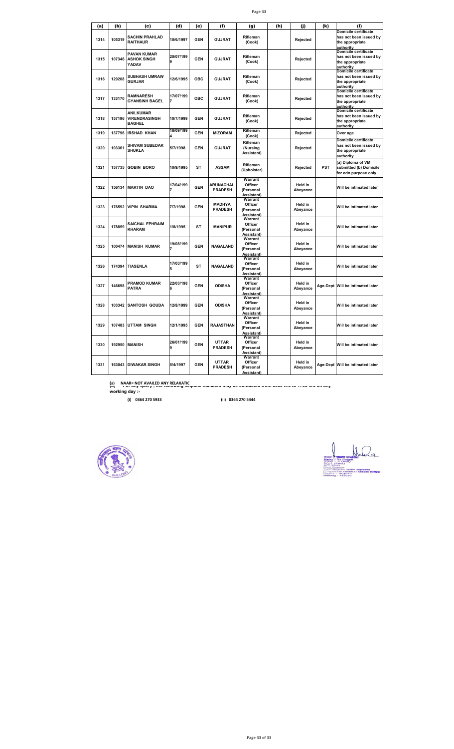| (a) | (b) | (c) | (d) | (e) | (f) | (g) | (h) | (j) | (k) | (l) |
|---|---|---|---|---|---|---|---|---|---|---|
| 1314 | 105319 | SACHIN PRAHLAD RAITHAUR | 10/6/1997 | GEN | GUJRAT | Rifleman (Cook) | | Rejected | | Domicile certificate has not been issued by the appropriate authority |
| 1315 | 107346 | PAVAN KUMAR ASHOK SINGH YADAV | 20/07/1999 | GEN | GUJRAT | Rifleman (Cook) | | Rejected | | Domicile certificate has not been issued by the appropriate authority |
| 1316 | 129208 | SUBHASH UMRAW GURJAR | 12/6/1995 | OBC | GUJRAT | Rifleman (Cook) | | Rejected | | Domicile certificate has not been issued by the appropriate authority |
| 1317 | 133170 | RAMNARESH GYANSINH BAGEL | 17/07/1997 | OBC | GUJRAT | Rifleman (Cook) | | Rejected | | Domicile certificate has not been issued by the appropriate authority |
| 1318 | 157196 | ANILKUMAR VIRENDRASINGH BAGHEL | 10/7/1999 | GEN | GUJRAT | Rifleman (Cook) | | Rejected | | Domicile certificate has not been issued by the appropriate authority |
| 1319 | 137796 | IRSHAD KHAN | 18/09/1994 | GEN | MIZORAM | Rifleman (Cook) | | Rejected | | Over age |
| 1320 | 103361 | SHIVAM SUBEDAR SHUKLA | 5/7/1998 | GEN | GUJRAT | Rifleman (Nursing Assistant) | | Rejected | | Domicile certificate has not been issued by the appropriate authority |
| 1321 | 157735 | GOBIN BORO | 10/9/1995 | ST | ASSAM | Rifleman (Upholster) | | Rejected | PST | (a) Diploma of VM submitted (b) Domicile for edn purpose only |
| 1322 | 156134 | MARTIN DAO | 17/04/1997 | GEN | ARUNACHAL PRADESH | Warrant Officer (Personal Assistant) | | Held in Abeyance | | Will be intimated later |
| 1323 | 176592 | VIPIN SHARMA | 7/7/1998 | GEN | MADHYA PRADESH | Warrant Officer (Personal Assistant) | | Held in Abeyance | | Will be intimated later |
| 1324 | 178859 | SAICHAL EPHRAIM KHARAM | 1/8/1995 | ST | MANIPUR | Warrant Officer (Personal Assistant) | | Held in Abeyance | | Will be intimated later |
| 1325 | 100474 | MANISH KUMAR | 19/08/1997 | GEN | NAGALAND | Warrant Officer (Personal Assistant) | | Held in Abeyance | | Will be intimated later |
| 1326 | 174394 | TIASENLA | 17/03/1995 | ST | NAGALAND | Warrant Officer (Personal Assistant) | | Held in Abeyance | | Will be intimated later |
| 1327 | 146698 | PRAMOD KUMAR PATRA | 22/03/1986 | GEN | ODISHA | Warrant Officer (Personal Assistant) | | Held in Abeyance | | Age-Dept Will be intimated later |
| 1328 | 103342 | SANTOSH GOUDA | 12/8/1999 | GEN | ODISHA | Warrant Officer (Personal Assistant) | | Held in Abeyance | | Will be intimated later |
| 1329 | 107483 | UTTAM SINGH | 12/1/1995 | GEN | RAJASTHAN | Warrant Officer (Personal Assistant) | | Held in Abeyance | | Will be intimated later |
| 1330 | 192950 | MANISH | 26/01/1999 | GEN | UTTAR PRADESH | Warrant Officer (Personal Assistant) | | Held in Abeyance | | Will be intimated later |
| 1331 | 163043 | DIWAKAR SINGH | 5/4/1997 | GEN | UTTAR PRADESH | Warrant Officer (Personal Assistant) | | Held in Abeyance | | Age-Dept Will be intimated later |

(a) NAAR= NOT AVAILED ANY RELAXATIC

(b) For any query , the following helpline numbers may be contacted from 0900 hrs to 1700 hrs on any working day :-

(i) 0364 270 5933 (ii) 0364 270 5444